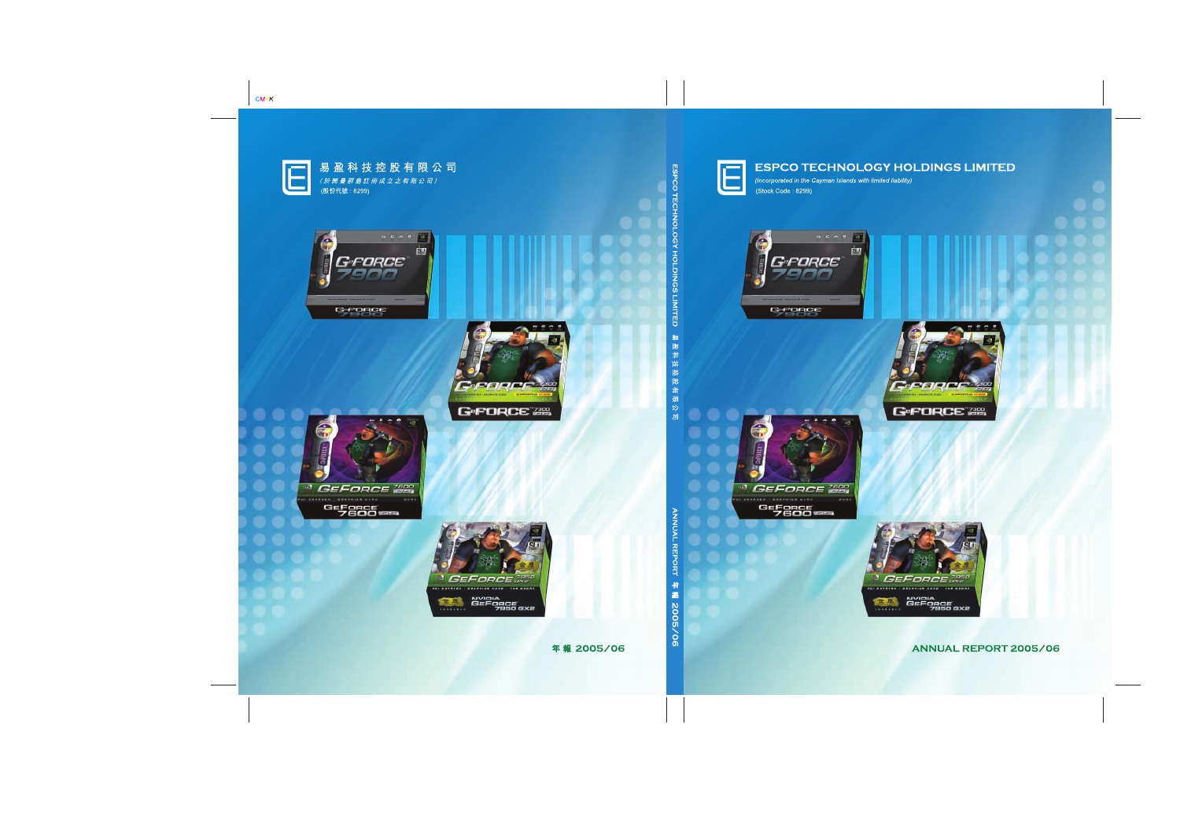易盈科技控股有限公司

*(於開曼群島註冊成立之有限公司)*

(股份代號：8299)

年報 2005/06

ESPCO TECHNOLOGY HOLDINGS LIMITED 易盈科技控股有限公司

ANNUAL REPORT 年報 2005/06

# ESPCO TECHNOLOGY HOLDINGS LIMITED

*(Incorporated in the Cayman Islands with limited liability)*

(Stock Code : 8299)

ANNUAL REPORT 2005/06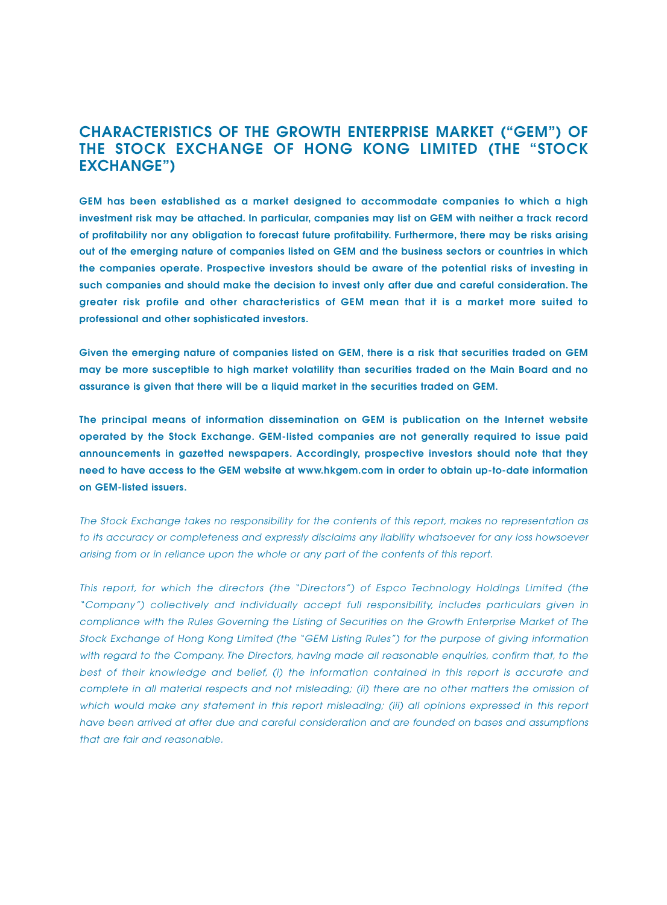# CHARACTERISTICS OF THE GROWTH ENTERPRISE MARKET ("GEM") OF THE STOCK EXCHANGE OF HONG KONG LIMITED (THE "STOCK EXCHANGE")

**GEM has been established as a market designed to accommodate companies to which a high investment risk may be attached. In particular, companies may list on GEM with neither a track record of profitability nor any obligation to forecast future profitability. Furthermore, there may be risks arising out of the emerging nature of companies listed on GEM and the business sectors or countries in which the companies operate. Prospective investors should be aware of the potential risks of investing in such companies and should make the decision to invest only after due and careful consideration. The greater risk profile and other characteristics of GEM mean that it is a market more suited to professional and other sophisticated investors.**

**Given the emerging nature of companies listed on GEM, there is a risk that securities traded on GEM may be more susceptible to high market volatility than securities traded on the Main Board and no assurance is given that there will be a liquid market in the securities traded on GEM.**

**The principal means of information dissemination on GEM is publication on the Internet website operated by the Stock Exchange. GEM-listed companies are not generally required to issue paid announcements in gazetted newspapers. Accordingly, prospective investors should note that they need to have access to the GEM website at www.hkgem.com in order to obtain up-to-date information on GEM-listed issuers.**

*The Stock Exchange takes no responsibility for the contents of this report, makes no representation as to its accuracy or completeness and expressly disclaims any liability whatsoever for any loss howsoever arising from or in reliance upon the whole or any part of the contents of this report.*

*This report, for which the directors (the "Directors") of Espco Technology Holdings Limited (the "Company") collectively and individually accept full responsibility, includes particulars given in compliance with the Rules Governing the Listing of Securities on the Growth Enterprise Market of The Stock Exchange of Hong Kong Limited (the "GEM Listing Rules") for the purpose of giving information with regard to the Company. The Directors, having made all reasonable enquiries, confirm that, to the best of their knowledge and belief, (i) the information contained in this report is accurate and complete in all material respects and not misleading; (ii) there are no other matters the omission of which would make any statement in this report misleading; (iii) all opinions expressed in this report have been arrived at after due and careful consideration and are founded on bases and assumptions that are fair and reasonable.*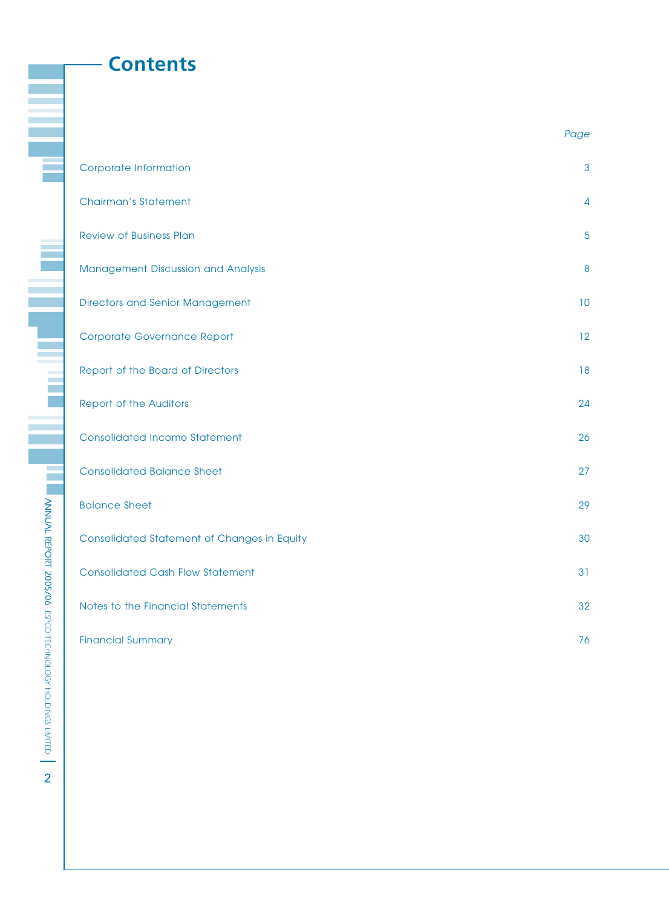# Contents

| | *Page* |
|---|---|
| Corporate Information | 3 |
| Chairman's Statement | 4 |
| Review of Business Plan | 5 |
| Management Discussion and Analysis | 8 |
| Directors and Senior Management | 10 |
| Corporate Governance Report | 12 |
| Report of the Board of Directors | 18 |
| Report of the Auditors | 24 |
| Consolidated Income Statement | 26 |
| Consolidated Balance Sheet | 27 |
| Balance Sheet | 29 |
| Consolidated Statement of Changes in Equity | 30 |
| Consolidated Cash Flow Statement | 31 |
| Notes to the Financial Statements | 32 |
| Financial Summary | 76 |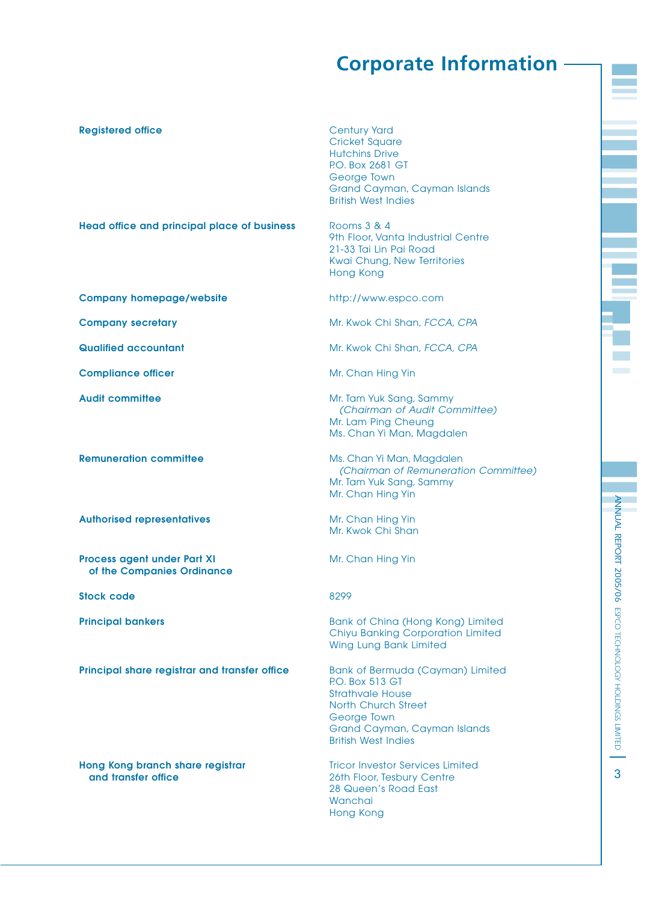# Corporate Information

| | |
|---|---|
| **Registered office** | Century Yard<br>Cricket Square<br>Hutchins Drive<br>P.O. Box 2681 GT<br>George Town<br>Grand Cayman, Cayman Islands<br>British West Indies |
| **Head office and principal place of business** | Rooms 3 & 4<br>9th Floor, Vanta Industrial Centre<br>21-33 Tai Lin Pai Road<br>Kwai Chung, New Territories<br>Hong Kong |
| **Company homepage/website** | http://www.espco.com |
| **Company secretary** | Mr. Kwok Chi Shan, *FCCA, CPA* |
| **Qualified accountant** | Mr. Kwok Chi Shan, *FCCA, CPA* |
| **Compliance officer** | Mr. Chan Hing Yin |
| **Audit committee** | Mr. Tam Yuk Sang, Sammy<br>*(Chairman of Audit Committee)*<br>Mr. Lam Ping Cheung<br>Ms. Chan Yi Man, Magdalen |
| **Remuneration committee** | Ms. Chan Yi Man, Magdalen<br>*(Chairman of Remuneration Committee)*<br>Mr. Tam Yuk Sang, Sammy<br>Mr. Chan Hing Yin |
| **Authorised representatives** | Mr. Chan Hing Yin<br>Mr. Kwok Chi Shan |
| **Process agent under Part XI of the Companies Ordinance** | Mr. Chan Hing Yin |
| **Stock code** | 8299 |
| **Principal bankers** | Bank of China (Hong Kong) Limited<br>Chiyu Banking Corporation Limited<br>Wing Lung Bank Limited |
| **Principal share registrar and transfer office** | Bank of Bermuda (Cayman) Limited<br>P.O. Box 513 GT<br>Strathvale House<br>North Church Street<br>George Town<br>Grand Cayman, Cayman Islands<br>British West Indies |
| **Hong Kong branch share registrar and transfer office** | Tricor Investor Services Limited<br>26th Floor, Tesbury Centre<br>28 Queen's Road East<br>Wanchai<br>Hong Kong |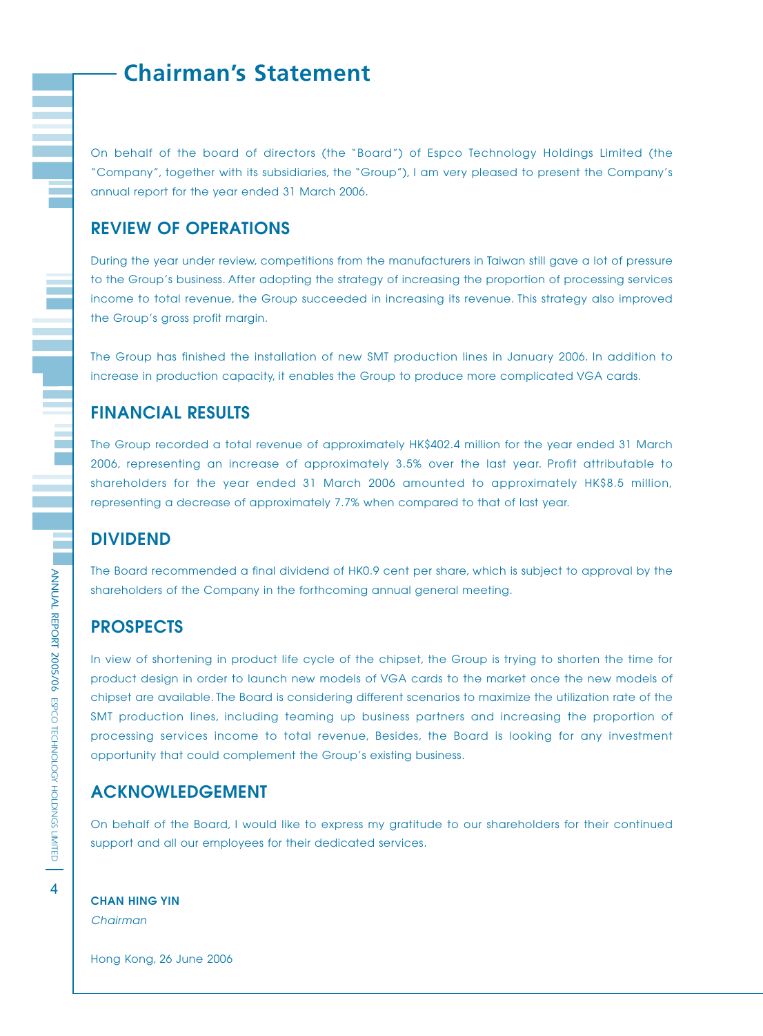# Chairman's Statement

On behalf of the board of directors (the "Board") of Espco Technology Holdings Limited (the "Company", together with its subsidiaries, the "Group"), I am very pleased to present the Company's annual report for the year ended 31 March 2006.

## REVIEW OF OPERATIONS

During the year under review, competitions from the manufacturers in Taiwan still gave a lot of pressure to the Group's business. After adopting the strategy of increasing the proportion of processing services income to total revenue, the Group succeeded in increasing its revenue. This strategy also improved the Group's gross profit margin.

The Group has finished the installation of new SMT production lines in January 2006. In addition to increase in production capacity, it enables the Group to produce more complicated VGA cards.

## FINANCIAL RESULTS

The Group recorded a total revenue of approximately HK$402.4 million for the year ended 31 March 2006, representing an increase of approximately 3.5% over the last year. Profit attributable to shareholders for the year ended 31 March 2006 amounted to approximately HK$8.5 million, representing a decrease of approximately 7.7% when compared to that of last year.

## DIVIDEND

The Board recommended a final dividend of HK0.9 cent per share, which is subject to approval by the shareholders of the Company in the forthcoming annual general meeting.

## PROSPECTS

In view of shortening in product life cycle of the chipset, the Group is trying to shorten the time for product design in order to launch new models of VGA cards to the market once the new models of chipset are available. The Board is considering different scenarios to maximize the utilization rate of the SMT production lines, including teaming up business partners and increasing the proportion of processing services income to total revenue, Besides, the Board is looking for any investment opportunity that could complement the Group's existing business.

## ACKNOWLEDGEMENT

On behalf of the Board, I would like to express my gratitude to our shareholders for their continued support and all our employees for their dedicated services.

**CHAN HING YIN**
*Chairman*

Hong Kong, 26 June 2006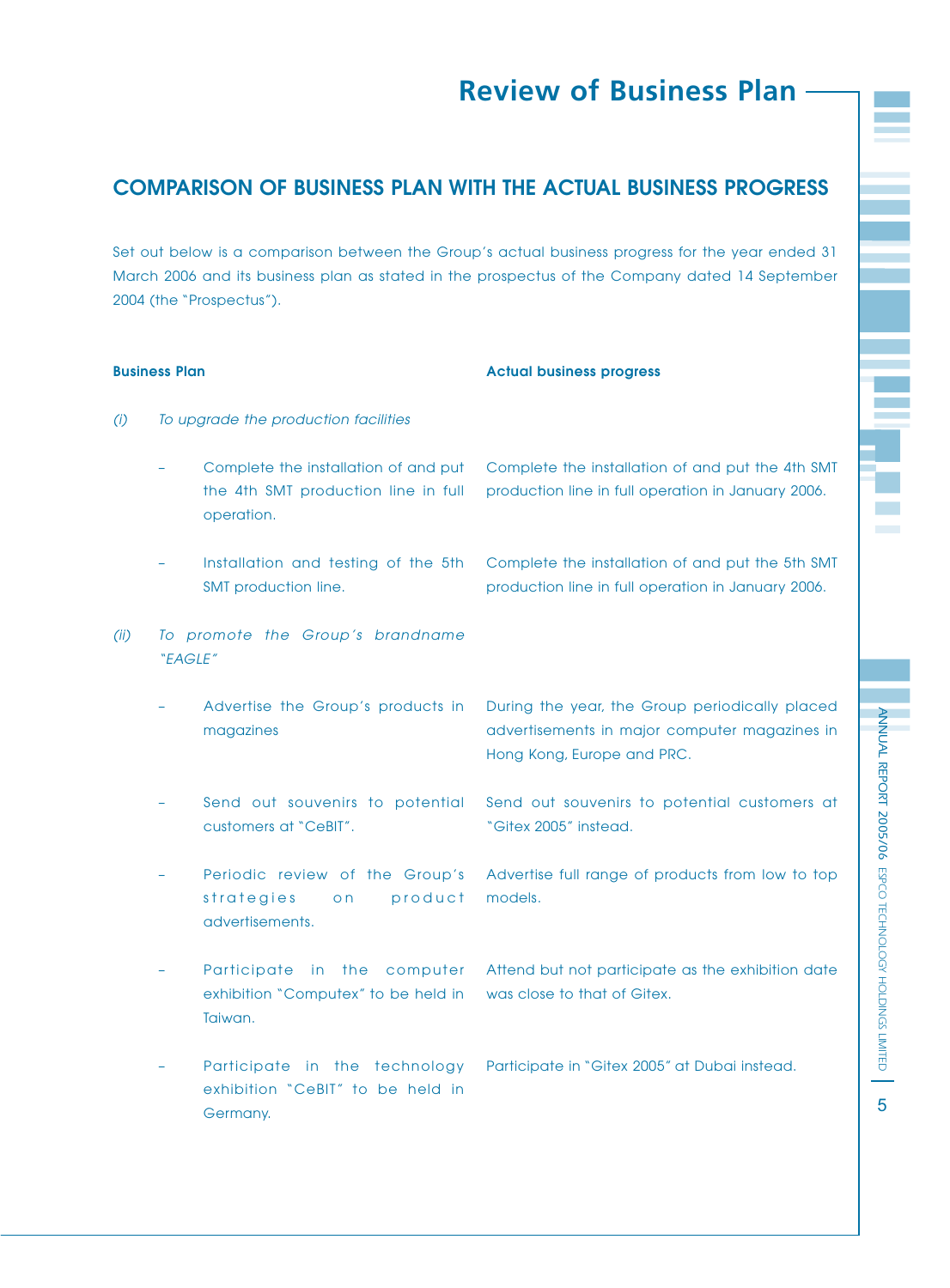# Review of Business Plan

## COMPARISON OF BUSINESS PLAN WITH THE ACTUAL BUSINESS PROGRESS

Set out below is a comparison between the Group's actual business progress for the year ended 31 March 2006 and its business plan as stated in the prospectus of the Company dated 14 September 2004 (the "Prospectus").

| Business Plan | Actual business progress |
|---|---|
| *(i) To upgrade the production facilities* | |
| – Complete the installation of and put the 4th SMT production line in full operation. | Complete the installation of and put the 4th SMT production line in full operation in January 2006. |
| – Installation and testing of the 5th SMT production line. | Complete the installation of and put the 5th SMT production line in full operation in January 2006. |
| *(ii) To promote the Group's brandname "EAGLE"* | |
| – Advertise the Group's products in magazines | During the year, the Group periodically placed advertisements in major computer magazines in Hong Kong, Europe and PRC. |
| – Send out souvenirs to potential customers at "CeBIT". | Send out souvenirs to potential customers at "Gitex 2005" instead. |
| – Periodic review of the Group's strategies on product advertisements. | Advertise full range of products from low to top models. |
| – Participate in the computer exhibition "Computex" to be held in Taiwan. | Attend but not participate as the exhibition date was close to that of Gitex. |
| – Participate in the technology exhibition "CeBIT" to be held in Germany. | Participate in "Gitex 2005" at Dubai instead. |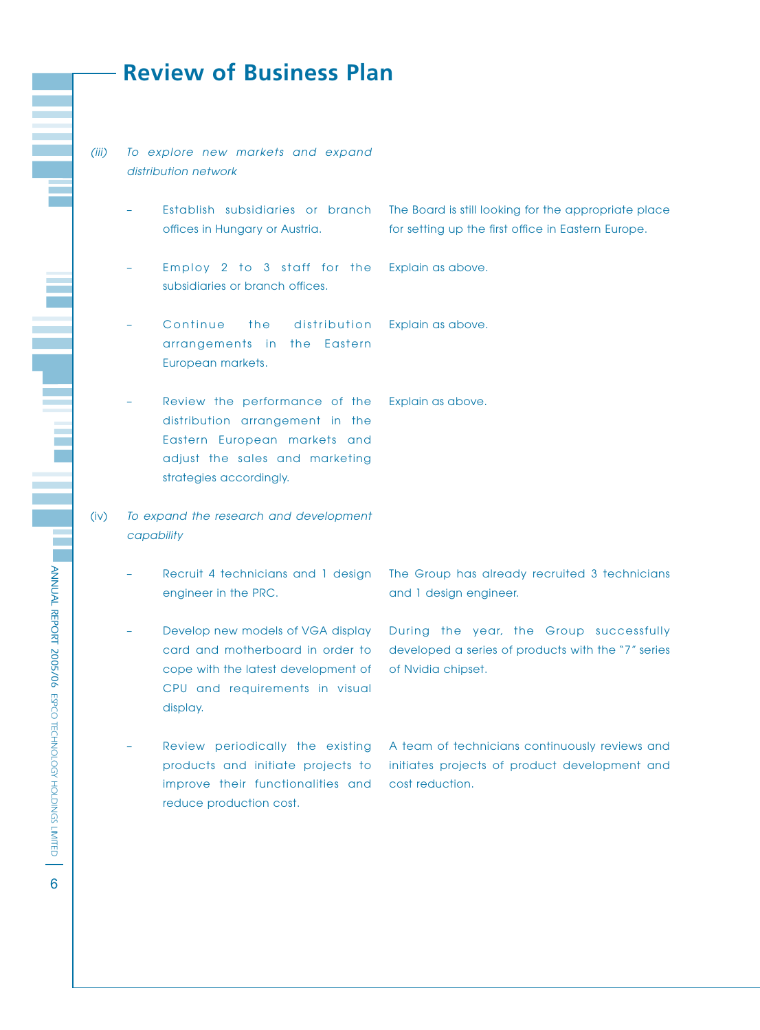# Review of Business Plan

*(iii) To explore new markets and expand distribution network*

| | |
|---|---|
| – Establish subsidiaries or branch offices in Hungary or Austria. | The Board is still looking for the appropriate place for setting up the first office in Eastern Europe. |
| – Employ 2 to 3 staff for the subsidiaries or branch offices. | Explain as above. |
| – Continue the distribution arrangements in the Eastern European markets. | Explain as above. |
| – Review the performance of the distribution arrangement in the Eastern European markets and adjust the sales and marketing strategies accordingly. | Explain as above. |

(iv) *To expand the research and development capability*

| | |
|---|---|
| – Recruit 4 technicians and 1 design engineer in the PRC. | The Group has already recruited 3 technicians and 1 design engineer. |
| – Develop new models of VGA display card and motherboard in order to cope with the latest development of CPU and requirements in visual display. | During the year, the Group successfully developed a series of products with the "7" series of Nvidia chipset. |
| – Review periodically the existing products and initiate projects to improve their functionalities and reduce production cost. | A team of technicians continuously reviews and initiates projects of product development and cost reduction. |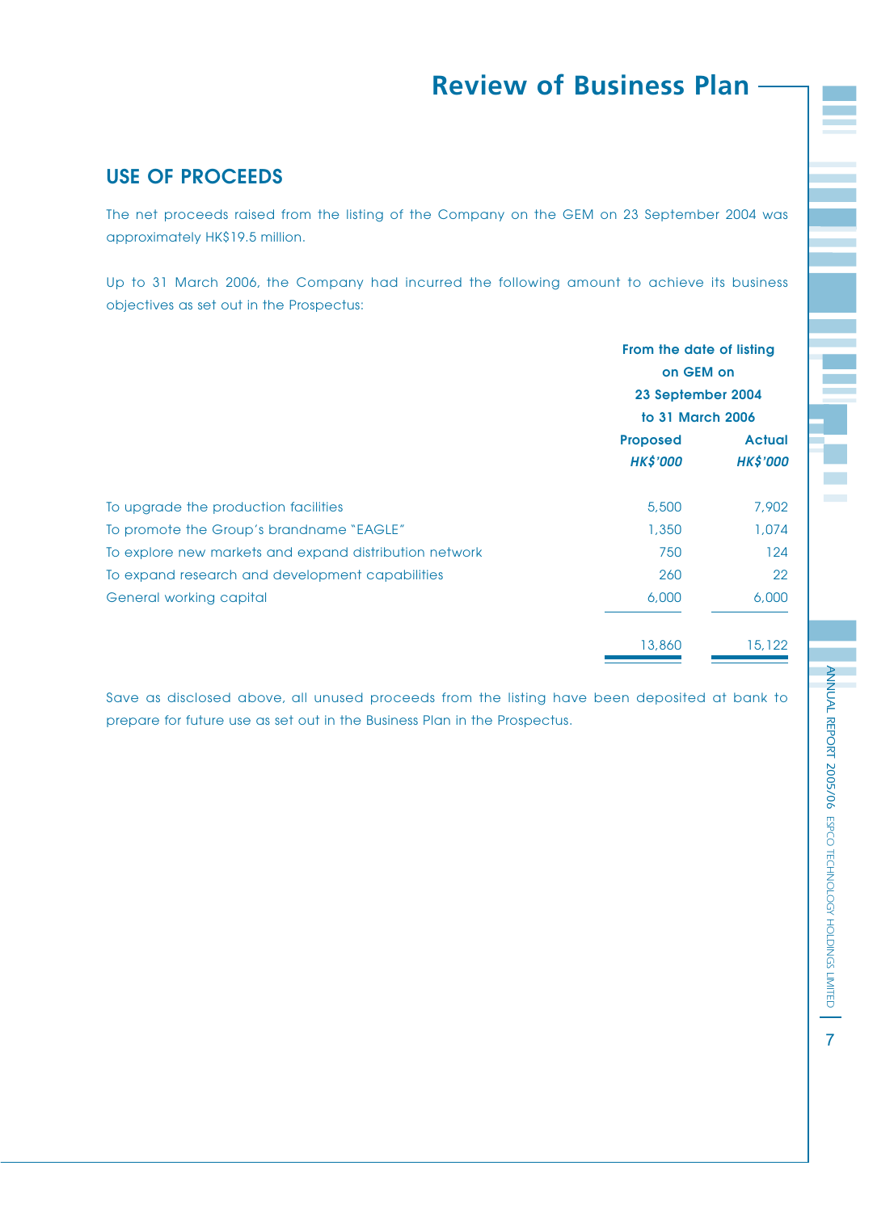# Review of Business Plan

## USE OF PROCEEDS

The net proceeds raised from the listing of the Company on the GEM on 23 September 2004 was approximately HK$19.5 million.

Up to 31 March 2006, the Company had incurred the following amount to achieve its business objectives as set out in the Prospectus:

| | From the date of listing on GEM on 23 September 2004 to 31 March 2006 | |
|---|---|---|
| | **Proposed** | **Actual** |
| | ***HK$'000*** | ***HK$'000*** |
| To upgrade the production facilities | 5,500 | 7,902 |
| To promote the Group's brandname "EAGLE" | 1,350 | 1,074 |
| To explore new markets and expand distribution network | 750 | 124 |
| To expand research and development capabilities | 260 | 22 |
| General working capital | 6,000 | 6,000 |
| | 13,860 | 15,122 |

Save as disclosed above, all unused proceeds from the listing have been deposited at bank to prepare for future use as set out in the Business Plan in the Prospectus.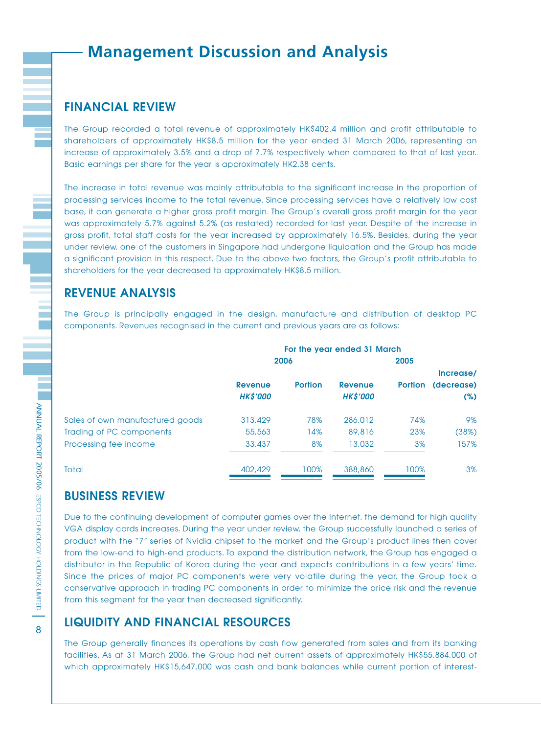# Management Discussion and Analysis

## FINANCIAL REVIEW

The Group recorded a total revenue of approximately HK$402.4 million and profit attributable to shareholders of approximately HK$8.5 million for the year ended 31 March 2006, representing an increase of approximately 3.5% and a drop of 7.7% respectively when compared to that of last year. Basic earnings per share for the year is approximately HK2.38 cents.

The increase in total revenue was mainly attributable to the significant increase in the proportion of processing services income to the total revenue. Since processing services have a relatively low cost base, it can generate a higher gross profit margin. The Group's overall gross profit margin for the year was approximately 5.7% against 5.2% (as restated) recorded for last year. Despite of the increase in gross profit, total staff costs for the year increased by approximately 16.5%. Besides, during the year under review, one of the customers in Singapore had undergone liquidation and the Group has made a significant provision in this respect. Due to the above two factors, the Group's profit attributable to shareholders for the year decreased to approximately HK$8.5 million.

## REVENUE ANALYSIS

The Group is principally engaged in the design, manufacture and distribution of desktop PC components. Revenues recognised in the current and previous years are as follows:

| | For the year ended 31 March | | | | |
|---|---|---|---|---|---|
| | 2006 | | 2005 | | |
| | **Revenue** *HK$'000* | **Portion** | **Revenue** *HK$'000* | **Portion** | **Increase/ (decrease) (%)** |
| Sales of own manufactured goods | 313,429 | 78% | 286,012 | 74% | 9% |
| Trading of PC components | 55,563 | 14% | 89,816 | 23% | (38%) |
| Processing fee income | 33,437 | 8% | 13,032 | 3% | 157% |
| Total | 402,429 | 100% | 388,860 | 100% | 3% |

## BUSINESS REVIEW

Due to the continuing development of computer games over the Internet, the demand for high quality VGA display cards increases. During the year under review, the Group successfully launched a series of product with the "7" series of Nvidia chipset to the market and the Group's product lines then cover from the low-end to high-end products. To expand the distribution network, the Group has engaged a distributor in the Republic of Korea during the year and expects contributions in a few years' time. Since the prices of major PC components were very volatile during the year, the Group took a conservative approach in trading PC components in order to minimize the price risk and the revenue from this segment for the year then decreased significantly.

## LIQUIDITY AND FINANCIAL RESOURCES

The Group generally finances its operations by cash flow generated from sales and from its banking facilities. As at 31 March 2006, the Group had net current assets of approximately HK$55,884,000 of which approximately HK$15,647,000 was cash and bank balances while current portion of interest-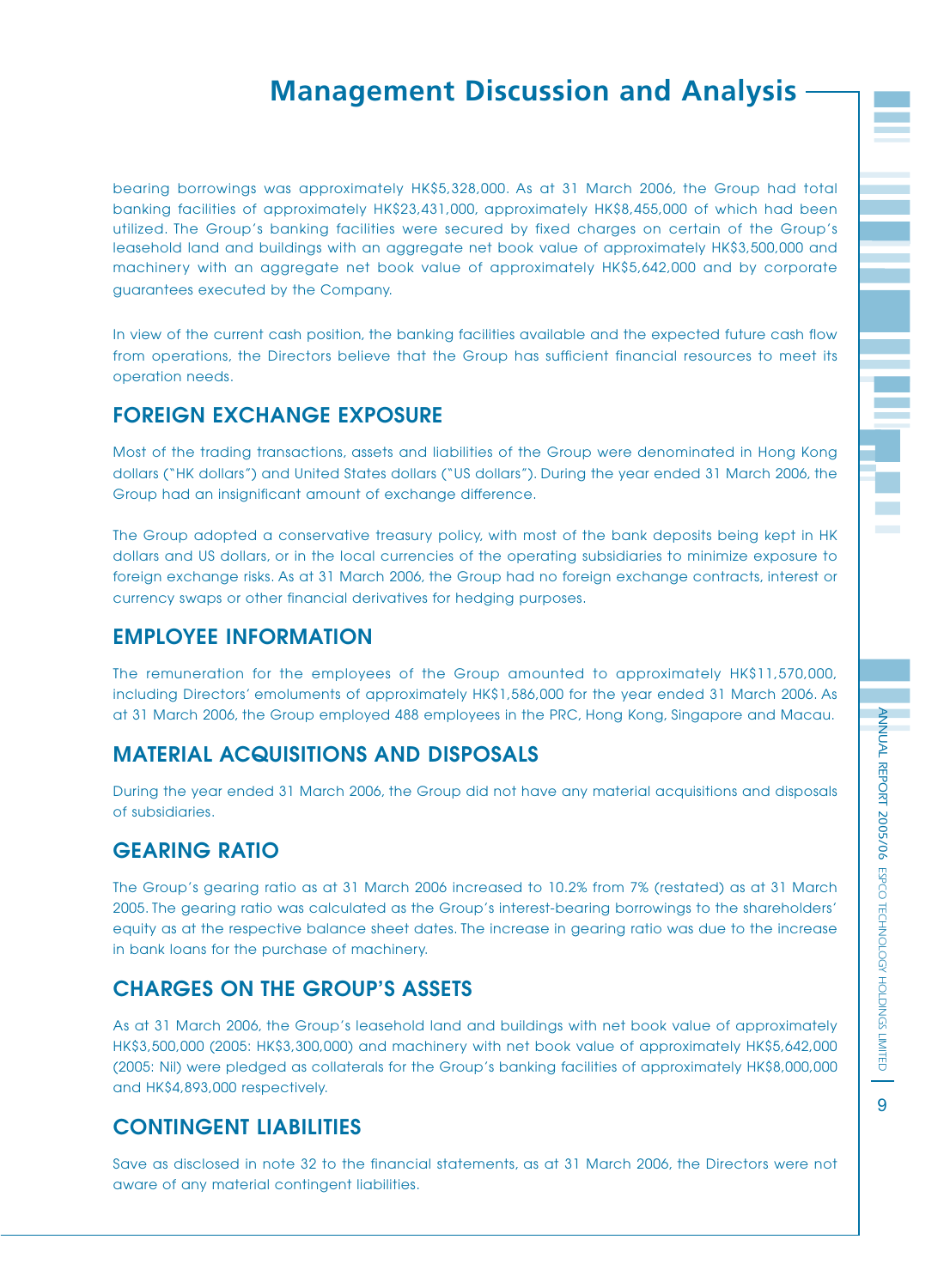bearing borrowings was approximately HK$5,328,000. As at 31 March 2006, the Group had total banking facilities of approximately HK$23,431,000, approximately HK$8,455,000 of which had been utilized. The Group's banking facilities were secured by fixed charges on certain of the Group's leasehold land and buildings with an aggregate net book value of approximately HK$3,500,000 and machinery with an aggregate net book value of approximately HK$5,642,000 and by corporate guarantees executed by the Company.

In view of the current cash position, the banking facilities available and the expected future cash flow from operations, the Directors believe that the Group has sufficient financial resources to meet its operation needs.

## FOREIGN EXCHANGE EXPOSURE

Most of the trading transactions, assets and liabilities of the Group were denominated in Hong Kong dollars ("HK dollars") and United States dollars ("US dollars"). During the year ended 31 March 2006, the Group had an insignificant amount of exchange difference.

The Group adopted a conservative treasury policy, with most of the bank deposits being kept in HK dollars and US dollars, or in the local currencies of the operating subsidiaries to minimize exposure to foreign exchange risks. As at 31 March 2006, the Group had no foreign exchange contracts, interest or currency swaps or other financial derivatives for hedging purposes.

## EMPLOYEE INFORMATION

The remuneration for the employees of the Group amounted to approximately HK$11,570,000, including Directors' emoluments of approximately HK$1,586,000 for the year ended 31 March 2006. As at 31 March 2006, the Group employed 488 employees in the PRC, Hong Kong, Singapore and Macau.

## MATERIAL ACQUISITIONS AND DISPOSALS

During the year ended 31 March 2006, the Group did not have any material acquisitions and disposals of subsidiaries.

## GEARING RATIO

The Group's gearing ratio as at 31 March 2006 increased to 10.2% from 7% (restated) as at 31 March 2005. The gearing ratio was calculated as the Group's interest-bearing borrowings to the shareholders' equity as at the respective balance sheet dates. The increase in gearing ratio was due to the increase in bank loans for the purchase of machinery.

## CHARGES ON THE GROUP'S ASSETS

As at 31 March 2006, the Group's leasehold land and buildings with net book value of approximately HK$3,500,000 (2005: HK$3,300,000) and machinery with net book value of approximately HK$5,642,000 (2005: Nil) were pledged as collaterals for the Group's banking facilities of approximately HK$8,000,000 and HK$4,893,000 respectively.

## CONTINGENT LIABILITIES

Save as disclosed in note 32 to the financial statements, as at 31 March 2006, the Directors were not aware of any material contingent liabilities.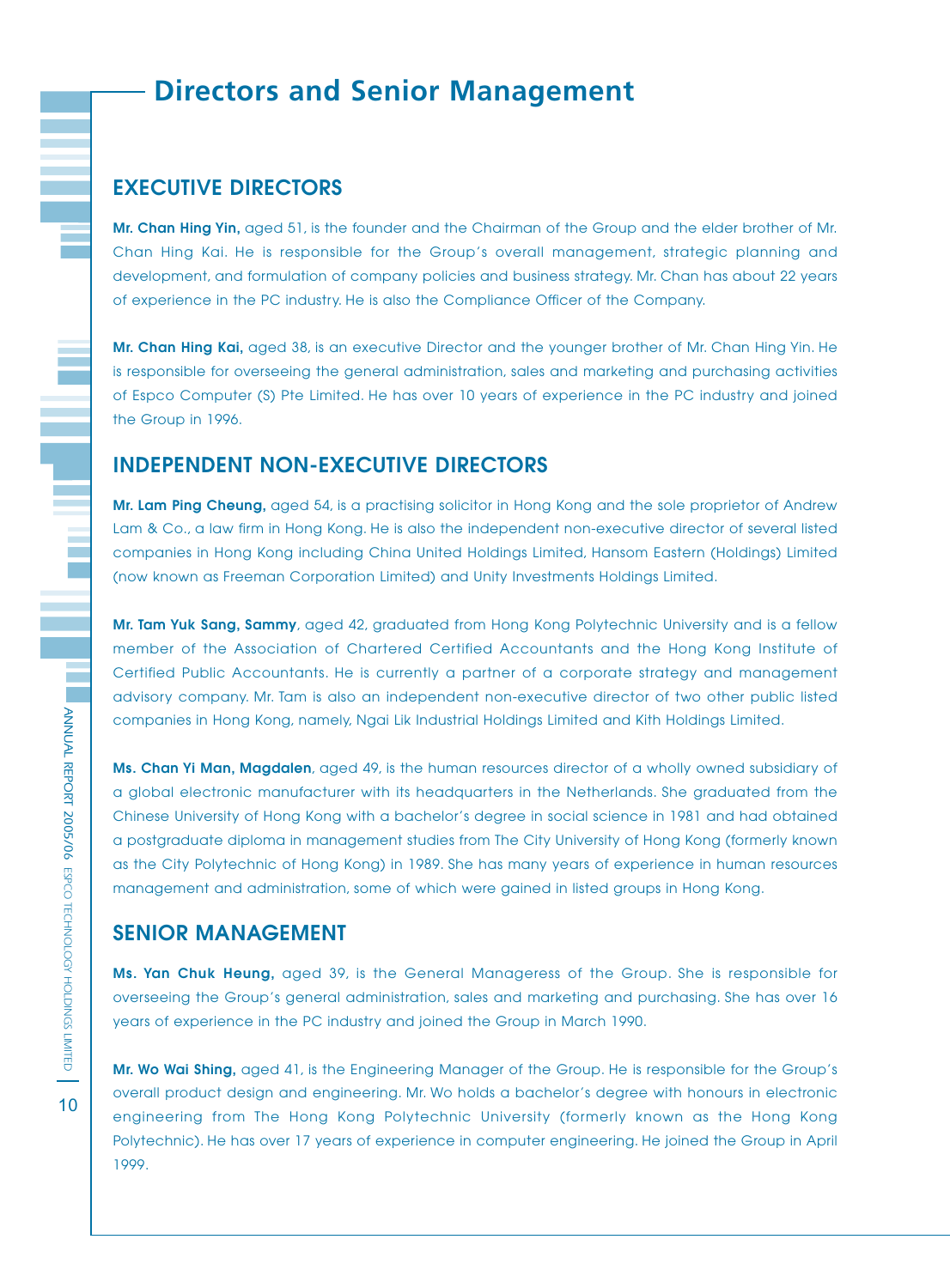# Directors and Senior Management

## EXECUTIVE DIRECTORS

**Mr. Chan Hing Yin,** aged 51, is the founder and the Chairman of the Group and the elder brother of Mr. Chan Hing Kai. He is responsible for the Group's overall management, strategic planning and development, and formulation of company policies and business strategy. Mr. Chan has about 22 years of experience in the PC industry. He is also the Compliance Officer of the Company.

**Mr. Chan Hing Kai,** aged 38, is an executive Director and the younger brother of Mr. Chan Hing Yin. He is responsible for overseeing the general administration, sales and marketing and purchasing activities of Espco Computer (S) Pte Limited. He has over 10 years of experience in the PC industry and joined the Group in 1996.

## INDEPENDENT NON-EXECUTIVE DIRECTORS

**Mr. Lam Ping Cheung,** aged 54, is a practising solicitor in Hong Kong and the sole proprietor of Andrew Lam & Co., a law firm in Hong Kong. He is also the independent non-executive director of several listed companies in Hong Kong including China United Holdings Limited, Hansom Eastern (Holdings) Limited (now known as Freeman Corporation Limited) and Unity Investments Holdings Limited.

**Mr. Tam Yuk Sang, Sammy**, aged 42, graduated from Hong Kong Polytechnic University and is a fellow member of the Association of Chartered Certified Accountants and the Hong Kong Institute of Certified Public Accountants. He is currently a partner of a corporate strategy and management advisory company. Mr. Tam is also an independent non-executive director of two other public listed companies in Hong Kong, namely, Ngai Lik Industrial Holdings Limited and Kith Holdings Limited.

**Ms. Chan Yi Man, Magdalen**, aged 49, is the human resources director of a wholly owned subsidiary of a global electronic manufacturer with its headquarters in the Netherlands. She graduated from the Chinese University of Hong Kong with a bachelor's degree in social science in 1981 and had obtained a postgraduate diploma in management studies from The City University of Hong Kong (formerly known as the City Polytechnic of Hong Kong) in 1989. She has many years of experience in human resources management and administration, some of which were gained in listed groups in Hong Kong.

## SENIOR MANAGEMENT

**Ms. Yan Chuk Heung,** aged 39, is the General Manageress of the Group. She is responsible for overseeing the Group's general administration, sales and marketing and purchasing. She has over 16 years of experience in the PC industry and joined the Group in March 1990.

**Mr. Wo Wai Shing,** aged 41, is the Engineering Manager of the Group. He is responsible for the Group's overall product design and engineering. Mr. Wo holds a bachelor's degree with honours in electronic engineering from The Hong Kong Polytechnic University (formerly known as the Hong Kong Polytechnic). He has over 17 years of experience in computer engineering. He joined the Group in April 1999.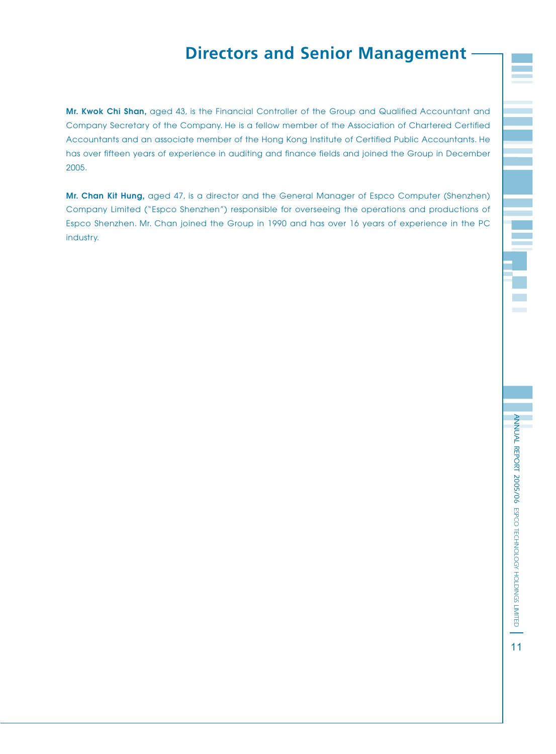# Directors and Senior Management

**Mr. Kwok Chi Shan,** aged 43, is the Financial Controller of the Group and Qualified Accountant and Company Secretary of the Company. He is a fellow member of the Association of Chartered Certified Accountants and an associate member of the Hong Kong Institute of Certified Public Accountants. He has over fifteen years of experience in auditing and finance fields and joined the Group in December 2005.

**Mr. Chan Kit Hung,** aged 47, is a director and the General Manager of Espco Computer (Shenzhen) Company Limited ("Espco Shenzhen") responsible for overseeing the operations and productions of Espco Shenzhen. Mr. Chan joined the Group in 1990 and has over 16 years of experience in the PC industry.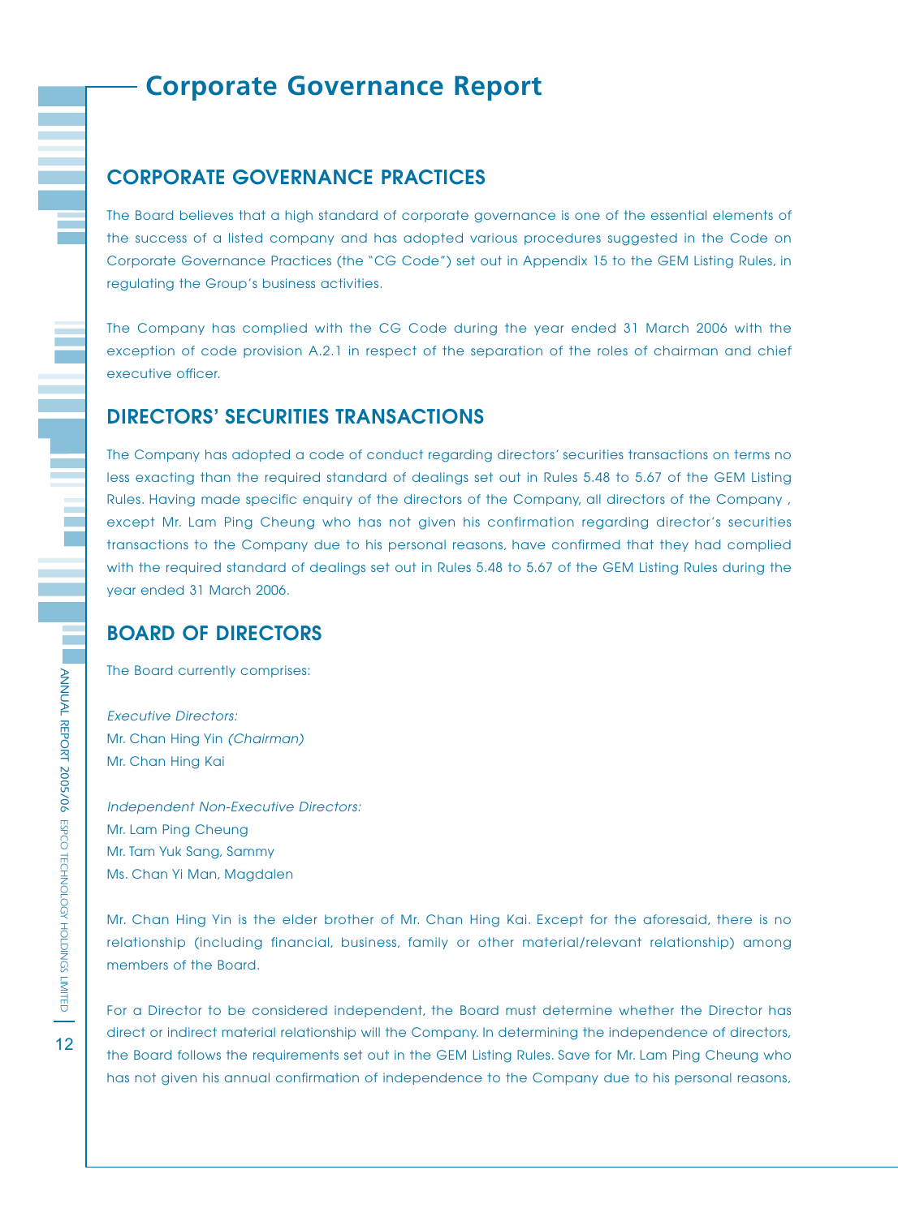# Corporate Governance Report

## CORPORATE GOVERNANCE PRACTICES

The Board believes that a high standard of corporate governance is one of the essential elements of the success of a listed company and has adopted various procedures suggested in the Code on Corporate Governance Practices (the "CG Code") set out in Appendix 15 to the GEM Listing Rules, in regulating the Group's business activities.

The Company has complied with the CG Code during the year ended 31 March 2006 with the exception of code provision A.2.1 in respect of the separation of the roles of chairman and chief executive officer.

## DIRECTORS' SECURITIES TRANSACTIONS

The Company has adopted a code of conduct regarding directors' securities transactions on terms no less exacting than the required standard of dealings set out in Rules 5.48 to 5.67 of the GEM Listing Rules. Having made specific enquiry of the directors of the Company, all directors of the Company , except Mr. Lam Ping Cheung who has not given his confirmation regarding director's securities transactions to the Company due to his personal reasons, have confirmed that they had complied with the required standard of dealings set out in Rules 5.48 to 5.67 of the GEM Listing Rules during the year ended 31 March 2006.

## BOARD OF DIRECTORS

The Board currently comprises:

*Executive Directors:*
Mr. Chan Hing Yin *(Chairman)*
Mr. Chan Hing Kai

*Independent Non-Executive Directors:*
Mr. Lam Ping Cheung
Mr. Tam Yuk Sang, Sammy
Ms. Chan Yi Man, Magdalen

Mr. Chan Hing Yin is the elder brother of Mr. Chan Hing Kai. Except for the aforesaid, there is no relationship (including financial, business, family or other material/relevant relationship) among members of the Board.

For a Director to be considered independent, the Board must determine whether the Director has direct or indirect material relationship will the Company. In determining the independence of directors, the Board follows the requirements set out in the GEM Listing Rules. Save for Mr. Lam Ping Cheung who has not given his annual confirmation of independence to the Company due to his personal reasons,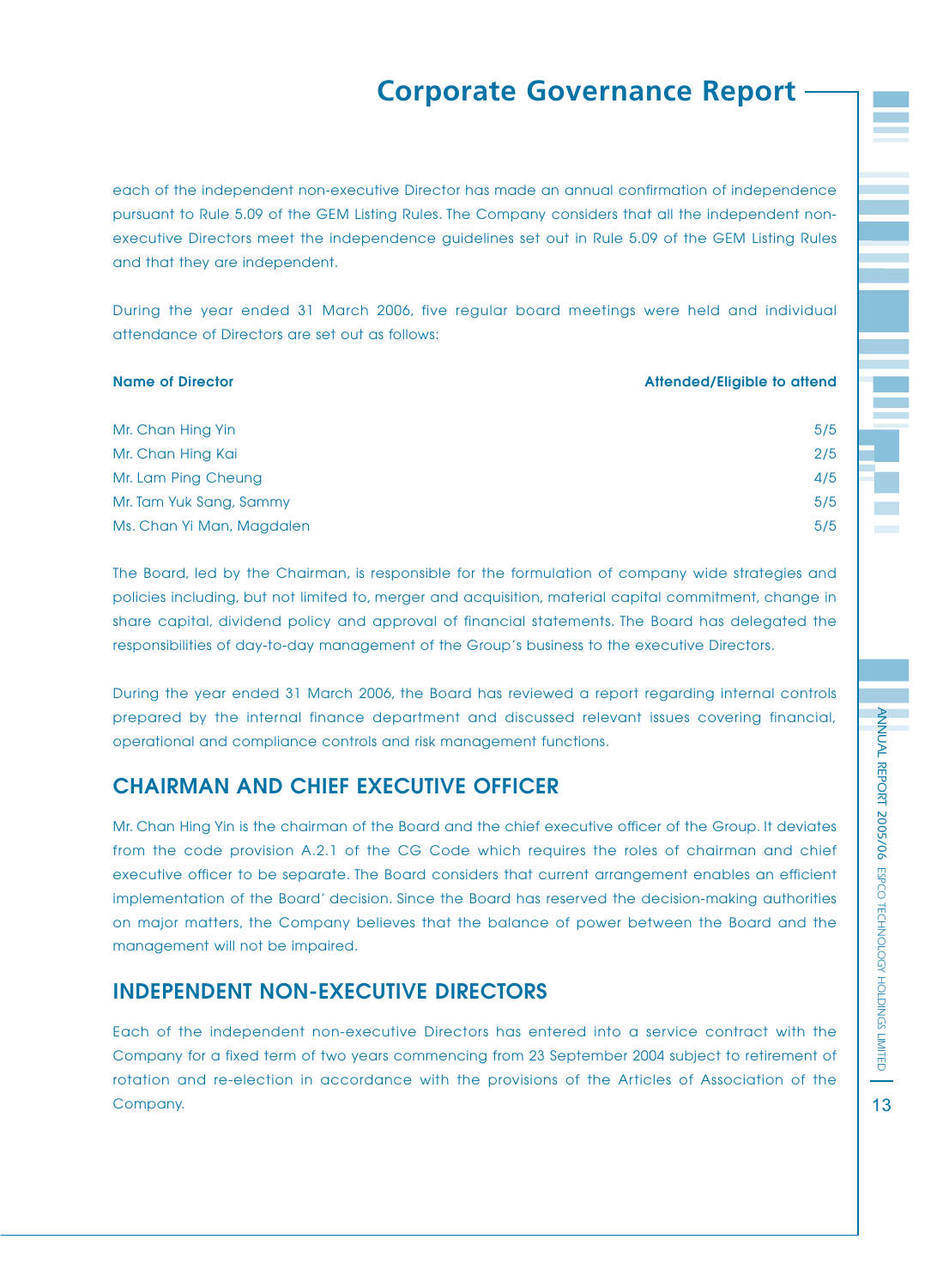each of the independent non-executive Director has made an annual confirmation of independence pursuant to Rule 5.09 of the GEM Listing Rules. The Company considers that all the independent non-executive Directors meet the independence guidelines set out in Rule 5.09 of the GEM Listing Rules and that they are independent.

During the year ended 31 March 2006, five regular board meetings were held and individual attendance of Directors are set out as follows:

| Name of Director | Attended/Eligible to attend |
|---|---|
| Mr. Chan Hing Yin | 5/5 |
| Mr. Chan Hing Kai | 2/5 |
| Mr. Lam Ping Cheung | 4/5 |
| Mr. Tam Yuk Sang, Sammy | 5/5 |
| Ms. Chan Yi Man, Magdalen | 5/5 |

The Board, led by the Chairman, is responsible for the formulation of company wide strategies and policies including, but not limited to, merger and acquisition, material capital commitment, change in share capital, dividend policy and approval of financial statements. The Board has delegated the responsibilities of day-to-day management of the Group's business to the executive Directors.

During the year ended 31 March 2006, the Board has reviewed a report regarding internal controls prepared by the internal finance department and discussed relevant issues covering financial, operational and compliance controls and risk management functions.

## CHAIRMAN AND CHIEF EXECUTIVE OFFICER

Mr. Chan Hing Yin is the chairman of the Board and the chief executive officer of the Group. It deviates from the code provision A.2.1 of the CG Code which requires the roles of chairman and chief executive officer to be separate. The Board considers that current arrangement enables an efficient implementation of the Board' decision. Since the Board has reserved the decision-making authorities on major matters, the Company believes that the balance of power between the Board and the management will not be impaired.

## INDEPENDENT NON-EXECUTIVE DIRECTORS

Each of the independent non-executive Directors has entered into a service contract with the Company for a fixed term of two years commencing from 23 September 2004 subject to retirement of rotation and re-election in accordance with the provisions of the Articles of Association of the Company.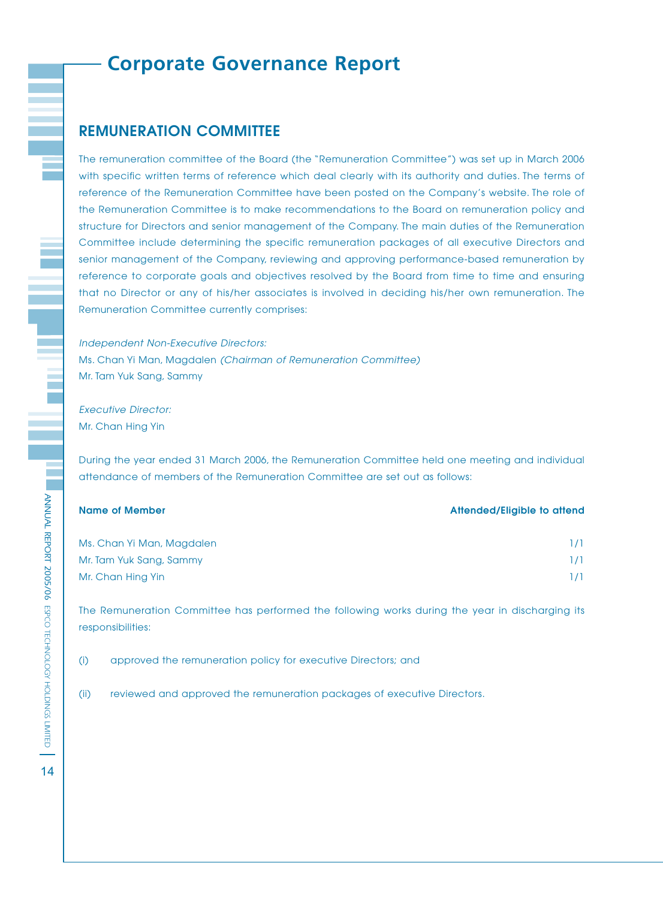# Corporate Governance Report

## REMUNERATION COMMITTEE

The remuneration committee of the Board (the "Remuneration Committee") was set up in March 2006 with specific written terms of reference which deal clearly with its authority and duties. The terms of reference of the Remuneration Committee have been posted on the Company's website. The role of the Remuneration Committee is to make recommendations to the Board on remuneration policy and structure for Directors and senior management of the Company. The main duties of the Remuneration Committee include determining the specific remuneration packages of all executive Directors and senior management of the Company, reviewing and approving performance-based remuneration by reference to corporate goals and objectives resolved by the Board from time to time and ensuring that no Director or any of his/her associates is involved in deciding his/her own remuneration. The Remuneration Committee currently comprises:

*Independent Non-Executive Directors:*
Ms. Chan Yi Man, Magdalen *(Chairman of Remuneration Committee)*
Mr. Tam Yuk Sang, Sammy

*Executive Director:*
Mr. Chan Hing Yin

During the year ended 31 March 2006, the Remuneration Committee held one meeting and individual attendance of members of the Remuneration Committee are set out as follows:

| Name of Member | Attended/Eligible to attend |
|---|---|
| Ms. Chan Yi Man, Magdalen | 1/1 |
| Mr. Tam Yuk Sang, Sammy | 1/1 |
| Mr. Chan Hing Yin | 1/1 |

The Remuneration Committee has performed the following works during the year in discharging its responsibilities:

(i) approved the remuneration policy for executive Directors; and

(ii) reviewed and approved the remuneration packages of executive Directors.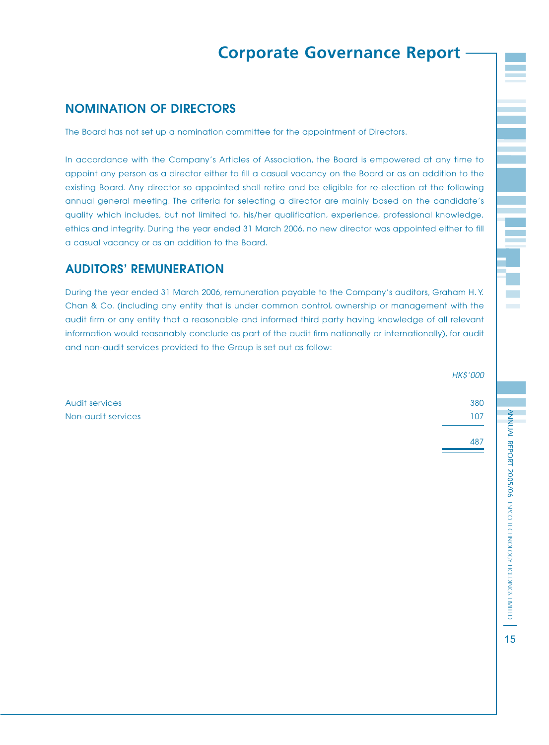# Corporate Governance Report

## NOMINATION OF DIRECTORS

The Board has not set up a nomination committee for the appointment of Directors.

In accordance with the Company's Articles of Association, the Board is empowered at any time to appoint any person as a director either to fill a casual vacancy on the Board or as an addition to the existing Board. Any director so appointed shall retire and be eligible for re-election at the following annual general meeting. The criteria for selecting a director are mainly based on the candidate's quality which includes, but not limited to, his/her qualification, experience, professional knowledge, ethics and integrity. During the year ended 31 March 2006, no new director was appointed either to fill a casual vacancy or as an addition to the Board.

## AUDITORS' REMUNERATION

During the year ended 31 March 2006, remuneration payable to the Company's auditors, Graham H. Y. Chan & Co. (including any entity that is under common control, ownership or management with the audit firm or any entity that a reasonable and informed third party having knowledge of all relevant information would reasonably conclude as part of the audit firm nationally or internationally), for audit and non-audit services provided to the Group is set out as follow:

| | *HK$'000* |
|---|---|
| Audit services | 380 |
| Non-audit services | 107 |
| | 487 |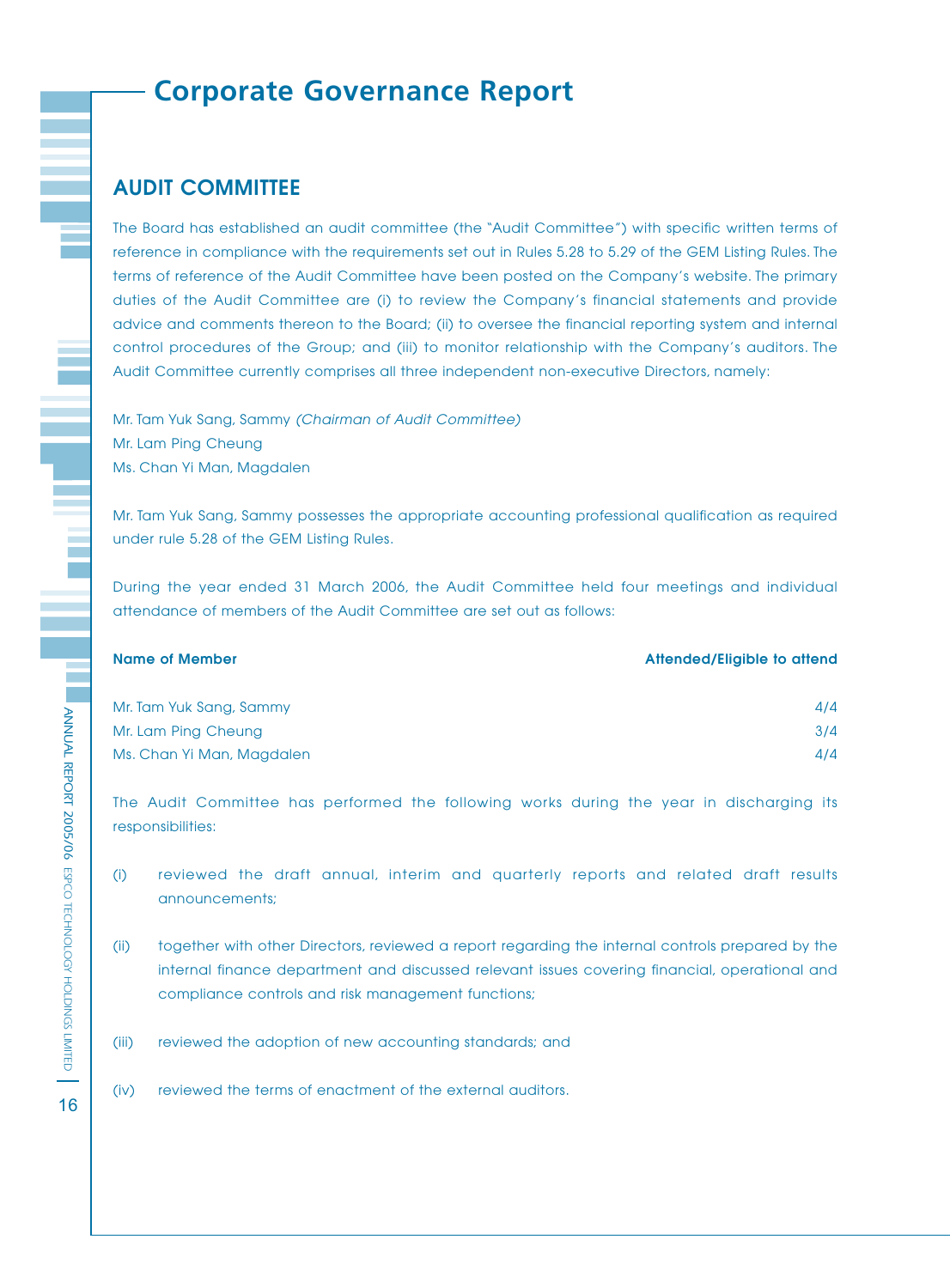# Corporate Governance Report

## AUDIT COMMITTEE

The Board has established an audit committee (the "Audit Committee") with specific written terms of reference in compliance with the requirements set out in Rules 5.28 to 5.29 of the GEM Listing Rules. The terms of reference of the Audit Committee have been posted on the Company's website. The primary duties of the Audit Committee are (i) to review the Company's financial statements and provide advice and comments thereon to the Board; (ii) to oversee the financial reporting system and internal control procedures of the Group; and (iii) to monitor relationship with the Company's auditors. The Audit Committee currently comprises all three independent non-executive Directors, namely:

Mr. Tam Yuk Sang, Sammy *(Chairman of Audit Committee)*
Mr. Lam Ping Cheung
Ms. Chan Yi Man, Magdalen

Mr. Tam Yuk Sang, Sammy possesses the appropriate accounting professional qualification as required under rule 5.28 of the GEM Listing Rules.

During the year ended 31 March 2006, the Audit Committee held four meetings and individual attendance of members of the Audit Committee are set out as follows:

| **Name of Member** | **Attended/Eligible to attend** |
|---|---|
| Mr. Tam Yuk Sang, Sammy | 4/4 |
| Mr. Lam Ping Cheung | 3/4 |
| Ms. Chan Yi Man, Magdalen | 4/4 |

The Audit Committee has performed the following works during the year in discharging its responsibilities:

(i) reviewed the draft annual, interim and quarterly reports and related draft results announcements;

(ii) together with other Directors, reviewed a report regarding the internal controls prepared by the internal finance department and discussed relevant issues covering financial, operational and compliance controls and risk management functions;

(iii) reviewed the adoption of new accounting standards; and

(iv) reviewed the terms of enactment of the external auditors.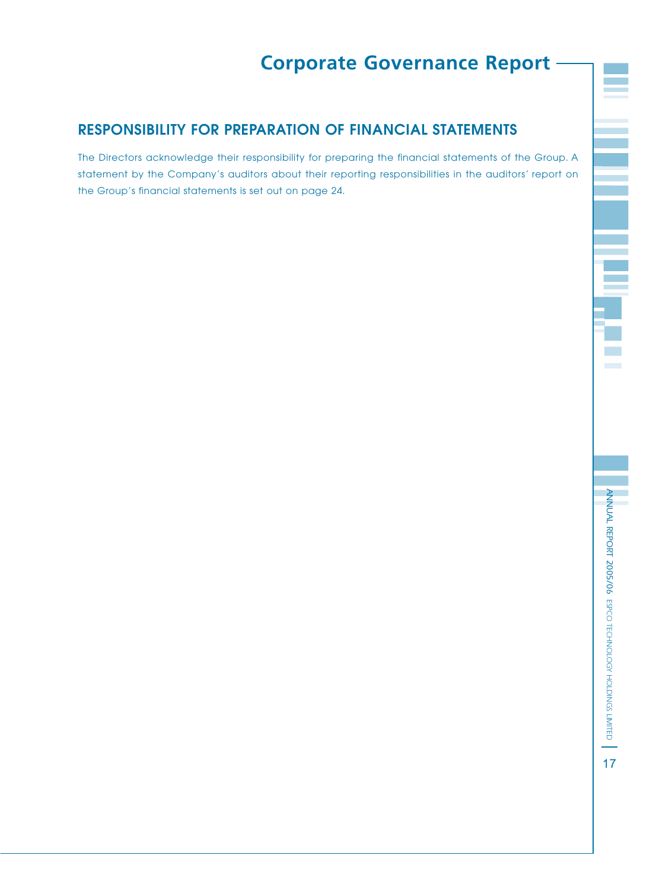## RESPONSIBILITY FOR PREPARATION OF FINANCIAL STATEMENTS

The Directors acknowledge their responsibility for preparing the financial statements of the Group. A statement by the Company's auditors about their reporting responsibilities in the auditors' report on the Group's financial statements is set out on page 24.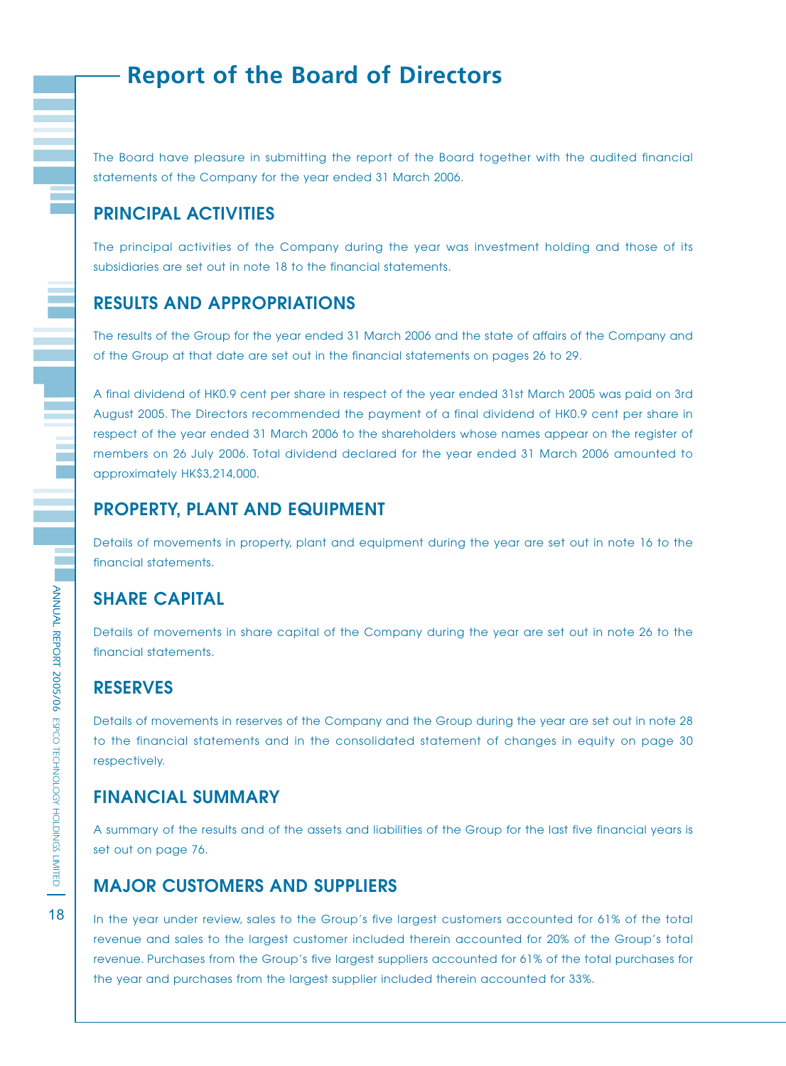# Report of the Board of Directors

The Board have pleasure in submitting the report of the Board together with the audited financial statements of the Company for the year ended 31 March 2006.

## PRINCIPAL ACTIVITIES

The principal activities of the Company during the year was investment holding and those of its subsidiaries are set out in note 18 to the financial statements.

## RESULTS AND APPROPRIATIONS

The results of the Group for the year ended 31 March 2006 and the state of affairs of the Company and of the Group at that date are set out in the financial statements on pages 26 to 29.

A final dividend of HK0.9 cent per share in respect of the year ended 31st March 2005 was paid on 3rd August 2005. The Directors recommended the payment of a final dividend of HK0.9 cent per share in respect of the year ended 31 March 2006 to the shareholders whose names appear on the register of members on 26 July 2006. Total dividend declared for the year ended 31 March 2006 amounted to approximately HK$3,214,000.

## PROPERTY, PLANT AND EQUIPMENT

Details of movements in property, plant and equipment during the year are set out in note 16 to the financial statements.

## SHARE CAPITAL

Details of movements in share capital of the Company during the year are set out in note 26 to the financial statements.

## RESERVES

Details of movements in reserves of the Company and the Group during the year are set out in note 28 to the financial statements and in the consolidated statement of changes in equity on page 30 respectively.

## FINANCIAL SUMMARY

A summary of the results and of the assets and liabilities of the Group for the last five financial years is set out on page 76.

## MAJOR CUSTOMERS AND SUPPLIERS

In the year under review, sales to the Group's five largest customers accounted for 61% of the total revenue and sales to the largest customer included therein accounted for 20% of the Group's total revenue. Purchases from the Group's five largest suppliers accounted for 61% of the total purchases for the year and purchases from the largest supplier included therein accounted for 33%.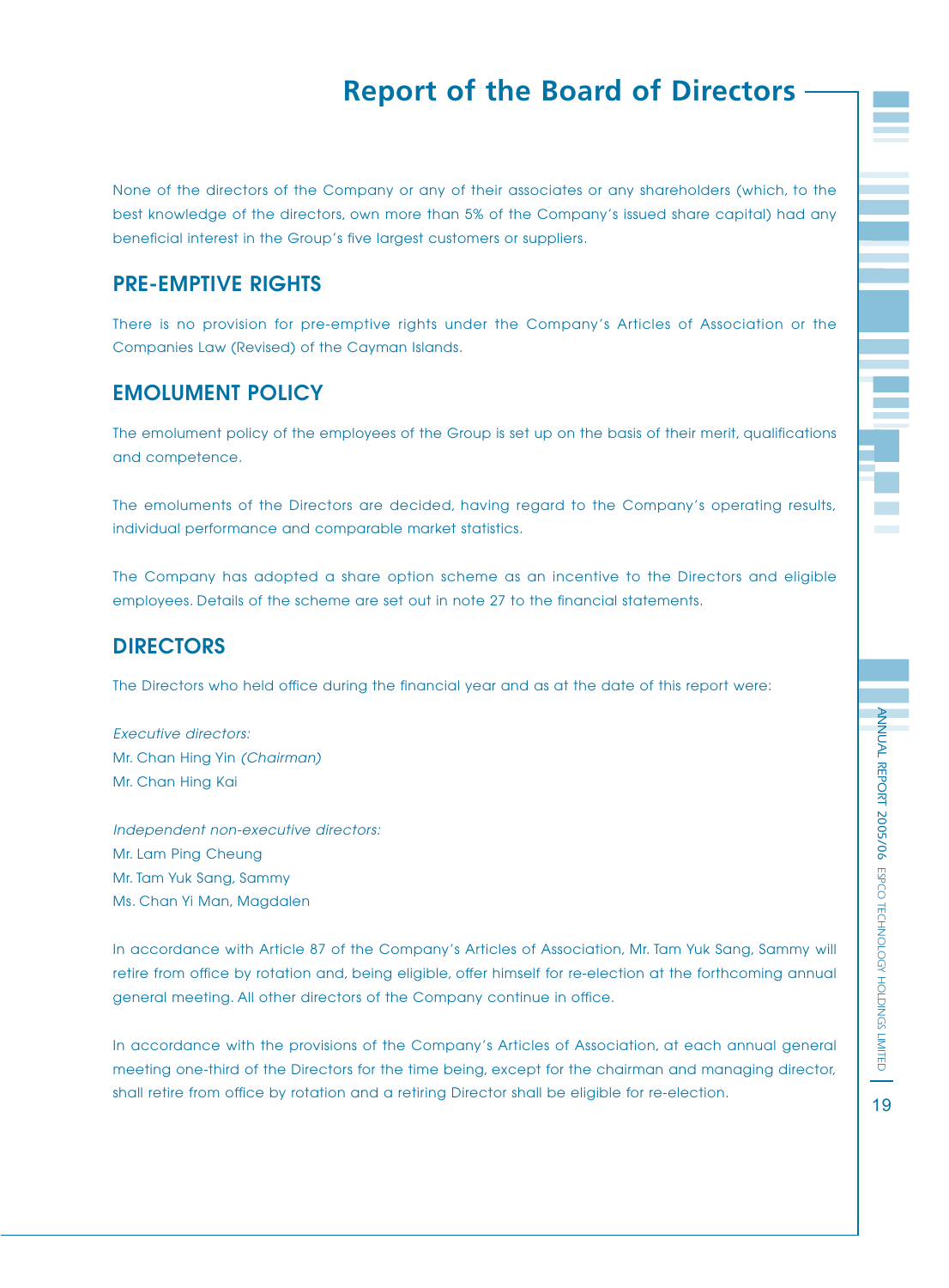# Report of the Board of Directors

None of the directors of the Company or any of their associates or any shareholders (which, to the best knowledge of the directors, own more than 5% of the Company's issued share capital) had any beneficial interest in the Group's five largest customers or suppliers.

## PRE-EMPTIVE RIGHTS

There is no provision for pre-emptive rights under the Company's Articles of Association or the Companies Law (Revised) of the Cayman Islands.

## EMOLUMENT POLICY

The emolument policy of the employees of the Group is set up on the basis of their merit, qualifications and competence.

The emoluments of the Directors are decided, having regard to the Company's operating results, individual performance and comparable market statistics.

The Company has adopted a share option scheme as an incentive to the Directors and eligible employees. Details of the scheme are set out in note 27 to the financial statements.

## DIRECTORS

The Directors who held office during the financial year and as at the date of this report were:

*Executive directors:*
Mr. Chan Hing Yin *(Chairman)*
Mr. Chan Hing Kai

*Independent non-executive directors:*
Mr. Lam Ping Cheung
Mr. Tam Yuk Sang, Sammy
Ms. Chan Yi Man, Magdalen

In accordance with Article 87 of the Company's Articles of Association, Mr. Tam Yuk Sang, Sammy will retire from office by rotation and, being eligible, offer himself for re-election at the forthcoming annual general meeting. All other directors of the Company continue in office.

In accordance with the provisions of the Company's Articles of Association, at each annual general meeting one-third of the Directors for the time being, except for the chairman and managing director, shall retire from office by rotation and a retiring Director shall be eligible for re-election.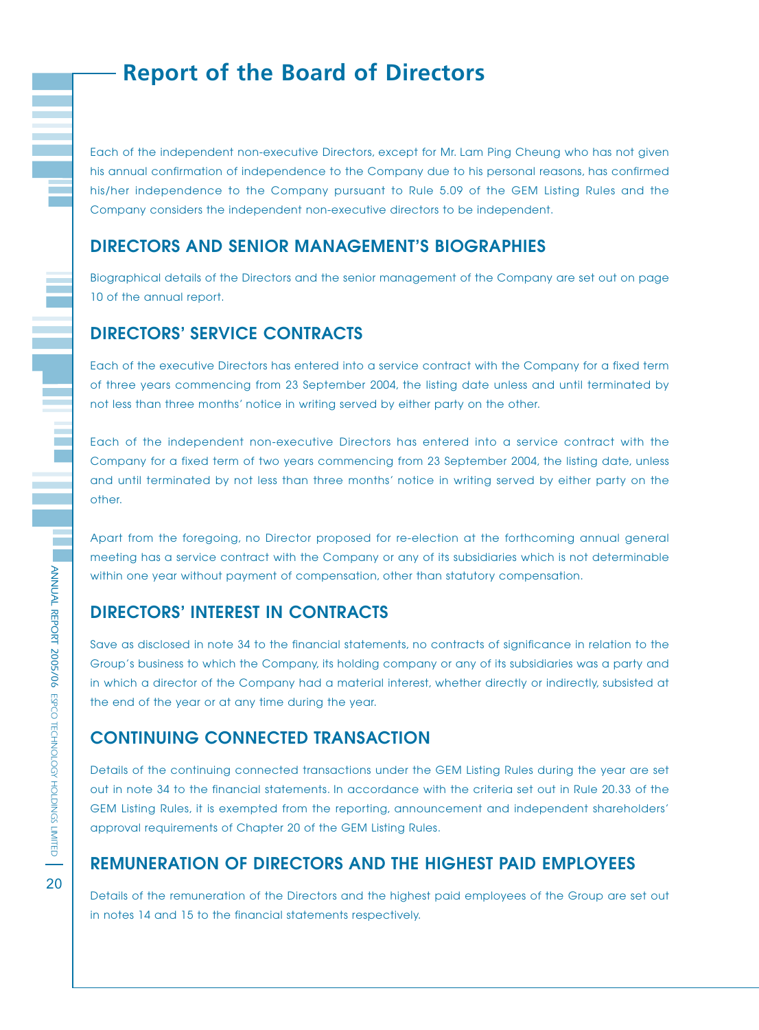# Report of the Board of Directors

Each of the independent non-executive Directors, except for Mr. Lam Ping Cheung who has not given his annual confirmation of independence to the Company due to his personal reasons, has confirmed his/her independence to the Company pursuant to Rule 5.09 of the GEM Listing Rules and the Company considers the independent non-executive directors to be independent.

## DIRECTORS AND SENIOR MANAGEMENT'S BIOGRAPHIES

Biographical details of the Directors and the senior management of the Company are set out on page 10 of the annual report.

## DIRECTORS' SERVICE CONTRACTS

Each of the executive Directors has entered into a service contract with the Company for a fixed term of three years commencing from 23 September 2004, the listing date unless and until terminated by not less than three months' notice in writing served by either party on the other.

Each of the independent non-executive Directors has entered into a service contract with the Company for a fixed term of two years commencing from 23 September 2004, the listing date, unless and until terminated by not less than three months' notice in writing served by either party on the other.

Apart from the foregoing, no Director proposed for re-election at the forthcoming annual general meeting has a service contract with the Company or any of its subsidiaries which is not determinable within one year without payment of compensation, other than statutory compensation.

## DIRECTORS' INTEREST IN CONTRACTS

Save as disclosed in note 34 to the financial statements, no contracts of significance in relation to the Group's business to which the Company, its holding company or any of its subsidiaries was a party and in which a director of the Company had a material interest, whether directly or indirectly, subsisted at the end of the year or at any time during the year.

## CONTINUING CONNECTED TRANSACTION

Details of the continuing connected transactions under the GEM Listing Rules during the year are set out in note 34 to the financial statements. In accordance with the criteria set out in Rule 20.33 of the GEM Listing Rules, it is exempted from the reporting, announcement and independent shareholders' approval requirements of Chapter 20 of the GEM Listing Rules.

## REMUNERATION OF DIRECTORS AND THE HIGHEST PAID EMPLOYEES

Details of the remuneration of the Directors and the highest paid employees of the Group are set out in notes 14 and 15 to the financial statements respectively.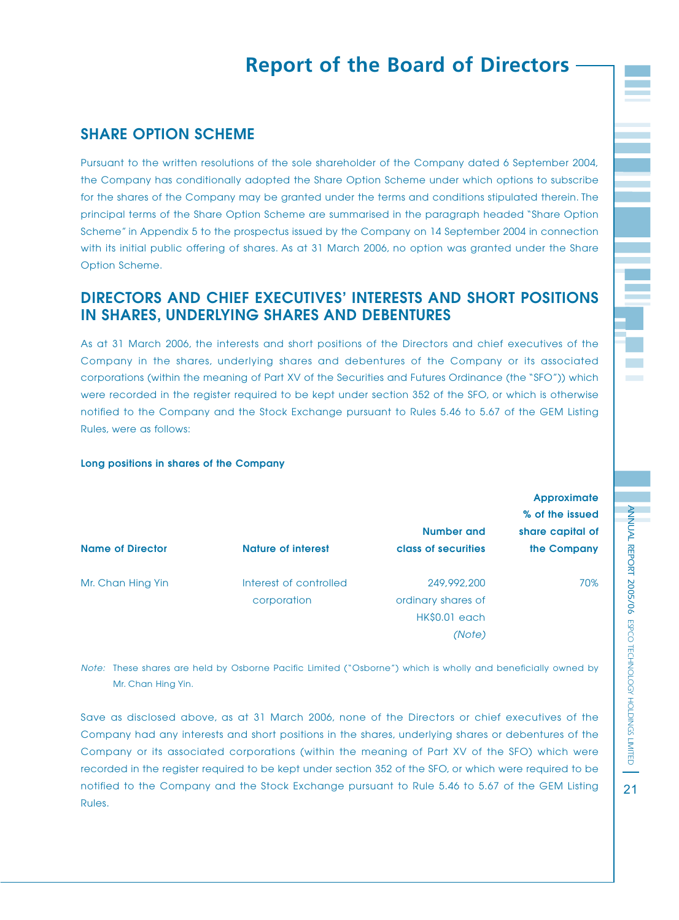# Report of the Board of Directors

## SHARE OPTION SCHEME

Pursuant to the written resolutions of the sole shareholder of the Company dated 6 September 2004, the Company has conditionally adopted the Share Option Scheme under which options to subscribe for the shares of the Company may be granted under the terms and conditions stipulated therein. The principal terms of the Share Option Scheme are summarised in the paragraph headed "Share Option Scheme" in Appendix 5 to the prospectus issued by the Company on 14 September 2004 in connection with its initial public offering of shares. As at 31 March 2006, no option was granted under the Share Option Scheme.

## DIRECTORS AND CHIEF EXECUTIVES' INTERESTS AND SHORT POSITIONS IN SHARES, UNDERLYING SHARES AND DEBENTURES

As at 31 March 2006, the interests and short positions of the Directors and chief executives of the Company in the shares, underlying shares and debentures of the Company or its associated corporations (within the meaning of Part XV of the Securities and Futures Ordinance (the "SFO")) which were recorded in the register required to be kept under section 352 of the SFO, or which is otherwise notified to the Company and the Stock Exchange pursuant to Rules 5.46 to 5.67 of the GEM Listing Rules, were as follows:

**Long positions in shares of the Company**

| Name of Director | Nature of interest | Number and class of securities | Approximate % of the issued share capital of the Company |
|---|---|---|---|
| Mr. Chan Hing Yin | Interest of controlled corporation | 249,992,200 ordinary shares of HK$0.01 each *(Note)* | 70% |

*Note:* These shares are held by Osborne Pacific Limited ("Osborne") which is wholly and beneficially owned by Mr. Chan Hing Yin.

Save as disclosed above, as at 31 March 2006, none of the Directors or chief executives of the Company had any interests and short positions in the shares, underlying shares or debentures of the Company or its associated corporations (within the meaning of Part XV of the SFO) which were recorded in the register required to be kept under section 352 of the SFO, or which were required to be notified to the Company and the Stock Exchange pursuant to Rule 5.46 to 5.67 of the GEM Listing Rules.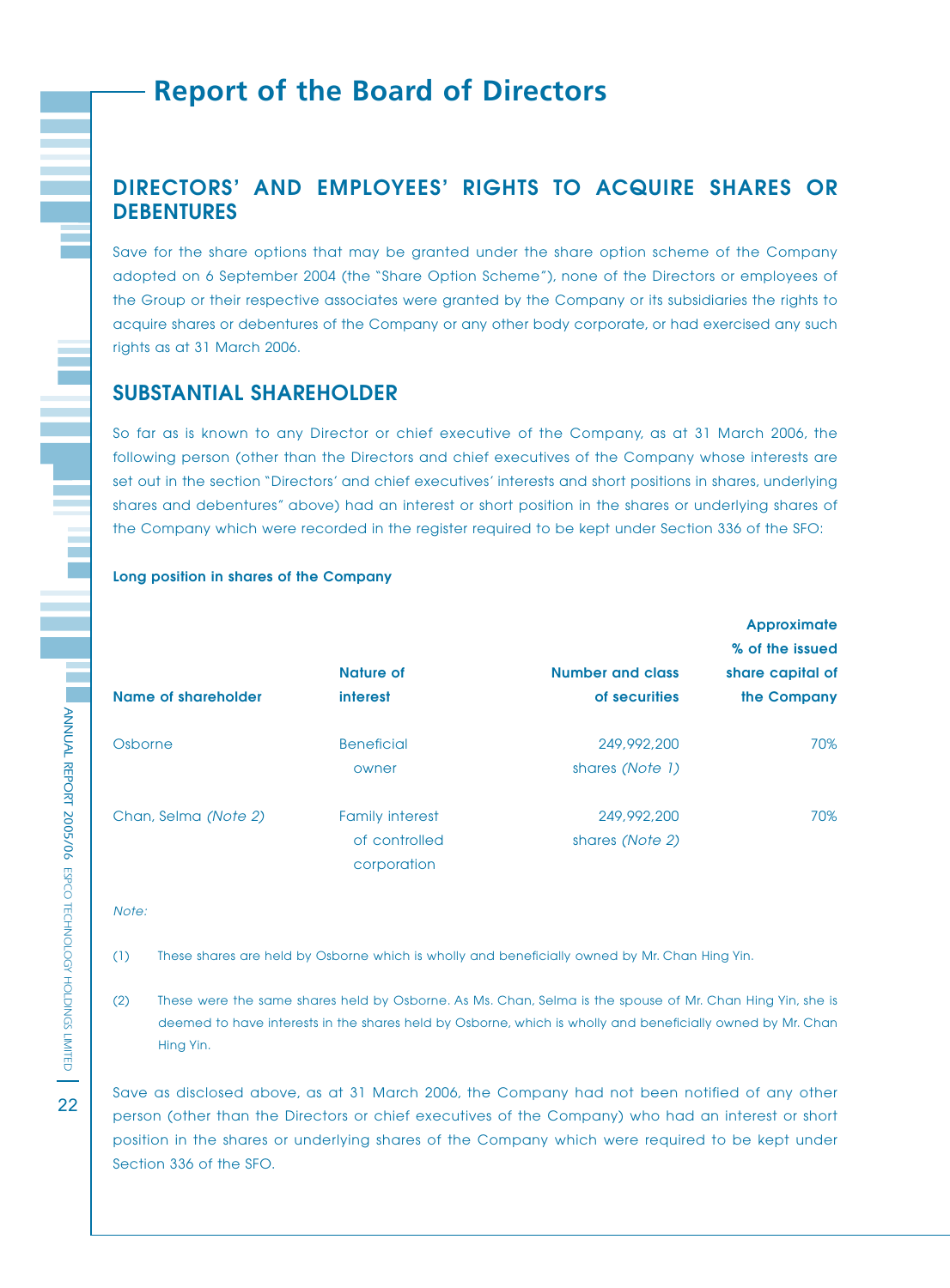# Report of the Board of Directors

## DIRECTORS' AND EMPLOYEES' RIGHTS TO ACQUIRE SHARES OR DEBENTURES

Save for the share options that may be granted under the share option scheme of the Company adopted on 6 September 2004 (the "Share Option Scheme"), none of the Directors or employees of the Group or their respective associates were granted by the Company or its subsidiaries the rights to acquire shares or debentures of the Company or any other body corporate, or had exercised any such rights as at 31 March 2006.

## SUBSTANTIAL SHAREHOLDER

So far as is known to any Director or chief executive of the Company, as at 31 March 2006, the following person (other than the Directors and chief executives of the Company whose interests are set out in the section "Directors' and chief executives' interests and short positions in shares, underlying shares and debentures" above) had an interest or short position in the shares or underlying shares of the Company which were recorded in the register required to be kept under Section 336 of the SFO:

**Long position in shares of the Company**

| Name of shareholder | Nature of interest | Number and class of securities | Approximate % of the issued share capital of the Company |
|---|---|---|---|
| Osborne | Beneficial owner | 249,992,200 shares *(Note 1)* | 70% |
| Chan, Selma *(Note 2)* | Family interest of controlled corporation | 249,992,200 shares *(Note 2)* | 70% |

*Note:*

(1) These shares are held by Osborne which is wholly and beneficially owned by Mr. Chan Hing Yin.

(2) These were the same shares held by Osborne. As Ms. Chan, Selma is the spouse of Mr. Chan Hing Yin, she is deemed to have interests in the shares held by Osborne, which is wholly and beneficially owned by Mr. Chan Hing Yin.

Save as disclosed above, as at 31 March 2006, the Company had not been notified of any other person (other than the Directors or chief executives of the Company) who had an interest or short position in the shares or underlying shares of the Company which were required to be kept under Section 336 of the SFO.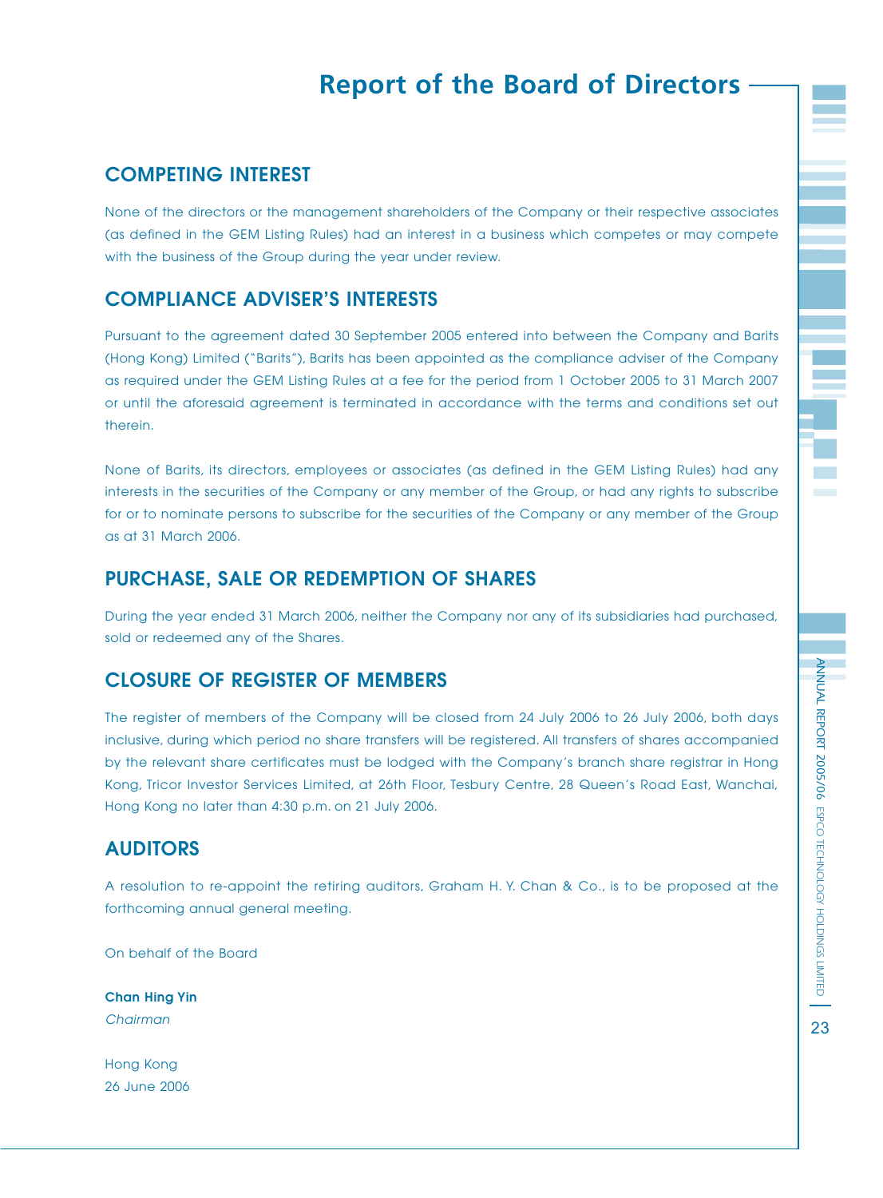# Report of the Board of Directors

## COMPETING INTEREST

None of the directors or the management shareholders of the Company or their respective associates (as defined in the GEM Listing Rules) had an interest in a business which competes or may compete with the business of the Group during the year under review.

## COMPLIANCE ADVISER'S INTERESTS

Pursuant to the agreement dated 30 September 2005 entered into between the Company and Barits (Hong Kong) Limited ("Barits"), Barits has been appointed as the compliance adviser of the Company as required under the GEM Listing Rules at a fee for the period from 1 October 2005 to 31 March 2007 or until the aforesaid agreement is terminated in accordance with the terms and conditions set out therein.

None of Barits, its directors, employees or associates (as defined in the GEM Listing Rules) had any interests in the securities of the Company or any member of the Group, or had any rights to subscribe for or to nominate persons to subscribe for the securities of the Company or any member of the Group as at 31 March 2006.

## PURCHASE, SALE OR REDEMPTION OF SHARES

During the year ended 31 March 2006, neither the Company nor any of its subsidiaries had purchased, sold or redeemed any of the Shares.

## CLOSURE OF REGISTER OF MEMBERS

The register of members of the Company will be closed from 24 July 2006 to 26 July 2006, both days inclusive, during which period no share transfers will be registered. All transfers of shares accompanied by the relevant share certificates must be lodged with the Company's branch share registrar in Hong Kong, Tricor Investor Services Limited, at 26th Floor, Tesbury Centre, 28 Queen's Road East, Wanchai, Hong Kong no later than 4:30 p.m. on 21 July 2006.

## AUDITORS

A resolution to re-appoint the retiring auditors, Graham H. Y. Chan & Co., is to be proposed at the forthcoming annual general meeting.

On behalf of the Board

**Chan Hing Yin**
*Chairman*

Hong Kong
26 June 2006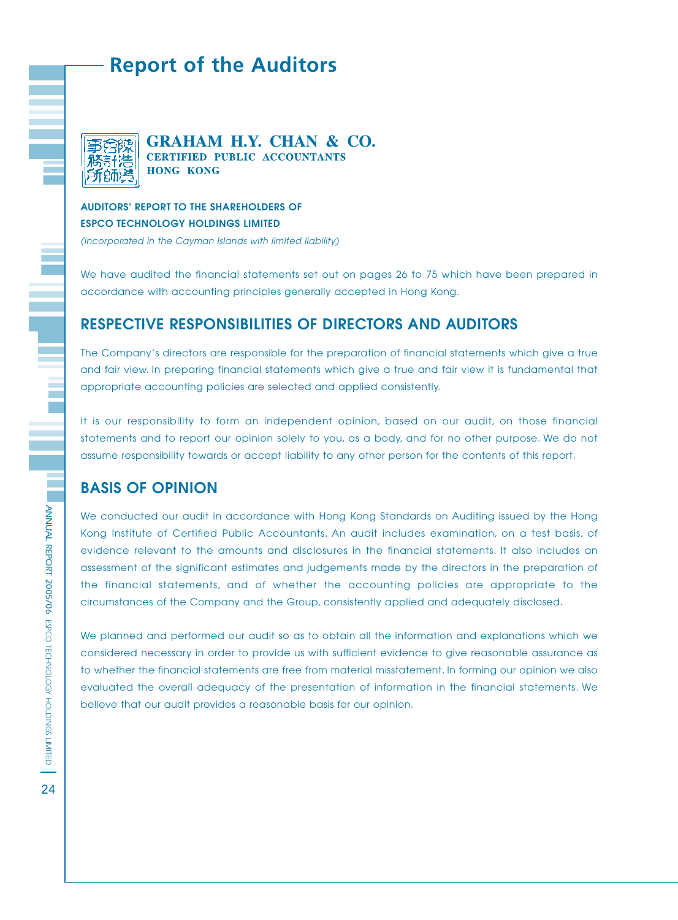# Report of the Auditors

**GRAHAM H.Y. CHAN & CO.**
**CERTIFIED PUBLIC ACCOUNTANTS**
**HONG KONG**

**AUDITORS' REPORT TO THE SHAREHOLDERS OF**
**ESPCO TECHNOLOGY HOLDINGS LIMITED**
*(incorporated in the Cayman Islands with limited liability)*

We have audited the financial statements set out on pages 26 to 75 which have been prepared in accordance with accounting principles generally accepted in Hong Kong.

## RESPECTIVE RESPONSIBILITIES OF DIRECTORS AND AUDITORS

The Company's directors are responsible for the preparation of financial statements which give a true and fair view. In preparing financial statements which give a true and fair view it is fundamental that appropriate accounting policies are selected and applied consistently.

It is our responsibility to form an independent opinion, based on our audit, on those financial statements and to report our opinion solely to you, as a body, and for no other purpose. We do not assume responsibility towards or accept liability to any other person for the contents of this report.

## BASIS OF OPINION

We conducted our audit in accordance with Hong Kong Standards on Auditing issued by the Hong Kong Institute of Certified Public Accountants. An audit includes examination, on a test basis, of evidence relevant to the amounts and disclosures in the financial statements. It also includes an assessment of the significant estimates and judgements made by the directors in the preparation of the financial statements, and of whether the accounting policies are appropriate to the circumstances of the Company and the Group, consistently applied and adequately disclosed.

We planned and performed our audit so as to obtain all the information and explanations which we considered necessary in order to provide us with sufficient evidence to give reasonable assurance as to whether the financial statements are free from material misstatement. In forming our opinion we also evaluated the overall adequacy of the presentation of information in the financial statements. We believe that our audit provides a reasonable basis for our opinion.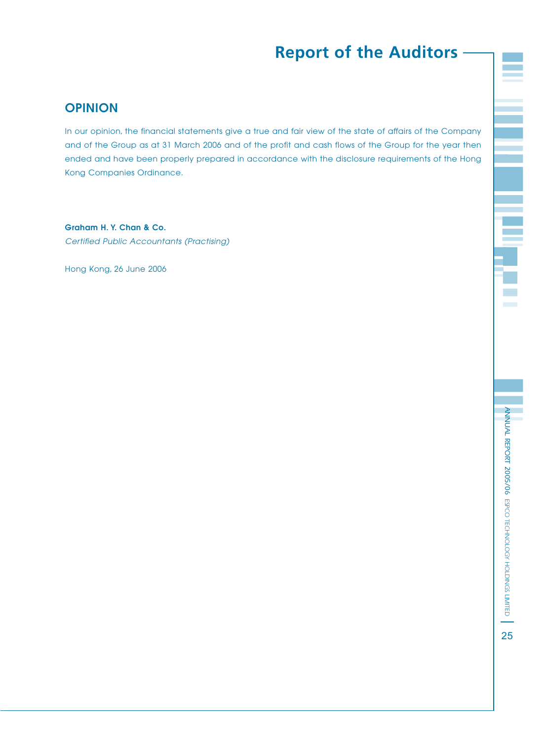# Report of the Auditors

## OPINION

In our opinion, the financial statements give a true and fair view of the state of affairs of the Company and of the Group as at 31 March 2006 and of the profit and cash flows of the Group for the year then ended and have been properly prepared in accordance with the disclosure requirements of the Hong Kong Companies Ordinance.

**Graham H. Y. Chan & Co.**
*Certified Public Accountants (Practising)*

Hong Kong, 26 June 2006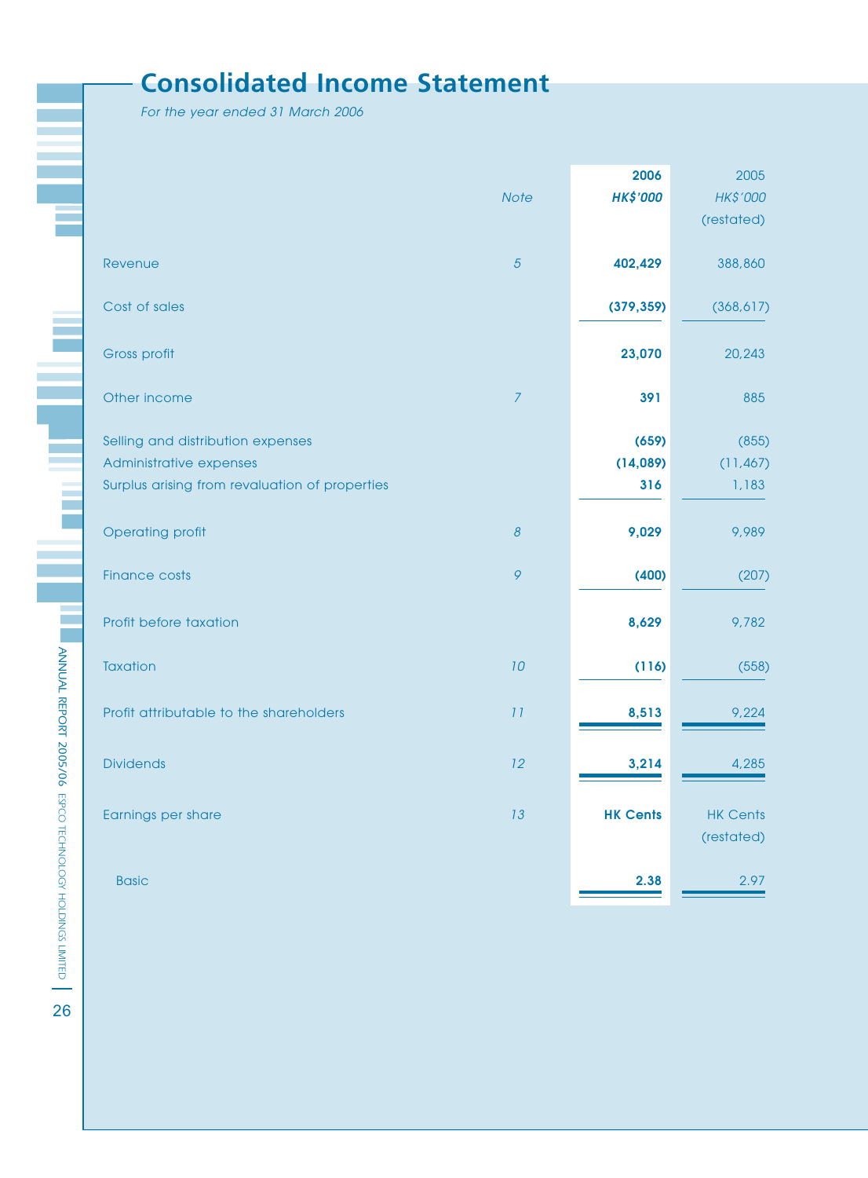# Consolidated Income Statement

*For the year ended 31 March 2006*

| | Note | 2006 HK$'000 | 2005 HK$'000 (restated) |
|---|---|---|---|
| Revenue | 5 | **402,429** | 388,860 |
| Cost of sales | | **(379,359)** | (368,617) |
| Gross profit | | **23,070** | 20,243 |
| Other income | 7 | **391** | 885 |
| Selling and distribution expenses | | **(659)** | (855) |
| Administrative expenses | | **(14,089)** | (11,467) |
| Surplus arising from revaluation of properties | | **316** | 1,183 |
| Operating profit | 8 | **9,029** | 9,989 |
| Finance costs | 9 | **(400)** | (207) |
| Profit before taxation | | **8,629** | 9,782 |
| Taxation | 10 | **(116)** | (558) |
| Profit attributable to the shareholders | 11 | **8,513** | 9,224 |
| Dividends | 12 | **3,214** | 4,285 |
| Earnings per share | 13 | **HK Cents** | HK Cents (restated) |
| Basic | | **2.38** | 2.97 |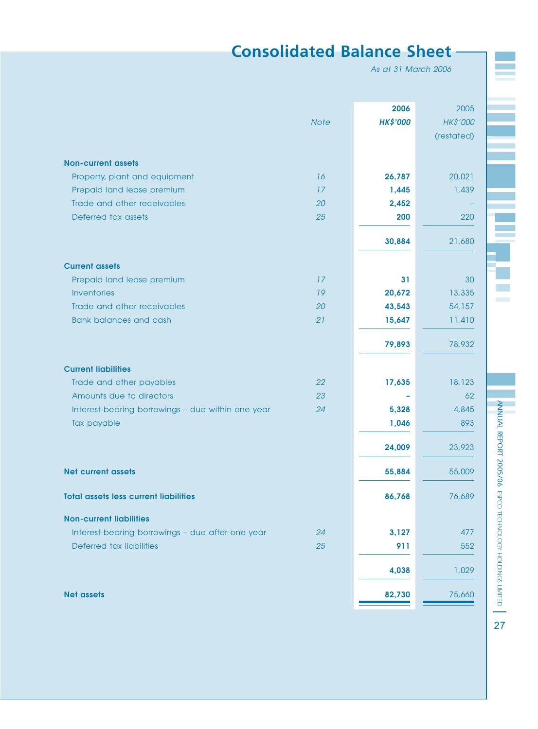# Consolidated Balance Sheet

*As at 31 March 2006*

| | Note | 2006 HK$'000 | 2005 HK$'000 (restated) |
|---|---|---|---|
| **Non-current assets** | | | |
| Property, plant and equipment | 16 | **26,787** | 20,021 |
| Prepaid land lease premium | 17 | **1,445** | 1,439 |
| Trade and other receivables | 20 | **2,452** | – |
| Deferred tax assets | 25 | **200** | 220 |
| | | **30,884** | 21,680 |
| **Current assets** | | | |
| Prepaid land lease premium | 17 | **31** | 30 |
| Inventories | 19 | **20,672** | 13,335 |
| Trade and other receivables | 20 | **43,543** | 54,157 |
| Bank balances and cash | 21 | **15,647** | 11,410 |
| | | **79,893** | 78,932 |
| **Current liabilities** | | | |
| Trade and other payables | 22 | **17,635** | 18,123 |
| Amounts due to directors | 23 | **–** | 62 |
| Interest-bearing borrowings – due within one year | 24 | **5,328** | 4,845 |
| Tax payable | | **1,046** | 893 |
| | | **24,009** | 23,923 |
| **Net current assets** | | **55,884** | 55,009 |
| **Total assets less current liabilities** | | **86,768** | 76,689 |
| **Non-current liabilities** | | | |
| Interest-bearing borrowings – due after one year | 24 | **3,127** | 477 |
| Deferred tax liabilities | 25 | **911** | 552 |
| | | **4,038** | 1,029 |
| **Net assets** | | **82,730** | 75,660 |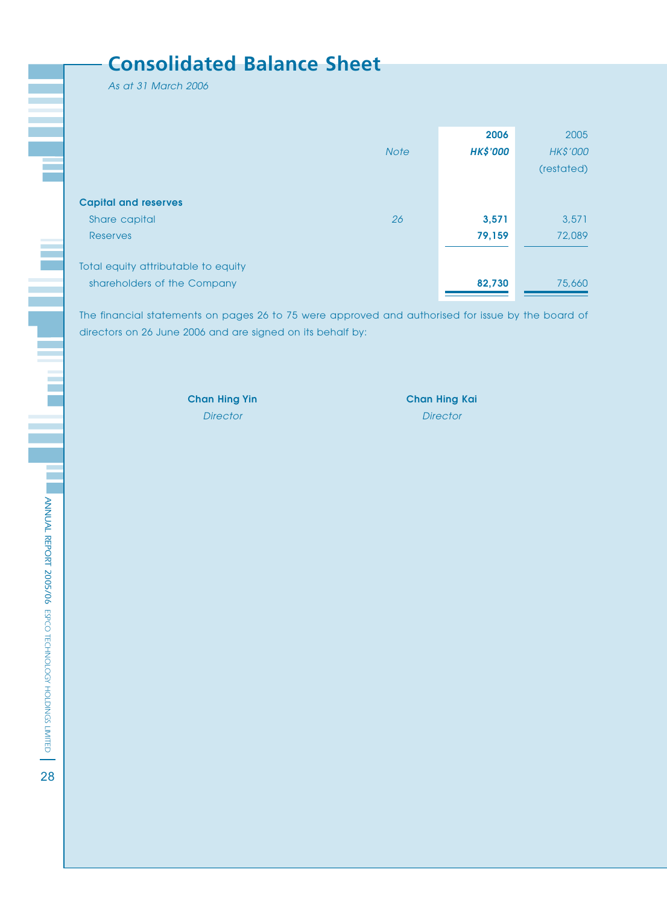# Consolidated Balance Sheet

*As at 31 March 2006*

| | Note | 2006<br>HK$'000 | 2005<br>HK$'000<br>(restated) |
|---|---|---|---|
| **Capital and reserves** | | | |
| Share capital | 26 | **3,571** | 3,571 |
| Reserves | | **79,159** | 72,089 |
| Total equity attributable to equity shareholders of the Company | | **82,730** | 75,660 |

The financial statements on pages 26 to 75 were approved and authorised for issue by the board of directors on 26 June 2006 and are signed on its behalf by:

**Chan Hing Yin**
*Director*

**Chan Hing Kai**
*Director*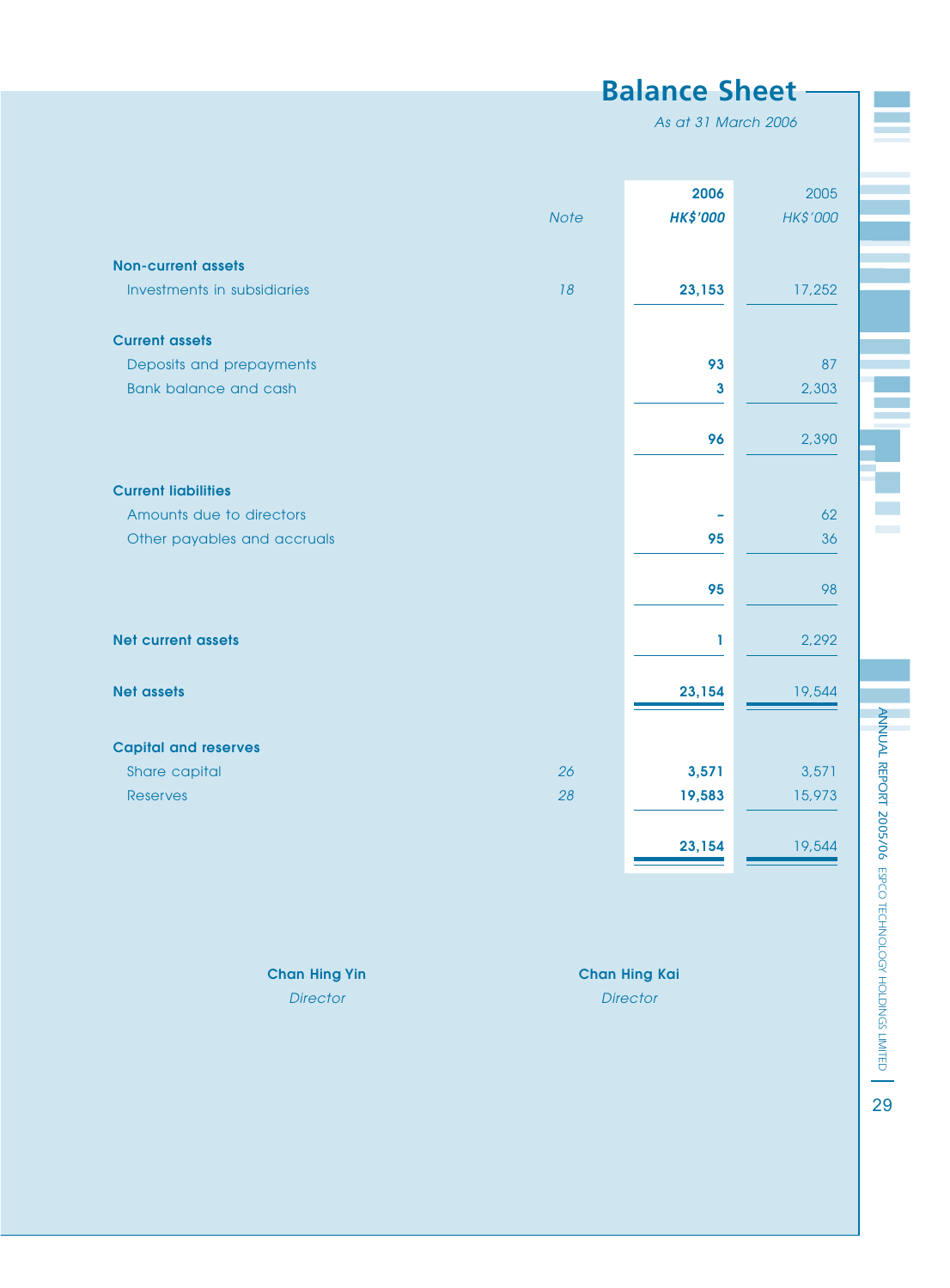# Balance Sheet

*As at 31 March 2006*

| | Note | 2006 HK$'000 | 2005 HK$'000 |
|---|---|---|---|
| **Non-current assets** | | | |
| Investments in subsidiaries | 18 | **23,153** | 17,252 |
| **Current assets** | | | |
| Deposits and prepayments | | **93** | 87 |
| Bank balance and cash | | **3** | 2,303 |
| | | **96** | 2,390 |
| **Current liabilities** | | | |
| Amounts due to directors | | **–** | 62 |
| Other payables and accruals | | **95** | 36 |
| | | **95** | 98 |
| **Net current assets** | | **1** | 2,292 |
| **Net assets** | | **23,154** | 19,544 |
| **Capital and reserves** | | | |
| Share capital | 26 | **3,571** | 3,571 |
| Reserves | 28 | **19,583** | 15,973 |
| | | **23,154** | 19,544 |

**Chan Hing Yin**
*Director*

**Chan Hing Kai**
*Director*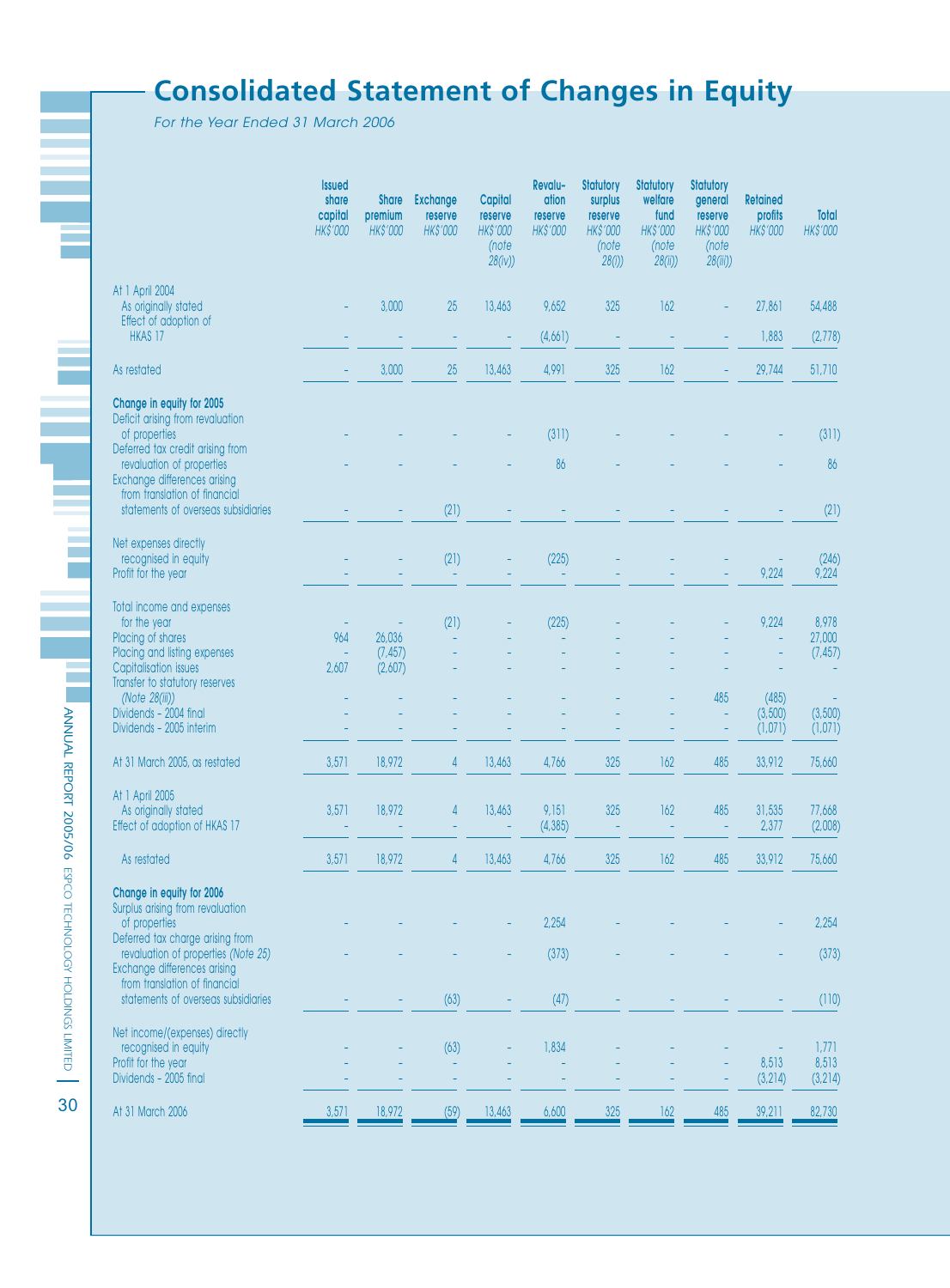# Consolidated Statement of Changes in Equity

*For the Year Ended 31 March 2006*

| | Issued share capital *HK$'000* | Share premium *HK$'000* | Exchange reserve *HK$'000* | Capital reserve *HK$'000* *(note 28(iv))* | Revaluation reserve *HK$'000* | Statutory surplus reserve *HK$'000* *(note 28(i))* | Statutory welfare fund *HK$'000* *(note 28(ii))* | Statutory general reserve *HK$'000* *(note 28(iii))* | Retained profits *HK$'000* | Total *HK$'000* |
|---|---|---|---|---|---|---|---|---|---|---|
| At 1 April 2004 | | | | | | | | | | |
| As originally stated | – | 3,000 | 25 | 13,463 | 9,652 | 325 | 162 | – | 27,861 | 54,488 |
| Effect of adoption of HKAS 17 | – | – | – | – | (4,661) | – | – | – | 1,883 | (2,778) |
| As restated | – | 3,000 | 25 | 13,463 | 4,991 | 325 | 162 | – | 29,744 | 51,710 |
| **Change in equity for 2005** | | | | | | | | | | |
| Deficit arising from revaluation of properties | – | – | – | – | (311) | – | – | – | – | (311) |
| Deferred tax credit arising from revaluation of properties | – | – | – | – | 86 | – | – | – | – | 86 |
| Exchange differences arising from translation of financial statements of overseas subsidiaries | – | – | (21) | – | – | – | – | – | – | (21) |
| Net expenses directly recognised in equity | – | – | (21) | – | (225) | – | – | – | – | (246) |
| Profit for the year | – | – | – | – | – | – | – | – | 9,224 | 9,224 |
| Total income and expenses for the year | – | – | (21) | – | (225) | – | – | – | 9,224 | 8,978 |
| Placing of shares | 964 | 26,036 | – | – | – | – | – | – | – | 27,000 |
| Placing and listing expenses | – | (7,457) | – | – | – | – | – | – | – | (7,457) |
| Capitalisation issues | 2,607 | (2,607) | – | – | – | – | – | – | – | – |
| Transfer to statutory reserves *(Note 28(iii))* | – | – | – | – | – | – | – | 485 | (485) | – |
| Dividends – 2004 final | – | – | – | – | – | – | – | – | (3,500) | (3,500) |
| Dividends – 2005 interim | – | – | – | – | – | – | – | – | (1,071) | (1,071) |
| At 31 March 2005, as restated | 3,571 | 18,972 | 4 | 13,463 | 4,766 | 325 | 162 | 485 | 33,912 | 75,660 |
| At 1 April 2005 | | | | | | | | | | |
| As originally stated | 3,571 | 18,972 | 4 | 13,463 | 9,151 | 325 | 162 | 485 | 31,535 | 77,668 |
| Effect of adoption of HKAS 17 | – | – | – | – | (4,385) | – | – | – | 2,377 | (2,008) |
| As restated | 3,571 | 18,972 | 4 | 13,463 | 4,766 | 325 | 162 | 485 | 33,912 | 75,660 |
| **Change in equity for 2006** | | | | | | | | | | |
| Surplus arising from revaluation of properties | – | – | – | – | 2,254 | – | – | – | – | 2,254 |
| Deferred tax charge arising from revaluation of properties *(Note 25)* | – | – | – | – | (373) | – | – | – | – | (373) |
| Exchange differences arising from translation of financial statements of overseas subsidiaries | – | – | (63) | – | (47) | – | – | – | – | (110) |
| Net income/(expenses) directly recognised in equity | – | – | (63) | – | 1,834 | – | – | – | – | 1,771 |
| Profit for the year | – | – | – | – | – | – | – | – | 8,513 | 8,513 |
| Dividends – 2005 final | – | – | – | – | – | – | – | – | (3,214) | (3,214) |
| At 31 March 2006 | 3,571 | 18,972 | (59) | 13,463 | 6,600 | 325 | 162 | 485 | 39,211 | 82,730 |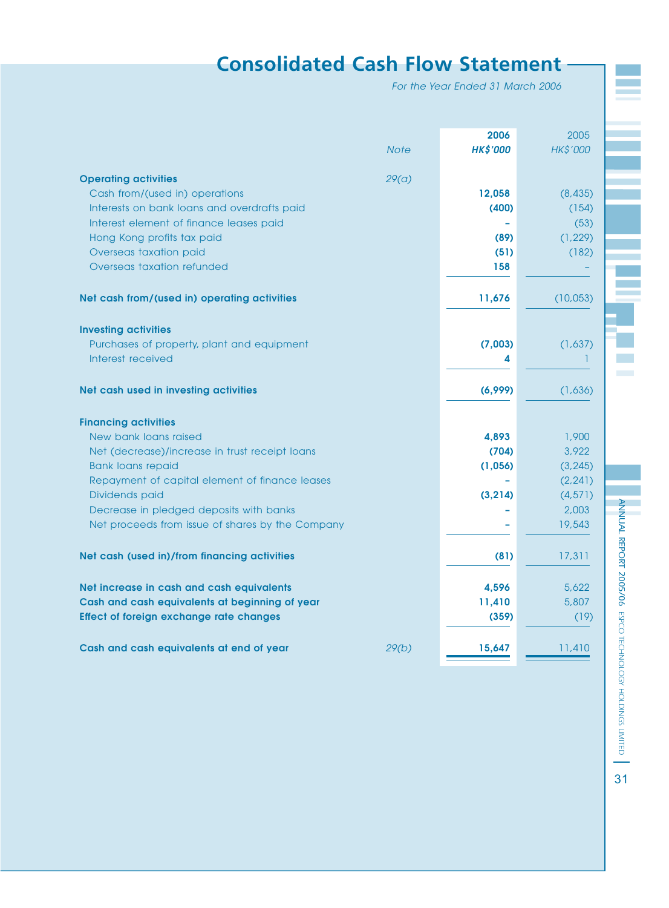# Consolidated Cash Flow Statement

*For the Year Ended 31 March 2006*

| | Note | 2006 HK$'000 | 2005 HK$'000 |
|---|---|---|---|
| **Operating activities** | 29(a) | | |
| Cash from/(used in) operations | | **12,058** | (8,435) |
| Interests on bank loans and overdrafts paid | | **(400)** | (154) |
| Interest element of finance leases paid | | **–** | (53) |
| Hong Kong profits tax paid | | **(89)** | (1,229) |
| Overseas taxation paid | | **(51)** | (182) |
| Overseas taxation refunded | | **158** | – |
| **Net cash from/(used in) operating activities** | | **11,676** | (10,053) |
| **Investing activities** | | | |
| Purchases of property, plant and equipment | | **(7,003)** | (1,637) |
| Interest received | | **4** | 1 |
| **Net cash used in investing activities** | | **(6,999)** | (1,636) |
| **Financing activities** | | | |
| New bank loans raised | | **4,893** | 1,900 |
| Net (decrease)/increase in trust receipt loans | | **(704)** | 3,922 |
| Bank loans repaid | | **(1,056)** | (3,245) |
| Repayment of capital element of finance leases | | **–** | (2,241) |
| Dividends paid | | **(3,214)** | (4,571) |
| Decrease in pledged deposits with banks | | **–** | 2,003 |
| Net proceeds from issue of shares by the Company | | **–** | 19,543 |
| **Net cash (used in)/from financing activities** | | **(81)** | 17,311 |
| **Net increase in cash and cash equivalents** | | **4,596** | 5,622 |
| **Cash and cash equivalents at beginning of year** | | **11,410** | 5,807 |
| **Effect of foreign exchange rate changes** | | **(359)** | (19) |
| **Cash and cash equivalents at end of year** | 29(b) | **15,647** | 11,410 |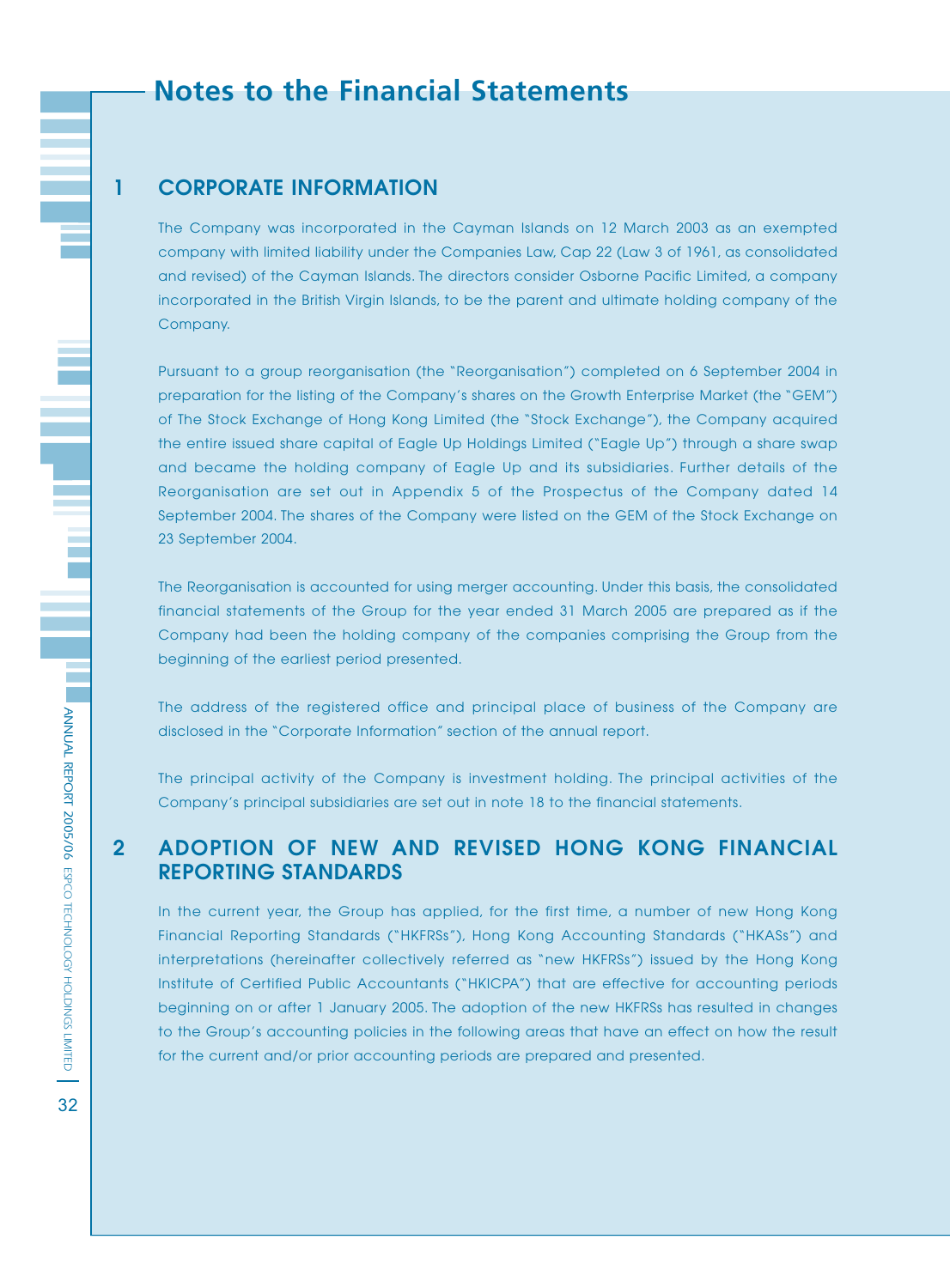# Notes to the Financial Statements

## 1 CORPORATE INFORMATION

The Company was incorporated in the Cayman Islands on 12 March 2003 as an exempted company with limited liability under the Companies Law, Cap 22 (Law 3 of 1961, as consolidated and revised) of the Cayman Islands. The directors consider Osborne Pacific Limited, a company incorporated in the British Virgin Islands, to be the parent and ultimate holding company of the Company.

Pursuant to a group reorganisation (the "Reorganisation") completed on 6 September 2004 in preparation for the listing of the Company's shares on the Growth Enterprise Market (the "GEM") of The Stock Exchange of Hong Kong Limited (the "Stock Exchange"), the Company acquired the entire issued share capital of Eagle Up Holdings Limited ("Eagle Up") through a share swap and became the holding company of Eagle Up and its subsidiaries. Further details of the Reorganisation are set out in Appendix 5 of the Prospectus of the Company dated 14 September 2004. The shares of the Company were listed on the GEM of the Stock Exchange on 23 September 2004.

The Reorganisation is accounted for using merger accounting. Under this basis, the consolidated financial statements of the Group for the year ended 31 March 2005 are prepared as if the Company had been the holding company of the companies comprising the Group from the beginning of the earliest period presented.

The address of the registered office and principal place of business of the Company are disclosed in the "Corporate Information" section of the annual report.

The principal activity of the Company is investment holding. The principal activities of the Company's principal subsidiaries are set out in note 18 to the financial statements.

## 2 ADOPTION OF NEW AND REVISED HONG KONG FINANCIAL REPORTING STANDARDS

In the current year, the Group has applied, for the first time, a number of new Hong Kong Financial Reporting Standards ("HKFRSs"), Hong Kong Accounting Standards ("HKASs") and interpretations (hereinafter collectively referred as "new HKFRSs") issued by the Hong Kong Institute of Certified Public Accountants ("HKICPA") that are effective for accounting periods beginning on or after 1 January 2005. The adoption of the new HKFRSs has resulted in changes to the Group's accounting policies in the following areas that have an effect on how the result for the current and/or prior accounting periods are prepared and presented.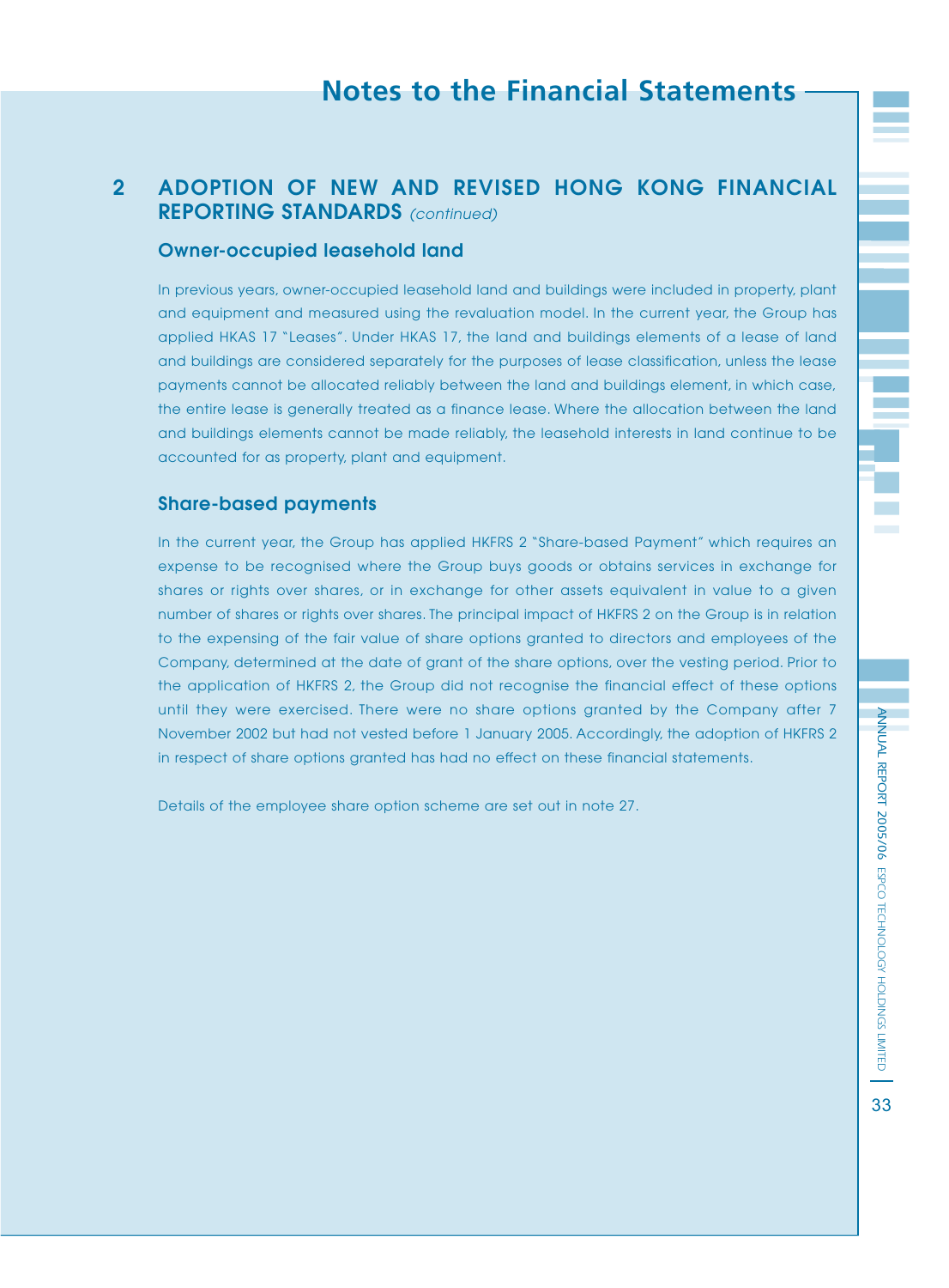## 2 ADOPTION OF NEW AND REVISED HONG KONG FINANCIAL REPORTING STANDARDS *(continued)*

### Owner-occupied leasehold land

In previous years, owner-occupied leasehold land and buildings were included in property, plant and equipment and measured using the revaluation model. In the current year, the Group has applied HKAS 17 "Leases". Under HKAS 17, the land and buildings elements of a lease of land and buildings are considered separately for the purposes of lease classification, unless the lease payments cannot be allocated reliably between the land and buildings element, in which case, the entire lease is generally treated as a finance lease. Where the allocation between the land and buildings elements cannot be made reliably, the leasehold interests in land continue to be accounted for as property, plant and equipment.

### Share-based payments

In the current year, the Group has applied HKFRS 2 "Share-based Payment" which requires an expense to be recognised where the Group buys goods or obtains services in exchange for shares or rights over shares, or in exchange for other assets equivalent in value to a given number of shares or rights over shares. The principal impact of HKFRS 2 on the Group is in relation to the expensing of the fair value of share options granted to directors and employees of the Company, determined at the date of grant of the share options, over the vesting period. Prior to the application of HKFRS 2, the Group did not recognise the financial effect of these options until they were exercised. There were no share options granted by the Company after 7 November 2002 but had not vested before 1 January 2005. Accordingly, the adoption of HKFRS 2 in respect of share options granted has had no effect on these financial statements.

Details of the employee share option scheme are set out in note 27.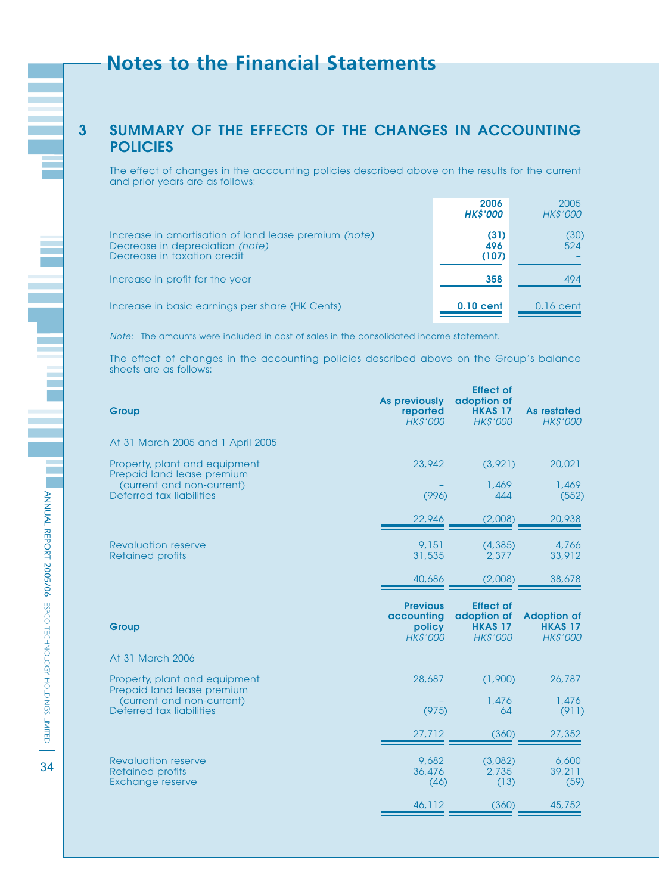# Notes to the Financial Statements

## 3 SUMMARY OF THE EFFECTS OF THE CHANGES IN ACCOUNTING POLICIES

The effect of changes in the accounting policies described above on the results for the current and prior years are as follows:

| | 2006 HK$'000 | 2005 HK$'000 |
|---|---|---|
| Increase in amortisation of land lease premium *(note)* | **(31)** | (30) |
| Decrease in depreciation *(note)* | **496** | 524 |
| Decrease in taxation credit | **(107)** | – |
| Increase in profit for the year | **358** | 494 |
| Increase in basic earnings per share (HK Cents) | **0.10 cent** | 0.16 cent |

*Note:* The amounts were included in cost of sales in the consolidated income statement.

The effect of changes in the accounting policies described above on the Group's balance sheets are as follows:

| Group | As previously reported HK$'000 | Effect of adoption of HKAS 17 HK$'000 | As restated HK$'000 |
|---|---|---|---|
| At 31 March 2005 and 1 April 2005 | | | |
| Property, plant and equipment | 23,942 | (3,921) | 20,021 |
| Prepaid land lease premium (current and non-current) | – | 1,469 | 1,469 |
| Deferred tax liabilities | (996) | 444 | (552) |
| | 22,946 | (2,008) | 20,938 |
| Revaluation reserve | 9,151 | (4,385) | 4,766 |
| Retained profits | 31,535 | 2,377 | 33,912 |
| | 40,686 | (2,008) | 38,678 |

| Group | Previous accounting policy HK$'000 | Effect of adoption of HKAS 17 HK$'000 | Adoption of HKAS 17 HK$'000 |
|---|---|---|---|
| At 31 March 2006 | | | |
| Property, plant and equipment | 28,687 | (1,900) | 26,787 |
| Prepaid land lease premium (current and non-current) | – | 1,476 | 1,476 |
| Deferred tax liabilities | (975) | 64 | (911) |
| | 27,712 | (360) | 27,352 |
| Revaluation reserve | 9,682 | (3,082) | 6,600 |
| Retained profits | 36,476 | 2,735 | 39,211 |
| Exchange reserve | (46) | (13) | (59) |
| | 46,112 | (360) | 45,752 |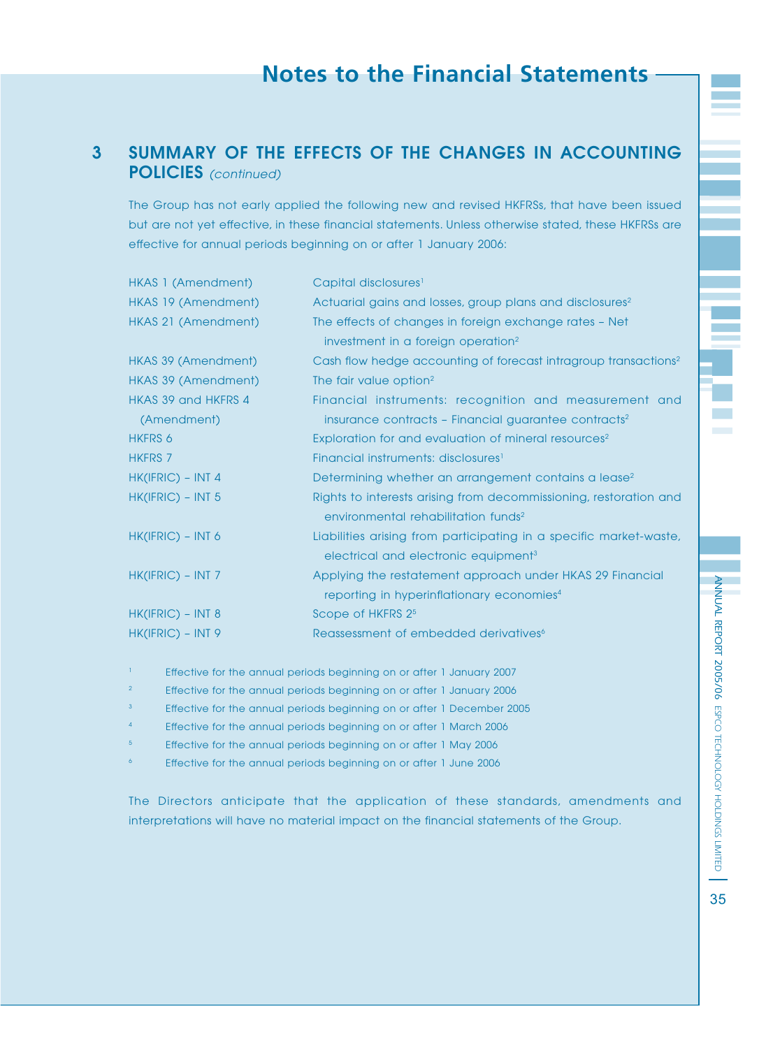## 3 SUMMARY OF THE EFFECTS OF THE CHANGES IN ACCOUNTING POLICIES *(continued)*

The Group has not early applied the following new and revised HKFRSs, that have been issued but are not yet effective, in these financial statements. Unless otherwise stated, these HKFRSs are effective for annual periods beginning on or after 1 January 2006:

| | |
|---|---|
| HKAS 1 (Amendment) | Capital disclosures[1] |
| HKAS 19 (Amendment) | Actuarial gains and losses, group plans and disclosures[2] |
| HKAS 21 (Amendment) | The effects of changes in foreign exchange rates – Net investment in a foreign operation[2] |
| HKAS 39 (Amendment) | Cash flow hedge accounting of forecast intragroup transactions[2] |
| HKAS 39 (Amendment) | The fair value option[2] |
| HKAS 39 and HKFRS 4 (Amendment) | Financial instruments: recognition and measurement and insurance contracts – Financial guarantee contracts[2] |
| HKFRS 6 | Exploration for and evaluation of mineral resources[2] |
| HKFRS 7 | Financial instruments: disclosures[1] |
| HK(IFRIC) – INT 4 | Determining whether an arrangement contains a lease[2] |
| HK(IFRIC) – INT 5 | Rights to interests arising from decommissioning, restoration and environmental rehabilitation funds[2] |
| HK(IFRIC) – INT 6 | Liabilities arising from participating in a specific market-waste, electrical and electronic equipment[3] |
| HK(IFRIC) – INT 7 | Applying the restatement approach under HKAS 29 Financial reporting in hyperinflationary economies[4] |
| HK(IFRIC) – INT 8 | Scope of HKFRS 2[5] |
| HK(IFRIC) – INT 9 | Reassessment of embedded derivatives[6] |

[1] Effective for the annual periods beginning on or after 1 January 2007

[2] Effective for the annual periods beginning on or after 1 January 2006

[3] Effective for the annual periods beginning on or after 1 December 2005

[4] Effective for the annual periods beginning on or after 1 March 2006

[5] Effective for the annual periods beginning on or after 1 May 2006

[6] Effective for the annual periods beginning on or after 1 June 2006

The Directors anticipate that the application of these standards, amendments and interpretations will have no material impact on the financial statements of the Group.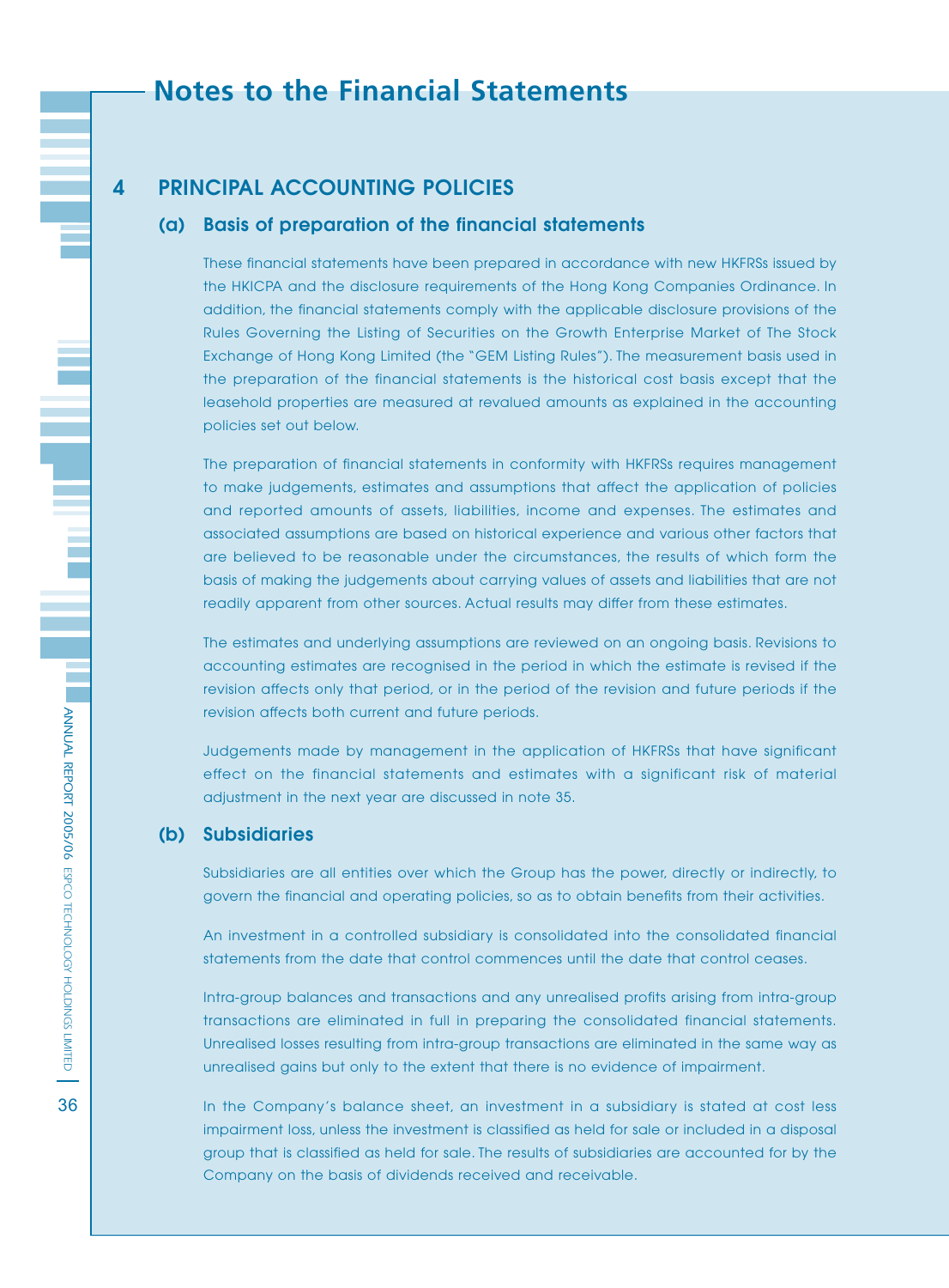# Notes to the Financial Statements

## 4 PRINCIPAL ACCOUNTING POLICIES

### (a) Basis of preparation of the financial statements

These financial statements have been prepared in accordance with new HKFRSs issued by the HKICPA and the disclosure requirements of the Hong Kong Companies Ordinance. In addition, the financial statements comply with the applicable disclosure provisions of the Rules Governing the Listing of Securities on the Growth Enterprise Market of The Stock Exchange of Hong Kong Limited (the "GEM Listing Rules"). The measurement basis used in the preparation of the financial statements is the historical cost basis except that the leasehold properties are measured at revalued amounts as explained in the accounting policies set out below.

The preparation of financial statements in conformity with HKFRSs requires management to make judgements, estimates and assumptions that affect the application of policies and reported amounts of assets, liabilities, income and expenses. The estimates and associated assumptions are based on historical experience and various other factors that are believed to be reasonable under the circumstances, the results of which form the basis of making the judgements about carrying values of assets and liabilities that are not readily apparent from other sources. Actual results may differ from these estimates.

The estimates and underlying assumptions are reviewed on an ongoing basis. Revisions to accounting estimates are recognised in the period in which the estimate is revised if the revision affects only that period, or in the period of the revision and future periods if the revision affects both current and future periods.

Judgements made by management in the application of HKFRSs that have significant effect on the financial statements and estimates with a significant risk of material adjustment in the next year are discussed in note 35.

### (b) Subsidiaries

Subsidiaries are all entities over which the Group has the power, directly or indirectly, to govern the financial and operating policies, so as to obtain benefits from their activities.

An investment in a controlled subsidiary is consolidated into the consolidated financial statements from the date that control commences until the date that control ceases.

Intra-group balances and transactions and any unrealised profits arising from intra-group transactions are eliminated in full in preparing the consolidated financial statements. Unrealised losses resulting from intra-group transactions are eliminated in the same way as unrealised gains but only to the extent that there is no evidence of impairment.

In the Company's balance sheet, an investment in a subsidiary is stated at cost less impairment loss, unless the investment is classified as held for sale or included in a disposal group that is classified as held for sale. The results of subsidiaries are accounted for by the Company on the basis of dividends received and receivable.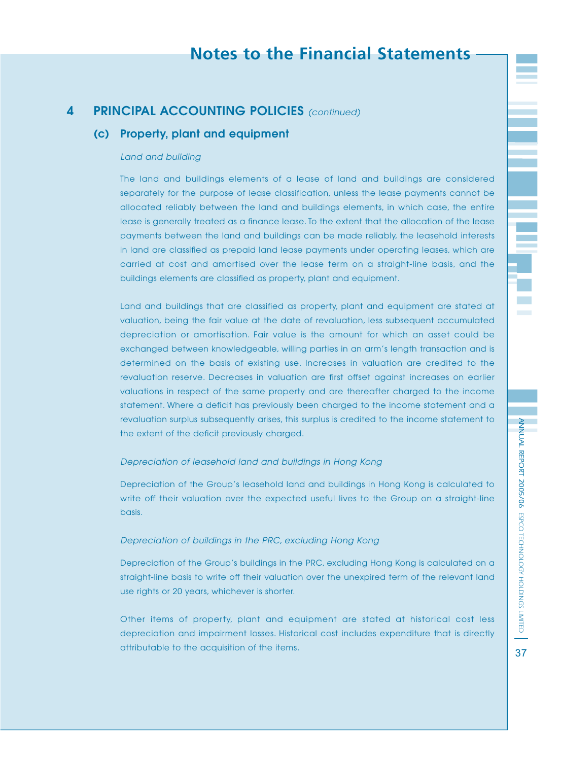# Notes to the Financial Statements

## 4 PRINCIPAL ACCOUNTING POLICIES *(continued)*

### (c) Property, plant and equipment

*Land and building*

The land and buildings elements of a lease of land and buildings are considered separately for the purpose of lease classification, unless the lease payments cannot be allocated reliably between the land and buildings elements, in which case, the entire lease is generally treated as a finance lease. To the extent that the allocation of the lease payments between the land and buildings can be made reliably, the leasehold interests in land are classified as prepaid land lease payments under operating leases, which are carried at cost and amortised over the lease term on a straight-line basis, and the buildings elements are classified as property, plant and equipment.

Land and buildings that are classified as property, plant and equipment are stated at valuation, being the fair value at the date of revaluation, less subsequent accumulated depreciation or amortisation. Fair value is the amount for which an asset could be exchanged between knowledgeable, willing parties in an arm's length transaction and is determined on the basis of existing use. Increases in valuation are credited to the revaluation reserve. Decreases in valuation are first offset against increases on earlier valuations in respect of the same property and are thereafter charged to the income statement. Where a deficit has previously been charged to the income statement and a revaluation surplus subsequently arises, this surplus is credited to the income statement to the extent of the deficit previously charged.

*Depreciation of leasehold land and buildings in Hong Kong*

Depreciation of the Group's leasehold land and buildings in Hong Kong is calculated to write off their valuation over the expected useful lives to the Group on a straight-line basis.

*Depreciation of buildings in the PRC, excluding Hong Kong*

Depreciation of the Group's buildings in the PRC, excluding Hong Kong is calculated on a straight-line basis to write off their valuation over the unexpired term of the relevant land use rights or 20 years, whichever is shorter.

Other items of property, plant and equipment are stated at historical cost less depreciation and impairment losses. Historical cost includes expenditure that is directly attributable to the acquisition of the items.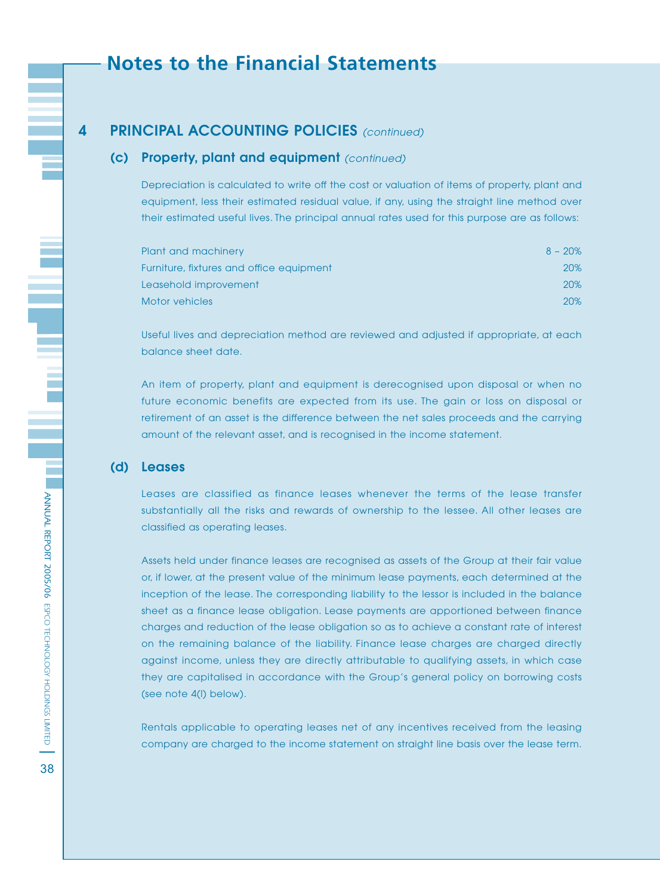# Notes to the Financial Statements

## 4 PRINCIPAL ACCOUNTING POLICIES *(continued)*

### (c) Property, plant and equipment *(continued)*

Depreciation is calculated to write off the cost or valuation of items of property, plant and equipment, less their estimated residual value, if any, using the straight line method over their estimated useful lives. The principal annual rates used for this purpose are as follows:

| | |
|---|---|
| Plant and machinery | 8 – 20% |
| Furniture, fixtures and office equipment | 20% |
| Leasehold improvement | 20% |
| Motor vehicles | 20% |

Useful lives and depreciation method are reviewed and adjusted if appropriate, at each balance sheet date.

An item of property, plant and equipment is derecognised upon disposal or when no future economic benefits are expected from its use. The gain or loss on disposal or retirement of an asset is the difference between the net sales proceeds and the carrying amount of the relevant asset, and is recognised in the income statement.

### (d) Leases

Leases are classified as finance leases whenever the terms of the lease transfer substantially all the risks and rewards of ownership to the lessee. All other leases are classified as operating leases.

Assets held under finance leases are recognised as assets of the Group at their fair value or, if lower, at the present value of the minimum lease payments, each determined at the inception of the lease. The corresponding liability to the lessor is included in the balance sheet as a finance lease obligation. Lease payments are apportioned between finance charges and reduction of the lease obligation so as to achieve a constant rate of interest on the remaining balance of the liability. Finance lease charges are charged directly against income, unless they are directly attributable to qualifying assets, in which case they are capitalised in accordance with the Group's general policy on borrowing costs (see note 4(l) below).

Rentals applicable to operating leases net of any incentives received from the leasing company are charged to the income statement on straight line basis over the lease term.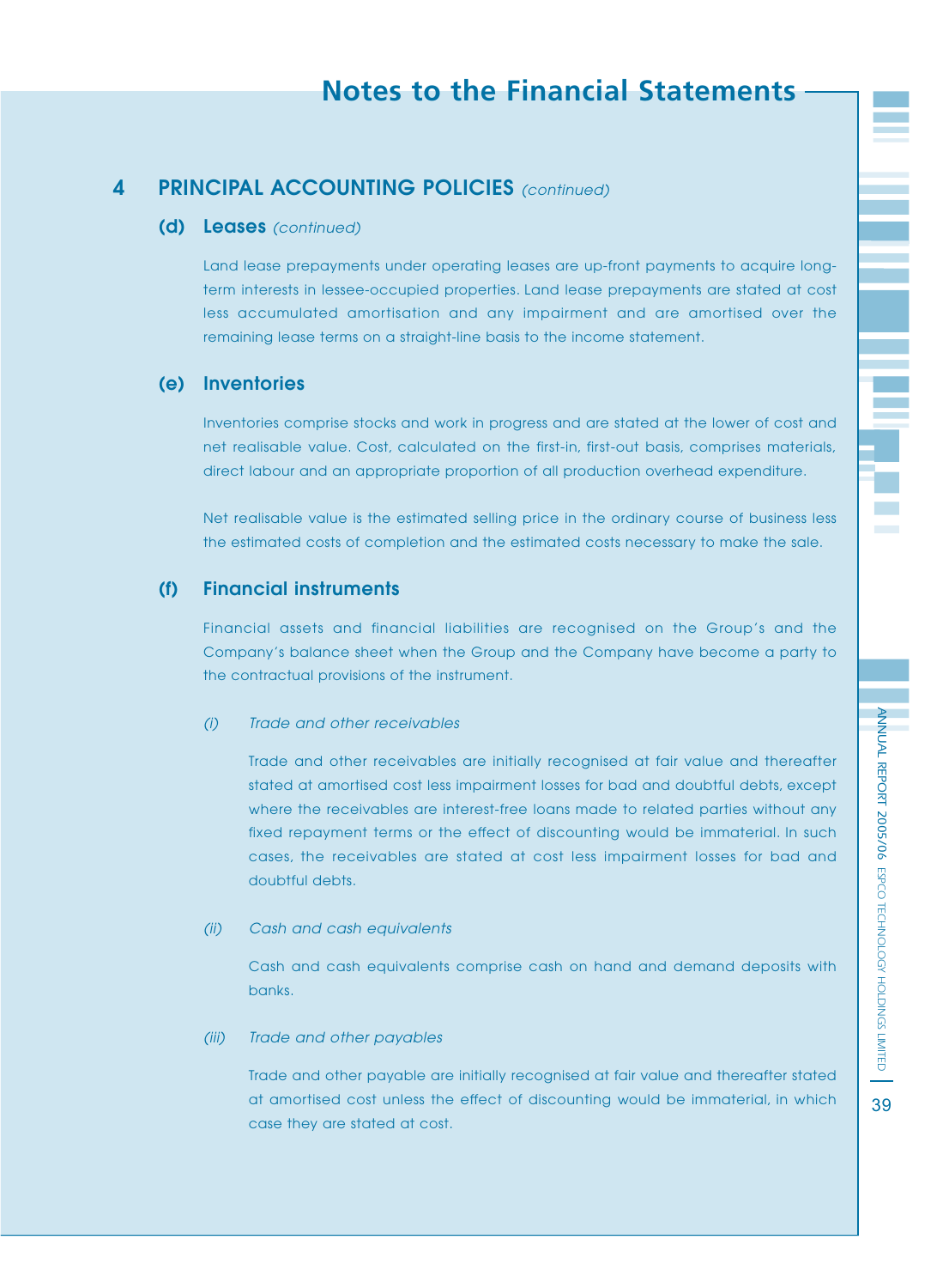## 4 PRINCIPAL ACCOUNTING POLICIES *(continued)*

### (d) Leases *(continued)*

Land lease prepayments under operating leases are up-front payments to acquire long-term interests in lessee-occupied properties. Land lease prepayments are stated at cost less accumulated amortisation and any impairment and are amortised over the remaining lease terms on a straight-line basis to the income statement.

### (e) Inventories

Inventories comprise stocks and work in progress and are stated at the lower of cost and net realisable value. Cost, calculated on the first-in, first-out basis, comprises materials, direct labour and an appropriate proportion of all production overhead expenditure.

Net realisable value is the estimated selling price in the ordinary course of business less the estimated costs of completion and the estimated costs necessary to make the sale.

### (f) Financial instruments

Financial assets and financial liabilities are recognised on the Group's and the Company's balance sheet when the Group and the Company have become a party to the contractual provisions of the instrument.

*(i) Trade and other receivables*

Trade and other receivables are initially recognised at fair value and thereafter stated at amortised cost less impairment losses for bad and doubtful debts, except where the receivables are interest-free loans made to related parties without any fixed repayment terms or the effect of discounting would be immaterial. In such cases, the receivables are stated at cost less impairment losses for bad and doubtful debts.

*(ii) Cash and cash equivalents*

Cash and cash equivalents comprise cash on hand and demand deposits with banks.

*(iii) Trade and other payables*

Trade and other payable are initially recognised at fair value and thereafter stated at amortised cost unless the effect of discounting would be immaterial, in which case they are stated at cost.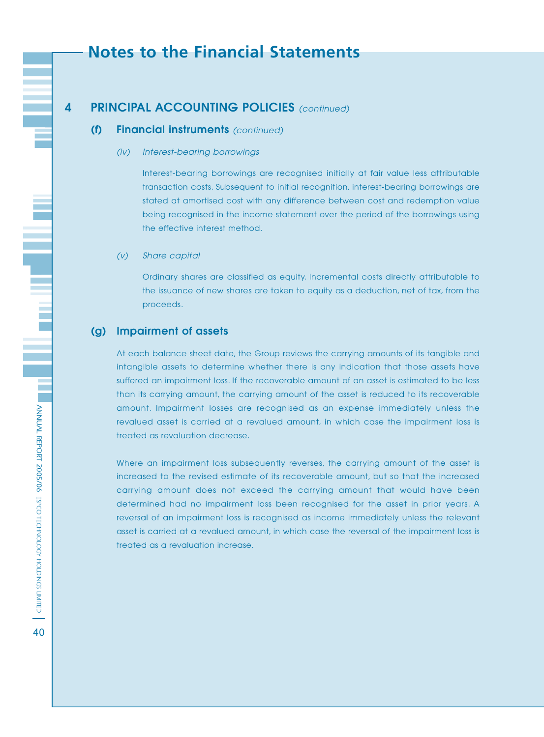# Notes to the Financial Statements

## 4 PRINCIPAL ACCOUNTING POLICIES *(continued)*

### (f) Financial instruments *(continued)*

*(iv) Interest-bearing borrowings*

Interest-bearing borrowings are recognised initially at fair value less attributable transaction costs. Subsequent to initial recognition, interest-bearing borrowings are stated at amortised cost with any difference between cost and redemption value being recognised in the income statement over the period of the borrowings using the effective interest method.

*(v) Share capital*

Ordinary shares are classified as equity. Incremental costs directly attributable to the issuance of new shares are taken to equity as a deduction, net of tax, from the proceeds.

### (g) Impairment of assets

At each balance sheet date, the Group reviews the carrying amounts of its tangible and intangible assets to determine whether there is any indication that those assets have suffered an impairment loss. If the recoverable amount of an asset is estimated to be less than its carrying amount, the carrying amount of the asset is reduced to its recoverable amount. Impairment losses are recognised as an expense immediately unless the revalued asset is carried at a revalued amount, in which case the impairment loss is treated as revaluation decrease.

Where an impairment loss subsequently reverses, the carrying amount of the asset is increased to the revised estimate of its recoverable amount, but so that the increased carrying amount does not exceed the carrying amount that would have been determined had no impairment loss been recognised for the asset in prior years. A reversal of an impairment loss is recognised as income immediately unless the relevant asset is carried at a revalued amount, in which case the reversal of the impairment loss is treated as a revaluation increase.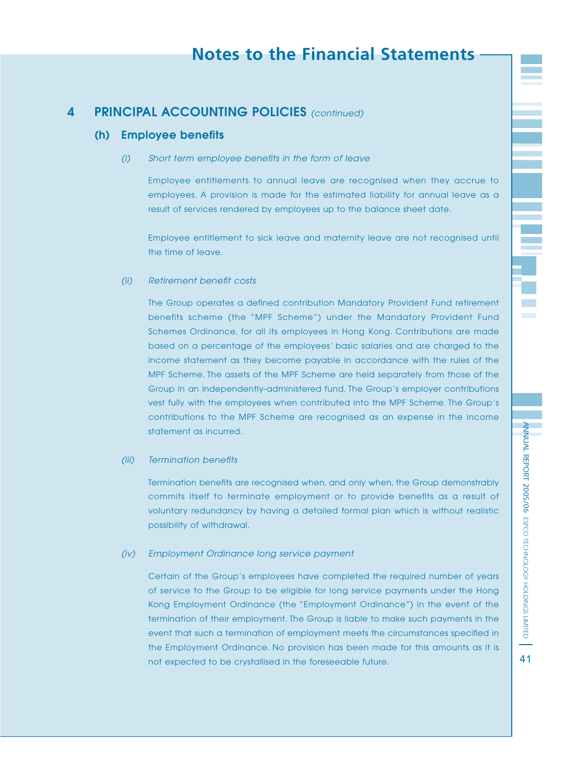## 4 PRINCIPAL ACCOUNTING POLICIES *(continued)*

### (h) Employee benefits

*(i) Short term employee benefits in the form of leave*

Employee entitlements to annual leave are recognised when they accrue to employees. A provision is made for the estimated liability for annual leave as a result of services rendered by employees up to the balance sheet date.

Employee entitlement to sick leave and maternity leave are not recognised until the time of leave.

*(ii) Retirement benefit costs*

The Group operates a defined contribution Mandatory Provident Fund retirement benefits scheme (the "MPF Scheme") under the Mandatory Provident Fund Schemes Ordinance, for all its employees in Hong Kong. Contributions are made based on a percentage of the employees' basic salaries and are charged to the income statement as they become payable in accordance with the rules of the MPF Scheme. The assets of the MPF Scheme are held separately from those of the Group in an independently-administered fund. The Group's employer contributions vest fully with the employees when contributed into the MPF Scheme. The Group's contributions to the MPF Scheme are recognised as an expense in the income statement as incurred.

*(iii) Termination benefits*

Termination benefits are recognised when, and only when, the Group demonstrably commits itself to terminate employment or to provide benefits as a result of voluntary redundancy by having a detailed formal plan which is without realistic possibility of withdrawal.

*(iv) Employment Ordinance long service payment*

Certain of the Group's employees have completed the required number of years of service to the Group to be eligible for long service payments under the Hong Kong Employment Ordinance (the "Employment Ordinance") in the event of the termination of their employment. The Group is liable to make such payments in the event that such a termination of employment meets the circumstances specified in the Employment Ordinance. No provision has been made for this amounts as it is not expected to be crystallised in the foreseeable future.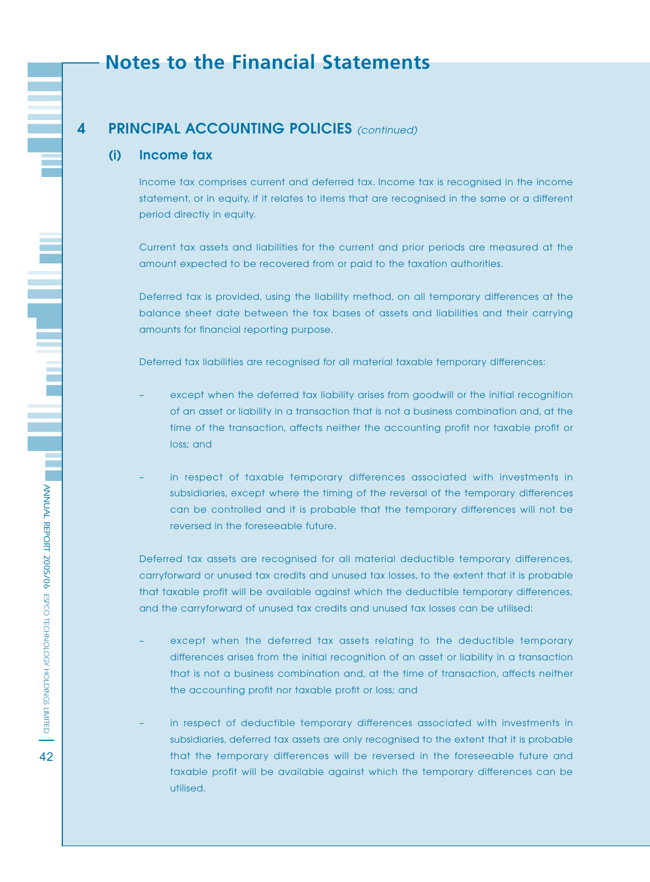# Notes to the Financial Statements

## 4 PRINCIPAL ACCOUNTING POLICIES *(continued)*

### (i) Income tax

Income tax comprises current and deferred tax. Income tax is recognised in the income statement, or in equity, if it relates to items that are recognised in the same or a different period directly in equity.

Current tax assets and liabilities for the current and prior periods are measured at the amount expected to be recovered from or paid to the taxation authorities.

Deferred tax is provided, using the liability method, on all temporary differences at the balance sheet date between the tax bases of assets and liabilities and their carrying amounts for financial reporting purpose.

Deferred tax liabilities are recognised for all material taxable temporary differences:

- except when the deferred tax liability arises from goodwill or the initial recognition of an asset or liability in a transaction that is not a business combination and, at the time of the transaction, affects neither the accounting profit nor taxable profit or loss; and

- in respect of taxable temporary differences associated with investments in subsidiaries, except where the timing of the reversal of the temporary differences can be controlled and it is probable that the temporary differences will not be reversed in the foreseeable future.

Deferred tax assets are recognised for all material deductible temporary differences, carryforward or unused tax credits and unused tax losses, to the extent that it is probable that taxable profit will be available against which the deductible temporary differences, and the carryforward of unused tax credits and unused tax losses can be utilised:

- except when the deferred tax assets relating to the deductible temporary differences arises from the initial recognition of an asset or liability in a transaction that is not a business combination and, at the time of transaction, affects neither the accounting profit nor taxable profit or loss; and

- in respect of deductible temporary differences associated with investments in subsidiaries, deferred tax assets are only recognised to the extent that it is probable that the temporary differences will be reversed in the foreseeable future and taxable profit will be available against which the temporary differences can be utilised.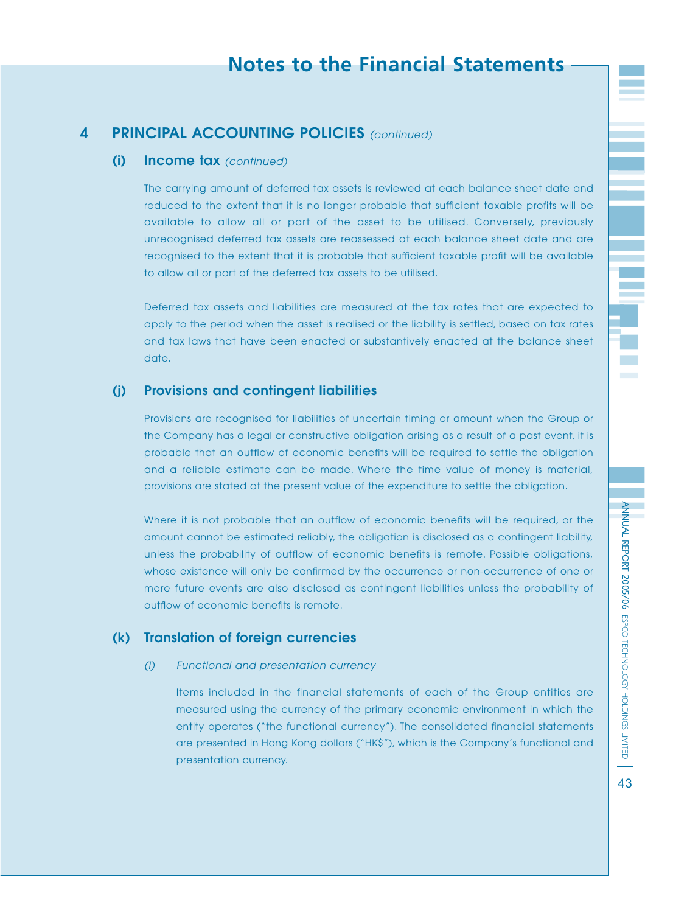## 4 PRINCIPAL ACCOUNTING POLICIES *(continued)*

### (i) Income tax *(continued)*

The carrying amount of deferred tax assets is reviewed at each balance sheet date and reduced to the extent that it is no longer probable that sufficient taxable profits will be available to allow all or part of the asset to be utilised. Conversely, previously unrecognised deferred tax assets are reassessed at each balance sheet date and are recognised to the extent that it is probable that sufficient taxable profit will be available to allow all or part of the deferred tax assets to be utilised.

Deferred tax assets and liabilities are measured at the tax rates that are expected to apply to the period when the asset is realised or the liability is settled, based on tax rates and tax laws that have been enacted or substantively enacted at the balance sheet date.

### (j) Provisions and contingent liabilities

Provisions are recognised for liabilities of uncertain timing or amount when the Group or the Company has a legal or constructive obligation arising as a result of a past event, it is probable that an outflow of economic benefits will be required to settle the obligation and a reliable estimate can be made. Where the time value of money is material, provisions are stated at the present value of the expenditure to settle the obligation.

Where it is not probable that an outflow of economic benefits will be required, or the amount cannot be estimated reliably, the obligation is disclosed as a contingent liability, unless the probability of outflow of economic benefits is remote. Possible obligations, whose existence will only be confirmed by the occurrence or non-occurrence of one or more future events are also disclosed as contingent liabilities unless the probability of outflow of economic benefits is remote.

### (k) Translation of foreign currencies

*(i) Functional and presentation currency*

Items included in the financial statements of each of the Group entities are measured using the currency of the primary economic environment in which the entity operates ("the functional currency"). The consolidated financial statements are presented in Hong Kong dollars ("HK$"), which is the Company's functional and presentation currency.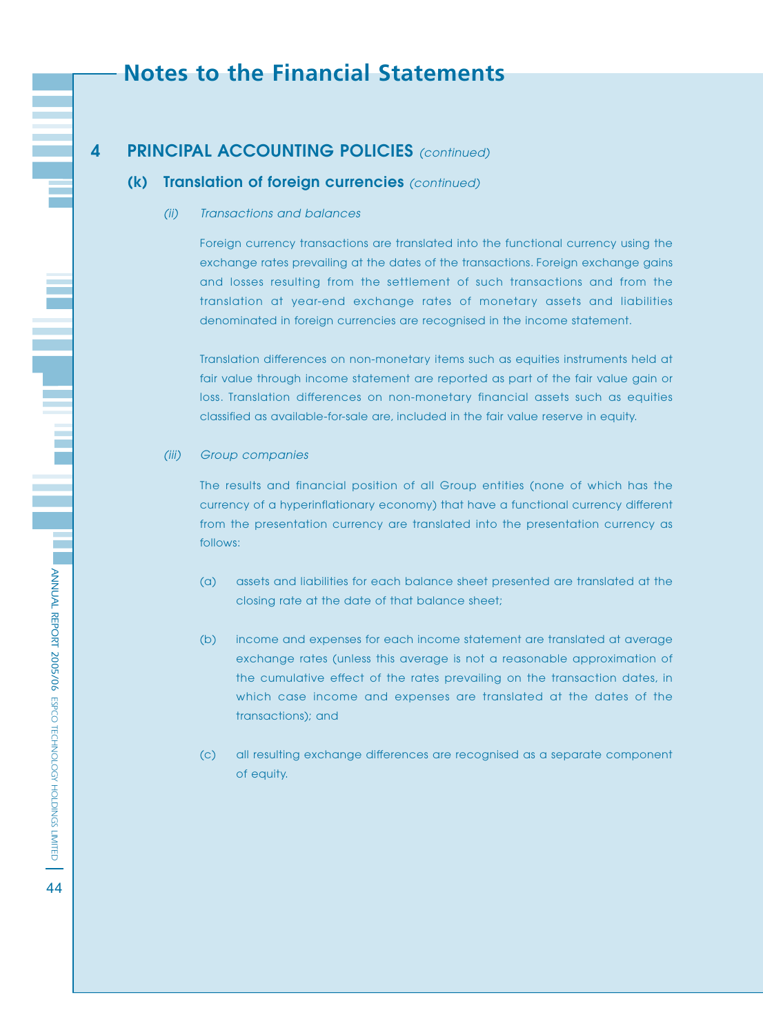# Notes to the Financial Statements

## 4 PRINCIPAL ACCOUNTING POLICIES *(continued)*

### (k) Translation of foreign currencies *(continued)*

*(ii) Transactions and balances*

Foreign currency transactions are translated into the functional currency using the exchange rates prevailing at the dates of the transactions. Foreign exchange gains and losses resulting from the settlement of such transactions and from the translation at year-end exchange rates of monetary assets and liabilities denominated in foreign currencies are recognised in the income statement.

Translation differences on non-monetary items such as equities instruments held at fair value through income statement are reported as part of the fair value gain or loss. Translation differences on non-monetary financial assets such as equities classified as available-for-sale are, included in the fair value reserve in equity.

*(iii) Group companies*

The results and financial position of all Group entities (none of which has the currency of a hyperinflationary economy) that have a functional currency different from the presentation currency are translated into the presentation currency as follows:

(a) assets and liabilities for each balance sheet presented are translated at the closing rate at the date of that balance sheet;

(b) income and expenses for each income statement are translated at average exchange rates (unless this average is not a reasonable approximation of the cumulative effect of the rates prevailing on the transaction dates, in which case income and expenses are translated at the dates of the transactions); and

(c) all resulting exchange differences are recognised as a separate component of equity.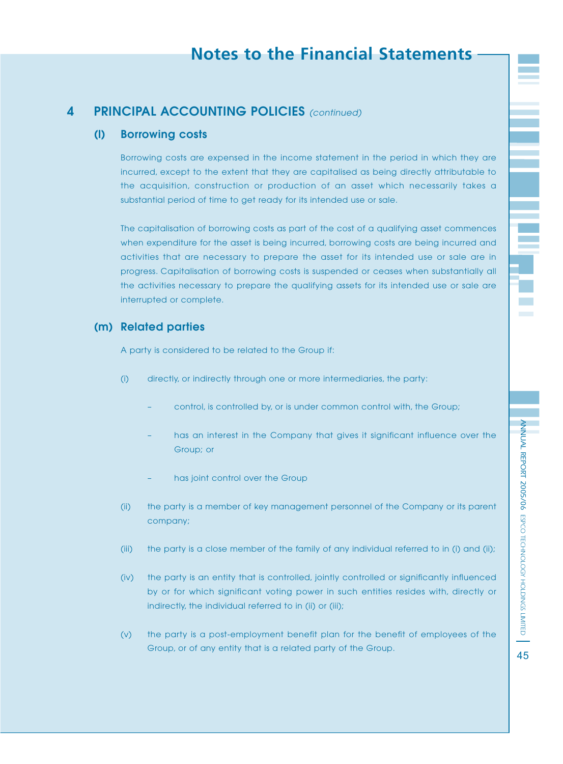## 4 PRINCIPAL ACCOUNTING POLICIES *(continued)*

### (l) Borrowing costs

Borrowing costs are expensed in the income statement in the period in which they are incurred, except to the extent that they are capitalised as being directly attributable to the acquisition, construction or production of an asset which necessarily takes a substantial period of time to get ready for its intended use or sale.

The capitalisation of borrowing costs as part of the cost of a qualifying asset commences when expenditure for the asset is being incurred, borrowing costs are being incurred and activities that are necessary to prepare the asset for its intended use or sale are in progress. Capitalisation of borrowing costs is suspended or ceases when substantially all the activities necessary to prepare the qualifying assets for its intended use or sale are interrupted or complete.

### (m) Related parties

A party is considered to be related to the Group if:

(i) directly, or indirectly through one or more intermediaries, the party:

- control, is controlled by, or is under common control with, the Group;
- has an interest in the Company that gives it significant influence over the Group; or
- has joint control over the Group

(ii) the party is a member of key management personnel of the Company or its parent company;

(iii) the party is a close member of the family of any individual referred to in (i) and (ii);

(iv) the party is an entity that is controlled, jointly controlled or significantly influenced by or for which significant voting power in such entities resides with, directly or indirectly, the individual referred to in (ii) or (iii);

(v) the party is a post-employment benefit plan for the benefit of employees of the Group, or of any entity that is a related party of the Group.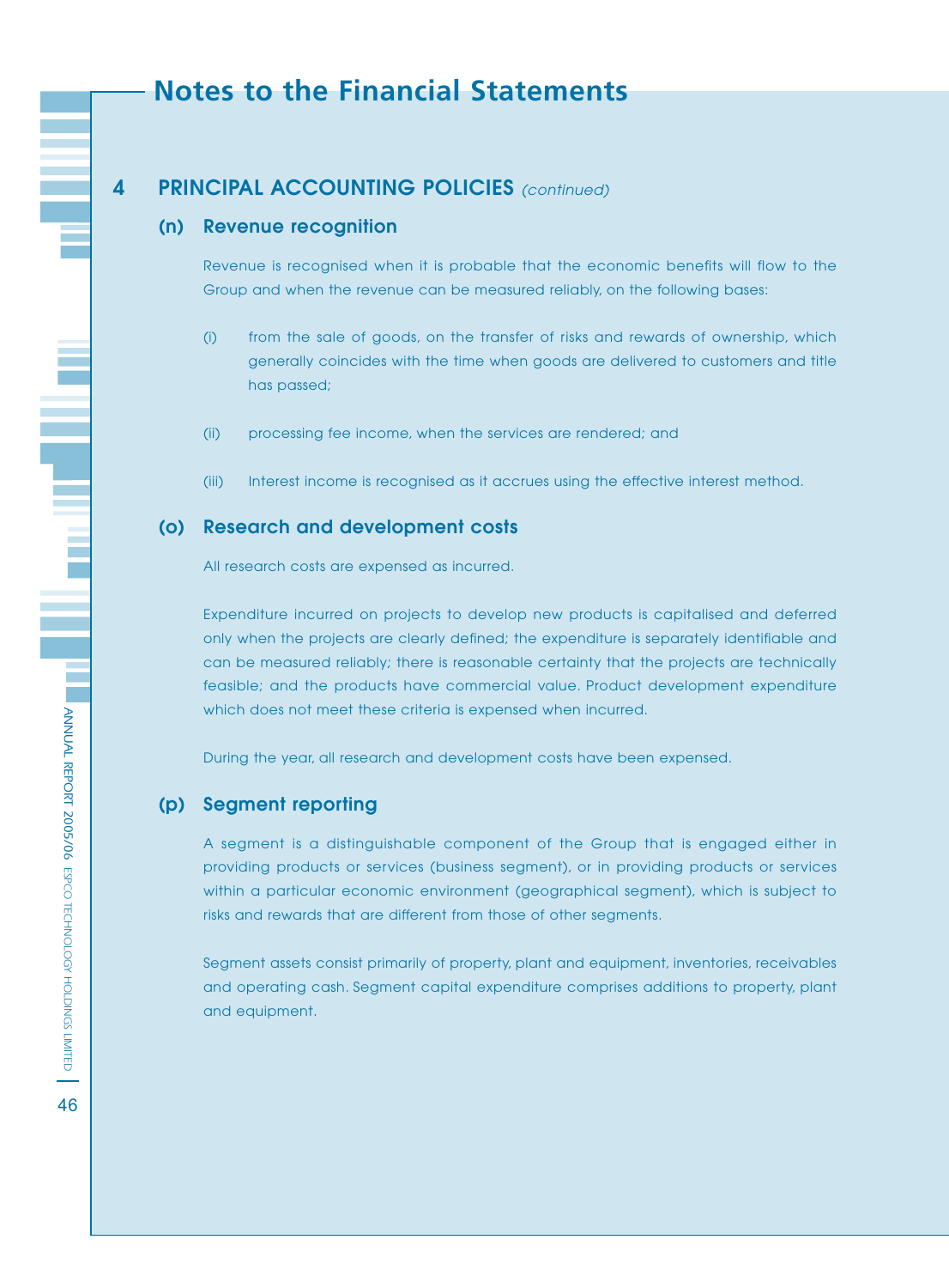# Notes to the Financial Statements

## 4 PRINCIPAL ACCOUNTING POLICIES *(continued)*

### (n) Revenue recognition

Revenue is recognised when it is probable that the economic benefits will flow to the Group and when the revenue can be measured reliably, on the following bases:

(i) from the sale of goods, on the transfer of risks and rewards of ownership, which generally coincides with the time when goods are delivered to customers and title has passed;

(ii) processing fee income, when the services are rendered; and

(iii) Interest income is recognised as it accrues using the effective interest method.

### (o) Research and development costs

All research costs are expensed as incurred.

Expenditure incurred on projects to develop new products is capitalised and deferred only when the projects are clearly defined; the expenditure is separately identifiable and can be measured reliably; there is reasonable certainty that the projects are technically feasible; and the products have commercial value. Product development expenditure which does not meet these criteria is expensed when incurred.

During the year, all research and development costs have been expensed.

### (p) Segment reporting

A segment is a distinguishable component of the Group that is engaged either in providing products or services (business segment), or in providing products or services within a particular economic environment (geographical segment), which is subject to risks and rewards that are different from those of other segments.

Segment assets consist primarily of property, plant and equipment, inventories, receivables and operating cash. Segment capital expenditure comprises additions to property, plant and equipment.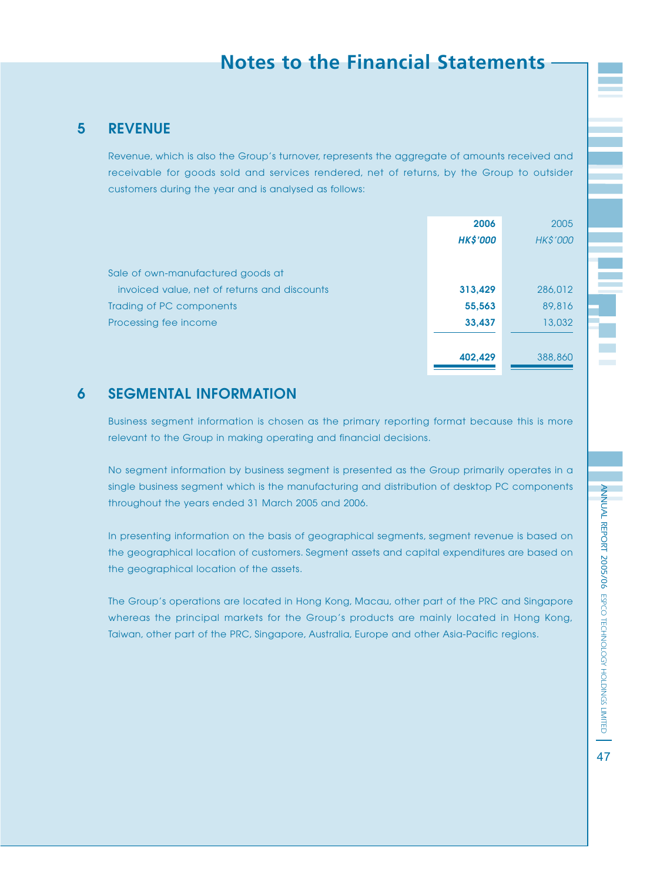## 5 REVENUE

Revenue, which is also the Group's turnover, represents the aggregate of amounts received and receivable for goods sold and services rendered, net of returns, by the Group to outsider customers during the year and is analysed as follows:

| | **2006** | 2005 |
|---|---|---|
| | ***HK$'000*** | *HK$'000* |
| Sale of own-manufactured goods at invoiced value, net of returns and discounts | **313,429** | 286,012 |
| Trading of PC components | **55,563** | 89,816 |
| Processing fee income | **33,437** | 13,032 |
| | **402,429** | 388,860 |

## 6 SEGMENTAL INFORMATION

Business segment information is chosen as the primary reporting format because this is more relevant to the Group in making operating and financial decisions.

No segment information by business segment is presented as the Group primarily operates in a single business segment which is the manufacturing and distribution of desktop PC components throughout the years ended 31 March 2005 and 2006.

In presenting information on the basis of geographical segments, segment revenue is based on the geographical location of customers. Segment assets and capital expenditures are based on the geographical location of the assets.

The Group's operations are located in Hong Kong, Macau, other part of the PRC and Singapore whereas the principal markets for the Group's products are mainly located in Hong Kong, Taiwan, other part of the PRC, Singapore, Australia, Europe and other Asia-Pacific regions.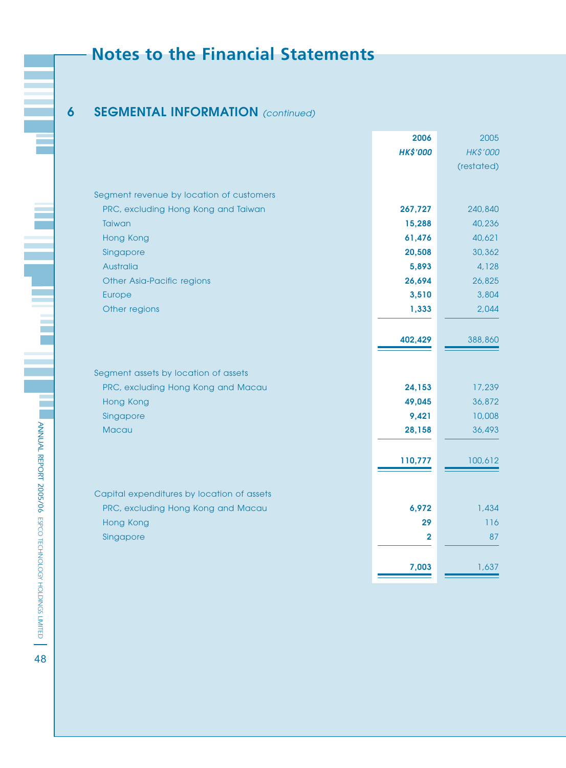# Notes to the Financial Statements

## 6 SEGMENTAL INFORMATION *(continued)*

| | 2006 | 2005 |
|---|---|---|
| | HK$'000 | HK$'000 |
| | | (restated) |
| Segment revenue by location of customers | | |
| PRC, excluding Hong Kong and Taiwan | 267,727 | 240,840 |
| Taiwan | 15,288 | 40,236 |
| Hong Kong | 61,476 | 40,621 |
| Singapore | 20,508 | 30,362 |
| Australia | 5,893 | 4,128 |
| Other Asia-Pacific regions | 26,694 | 26,825 |
| Europe | 3,510 | 3,804 |
| Other regions | 1,333 | 2,044 |
| | 402,429 | 388,860 |
| Segment assets by location of assets | | |
| PRC, excluding Hong Kong and Macau | 24,153 | 17,239 |
| Hong Kong | 49,045 | 36,872 |
| Singapore | 9,421 | 10,008 |
| Macau | 28,158 | 36,493 |
| | 110,777 | 100,612 |
| Capital expenditures by location of assets | | |
| PRC, excluding Hong Kong and Macau | 6,972 | 1,434 |
| Hong Kong | 29 | 116 |
| Singapore | 2 | 87 |
| | 7,003 | 1,637 |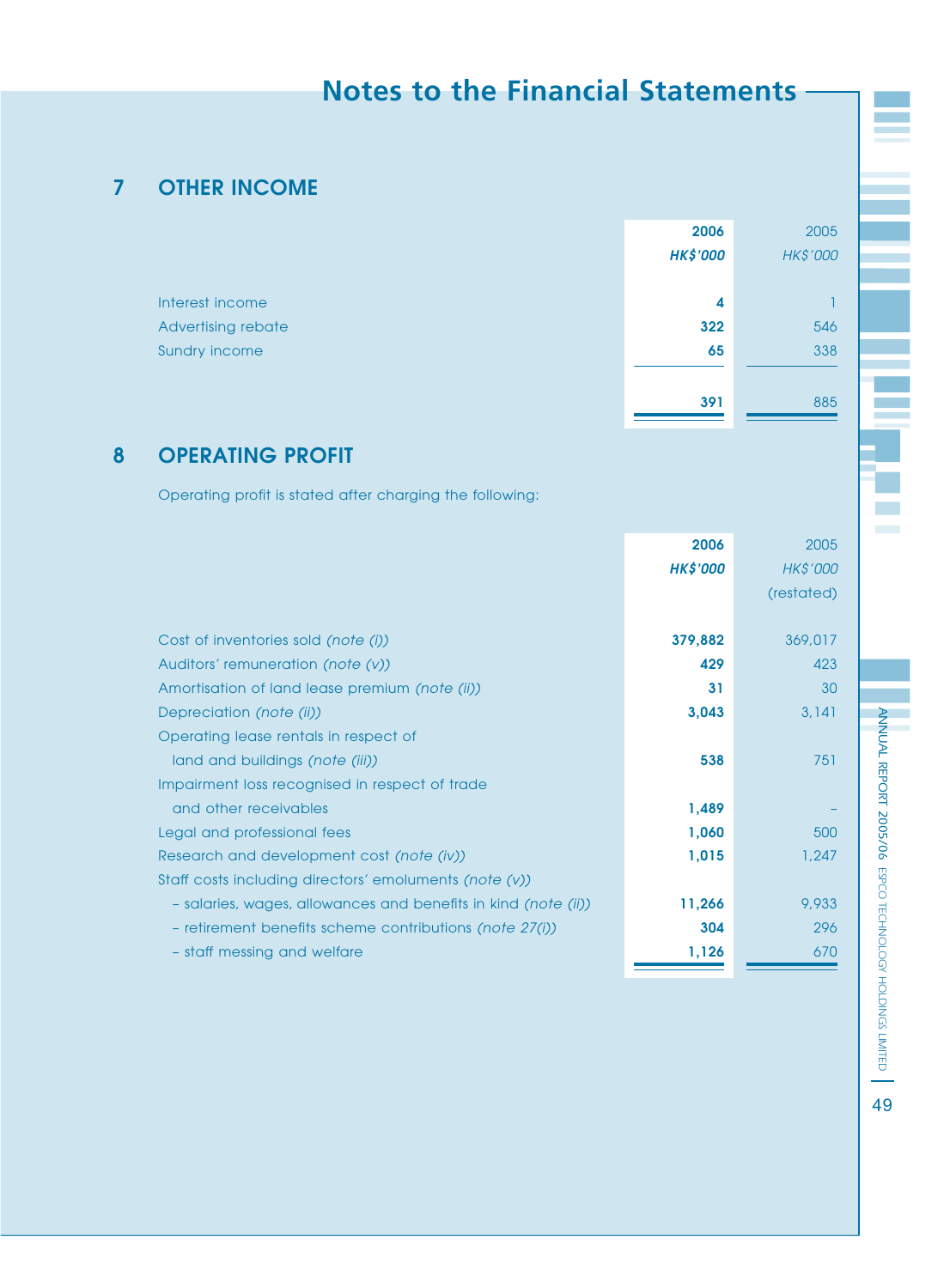# Notes to the Financial Statements

## 7 OTHER INCOME

| | 2006 HK$'000 | 2005 HK$'000 |
|---|---|---|
| Interest income | **4** | 1 |
| Advertising rebate | **322** | 546 |
| Sundry income | **65** | 338 |
| | **391** | 885 |

## 8 OPERATING PROFIT

Operating profit is stated after charging the following:

| | 2006 HK$'000 | 2005 HK$'000 (restated) |
|---|---|---|
| Cost of inventories sold *(note (i))* | **379,882** | 369,017 |
| Auditors' remuneration *(note (v))* | **429** | 423 |
| Amortisation of land lease premium *(note (ii))* | **31** | 30 |
| Depreciation *(note (ii))* | **3,043** | 3,141 |
| Operating lease rentals in respect of land and buildings *(note (iii))* | **538** | 751 |
| Impairment loss recognised in respect of trade and other receivables | **1,489** | – |
| Legal and professional fees | **1,060** | 500 |
| Research and development cost *(note (iv))* | **1,015** | 1,247 |
| Staff costs including directors' emoluments *(note (v))* | | |
| – salaries, wages, allowances and benefits in kind *(note (ii))* | **11,266** | 9,933 |
| – retirement benefits scheme contributions *(note 27(i))* | **304** | 296 |
| – staff messing and welfare | **1,126** | 670 |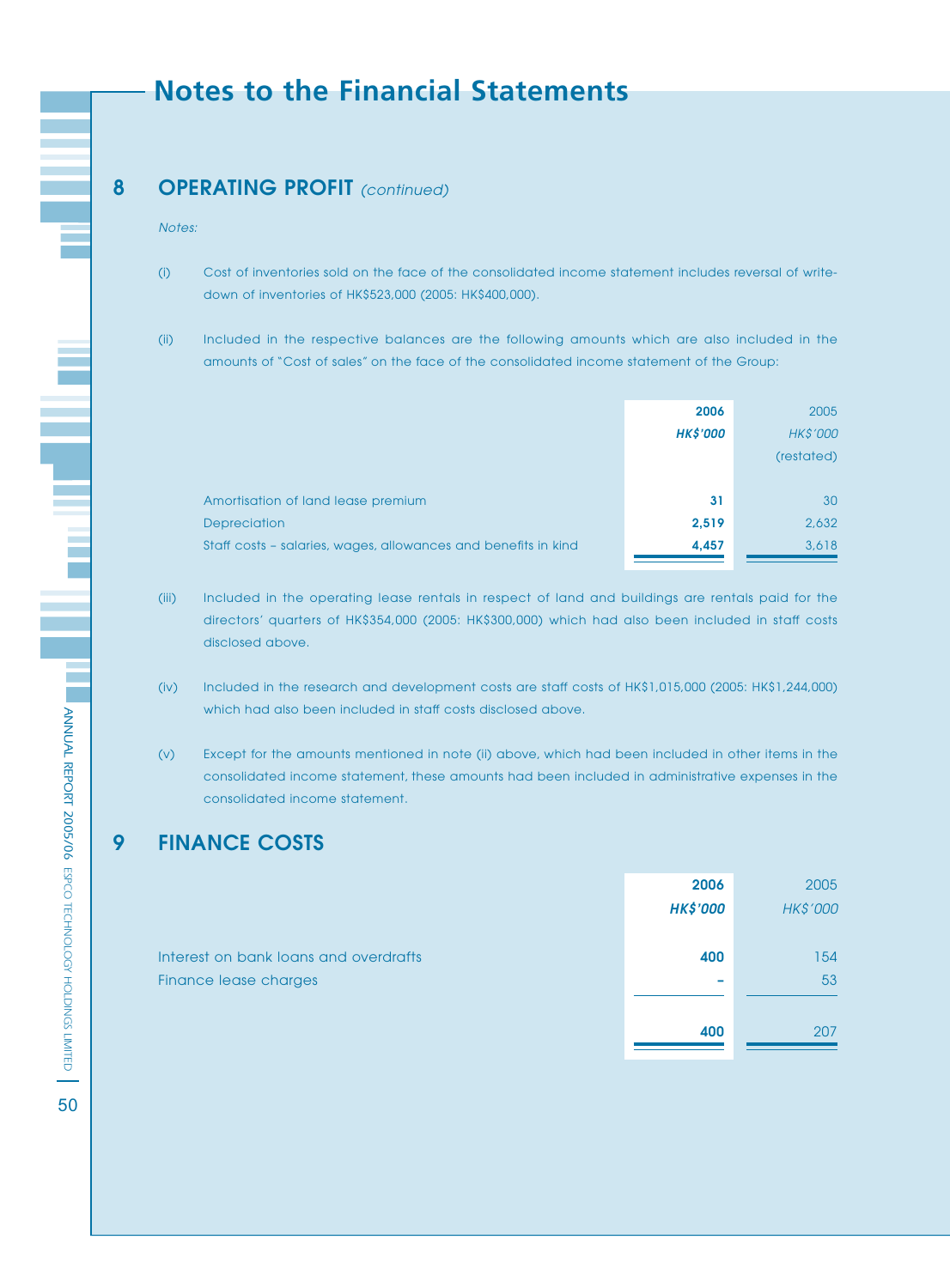# Notes to the Financial Statements

## 8 OPERATING PROFIT *(continued)*

*Notes:*

(i) Cost of inventories sold on the face of the consolidated income statement includes reversal of write-down of inventories of HK$523,000 (2005: HK$400,000).

(ii) Included in the respective balances are the following amounts which are also included in the amounts of "Cost of sales" on the face of the consolidated income statement of the Group:

| | **2006** | 2005 |
|---|---|---|
| | ***HK$'000*** | *HK$'000* |
| | | (restated) |
| Amortisation of land lease premium | **31** | 30 |
| Depreciation | **2,519** | 2,632 |
| Staff costs – salaries, wages, allowances and benefits in kind | **4,457** | 3,618 |

(iii) Included in the operating lease rentals in respect of land and buildings are rentals paid for the directors' quarters of HK$354,000 (2005: HK$300,000) which had also been included in staff costs disclosed above.

(iv) Included in the research and development costs are staff costs of HK$1,015,000 (2005: HK$1,244,000) which had also been included in staff costs disclosed above.

(v) Except for the amounts mentioned in note (ii) above, which had been included in other items in the consolidated income statement, these amounts had been included in administrative expenses in the consolidated income statement.

## 9 FINANCE COSTS

| | **2006** | 2005 |
|---|---|---|
| | ***HK$'000*** | *HK$'000* |
| Interest on bank loans and overdrafts | **400** | 154 |
| Finance lease charges | **–** | 53 |
| | **400** | 207 |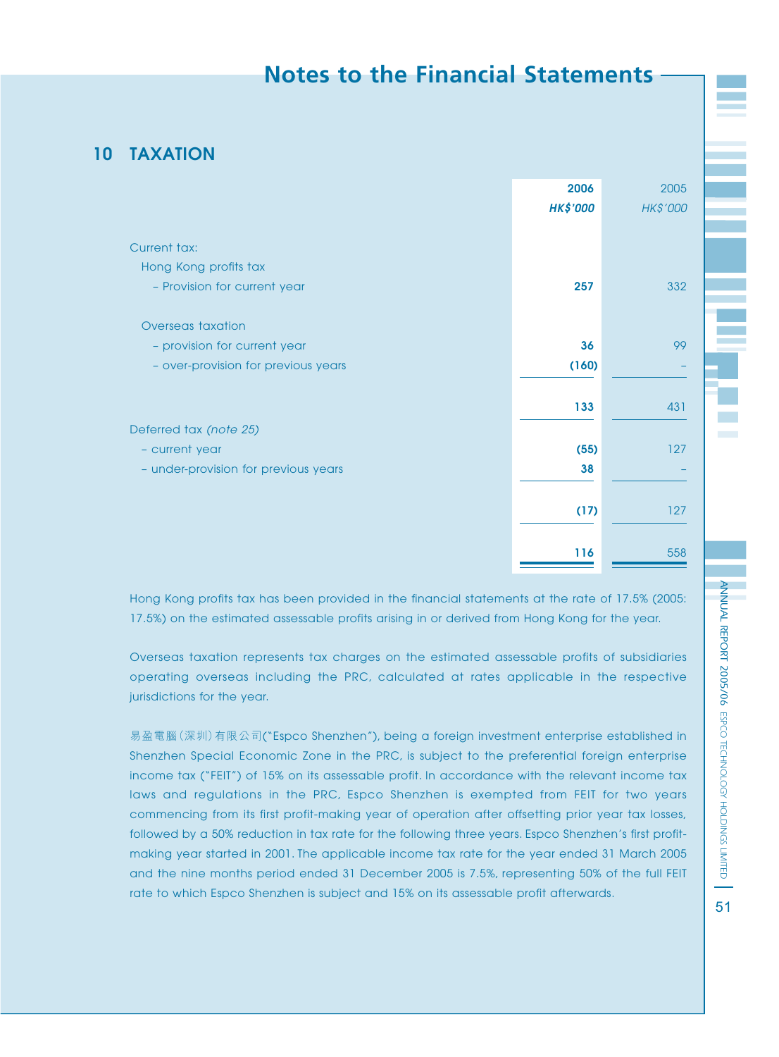## 10 TAXATION

| | 2006 | 2005 |
|---|---|---|
| | *HK$'000* | *HK$'000* |
| Current tax: | | |
| Hong Kong profits tax | | |
| – Provision for current year | **257** | 332 |
| Overseas taxation | | |
| – provision for current year | **36** | 99 |
| – over-provision for previous years | **(160)** | – |
| | **133** | 431 |
| Deferred tax *(note 25)* | | |
| – current year | **(55)** | 127 |
| – under-provision for previous years | **38** | – |
| | **(17)** | 127 |
| | **116** | 558 |

Hong Kong profits tax has been provided in the financial statements at the rate of 17.5% (2005: 17.5%) on the estimated assessable profits arising in or derived from Hong Kong for the year.

Overseas taxation represents tax charges on the estimated assessable profits of subsidiaries operating overseas including the PRC, calculated at rates applicable in the respective jurisdictions for the year.

易盈電腦(深圳)有限公司("Espco Shenzhen"), being a foreign investment enterprise established in Shenzhen Special Economic Zone in the PRC, is subject to the preferential foreign enterprise income tax ("FEIT") of 15% on its assessable profit. In accordance with the relevant income tax laws and regulations in the PRC, Espco Shenzhen is exempted from FEIT for two years commencing from its first profit-making year of operation after offsetting prior year tax losses, followed by a 50% reduction in tax rate for the following three years. Espco Shenzhen's first profit-making year started in 2001. The applicable income tax rate for the year ended 31 March 2005 and the nine months period ended 31 December 2005 is 7.5%, representing 50% of the full FEIT rate to which Espco Shenzhen is subject and 15% on its assessable profit afterwards.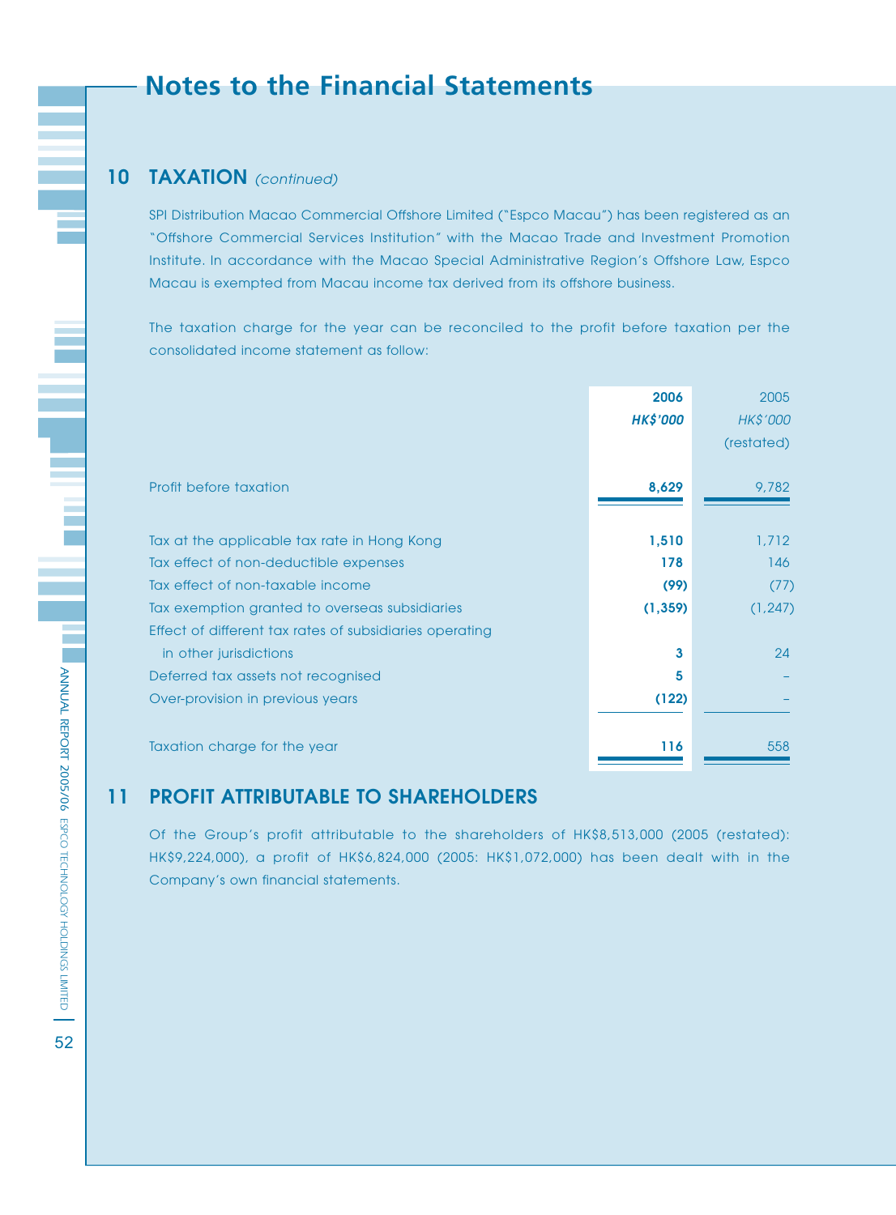# Notes to the Financial Statements

## 10 TAXATION *(continued)*

SPI Distribution Macao Commercial Offshore Limited ("Espco Macau") has been registered as an "Offshore Commercial Services Institution" with the Macao Trade and Investment Promotion Institute. In accordance with the Macao Special Administrative Region's Offshore Law, Espco Macau is exempted from Macau income tax derived from its offshore business.

The taxation charge for the year can be reconciled to the profit before taxation per the consolidated income statement as follow:

| | **2006** | 2005 |
|---|---|---|
| | ***HK$'000*** | *HK$'000* |
| | | (restated) |
| Profit before taxation | **8,629** | 9,782 |
| Tax at the applicable tax rate in Hong Kong | **1,510** | 1,712 |
| Tax effect of non-deductible expenses | **178** | 146 |
| Tax effect of non-taxable income | **(99)** | (77) |
| Tax exemption granted to overseas subsidiaries | **(1,359)** | (1,247) |
| Effect of different tax rates of subsidiaries operating in other jurisdictions | **3** | 24 |
| Deferred tax assets not recognised | **5** | – |
| Over-provision in previous years | **(122)** | – |
| Taxation charge for the year | **116** | 558 |

## 11 PROFIT ATTRIBUTABLE TO SHAREHOLDERS

Of the Group's profit attributable to the shareholders of HK$8,513,000 (2005 (restated): HK$9,224,000), a profit of HK$6,824,000 (2005: HK$1,072,000) has been dealt with in the Company's own financial statements.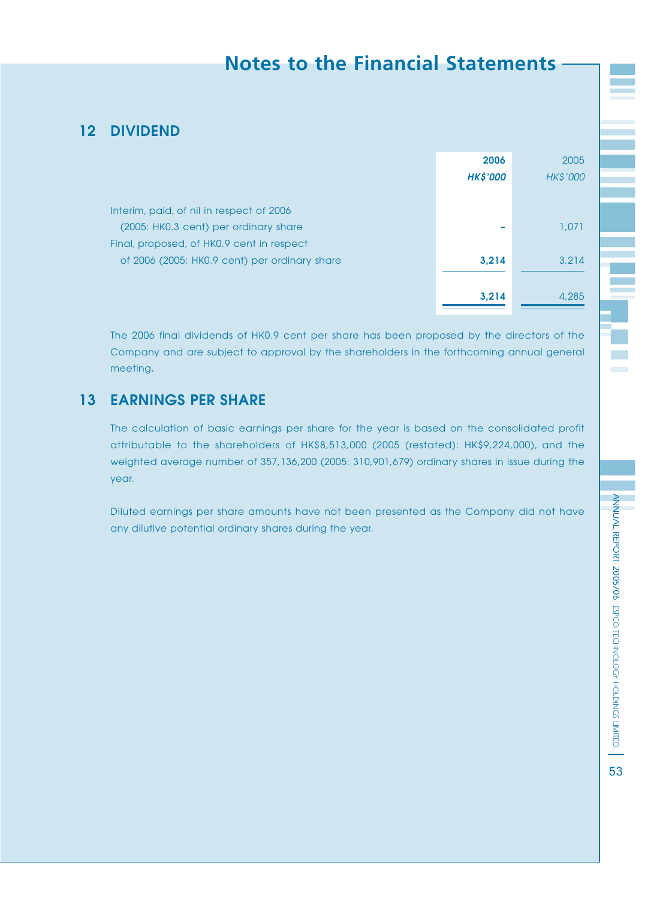# Notes to the Financial Statements

## 12 DIVIDEND

| | **2006** | 2005 |
|---|---|---|
| | ***HK$'000*** | *HK$'000* |
| Interim, paid, of nil in respect of 2006 (2005: HK0.3 cent) per ordinary share | **–** | 1,071 |
| Final, proposed, of HK0.9 cent in respect of 2006 (2005: HK0.9 cent) per ordinary share | **3,214** | 3,214 |
| | **3,214** | 4,285 |

The 2006 final dividends of HK0.9 cent per share has been proposed by the directors of the Company and are subject to approval by the shareholders in the forthcoming annual general meeting.

## 13 EARNINGS PER SHARE

The calculation of basic earnings per share for the year is based on the consolidated profit attributable to the shareholders of HK$8,513,000 (2005 (restated): HK$9,224,000), and the weighted average number of 357,136,200 (2005: 310,901,679) ordinary shares in issue during the year.

Diluted earnings per share amounts have not been presented as the Company did not have any dilutive potential ordinary shares during the year.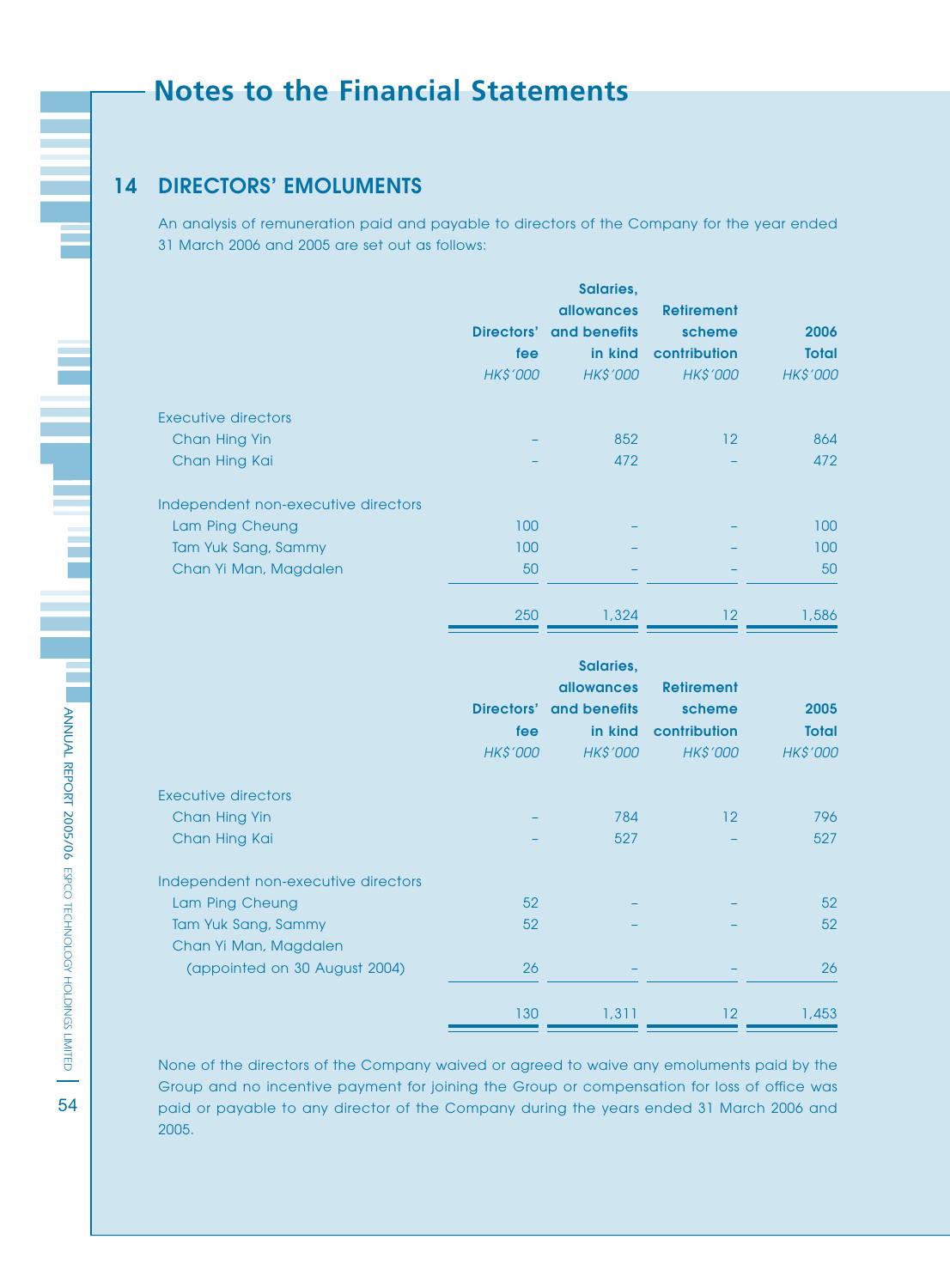# Notes to the Financial Statements

## 14 DIRECTORS' EMOLUMENTS

An analysis of remuneration paid and payable to directors of the Company for the year ended 31 March 2006 and 2005 are set out as follows:

| | Directors' fee | Salaries, allowances and benefits in kind | Retirement scheme contribution | 2006 Total |
|---|---|---|---|---|
| | *HK$'000* | *HK$'000* | *HK$'000* | *HK$'000* |
| Executive directors | | | | |
| Chan Hing Yin | – | 852 | 12 | 864 |
| Chan Hing Kai | – | 472 | – | 472 |
| Independent non-executive directors | | | | |
| Lam Ping Cheung | 100 | – | – | 100 |
| Tam Yuk Sang, Sammy | 100 | – | – | 100 |
| Chan Yi Man, Magdalen | 50 | – | – | 50 |
| | 250 | 1,324 | 12 | 1,586 |

| | Directors' fee | Salaries, allowances and benefits in kind | Retirement scheme contribution | 2005 Total |
|---|---|---|---|---|
| | *HK$'000* | *HK$'000* | *HK$'000* | *HK$'000* |
| Executive directors | | | | |
| Chan Hing Yin | – | 784 | 12 | 796 |
| Chan Hing Kai | – | 527 | – | 527 |
| Independent non-executive directors | | | | |
| Lam Ping Cheung | 52 | – | – | 52 |
| Tam Yuk Sang, Sammy | 52 | – | – | 52 |
| Chan Yi Man, Magdalen (appointed on 30 August 2004) | 26 | – | – | 26 |
| | 130 | 1,311 | 12 | 1,453 |

None of the directors of the Company waived or agreed to waive any emoluments paid by the Group and no incentive payment for joining the Group or compensation for loss of office was paid or payable to any director of the Company during the years ended 31 March 2006 and 2005.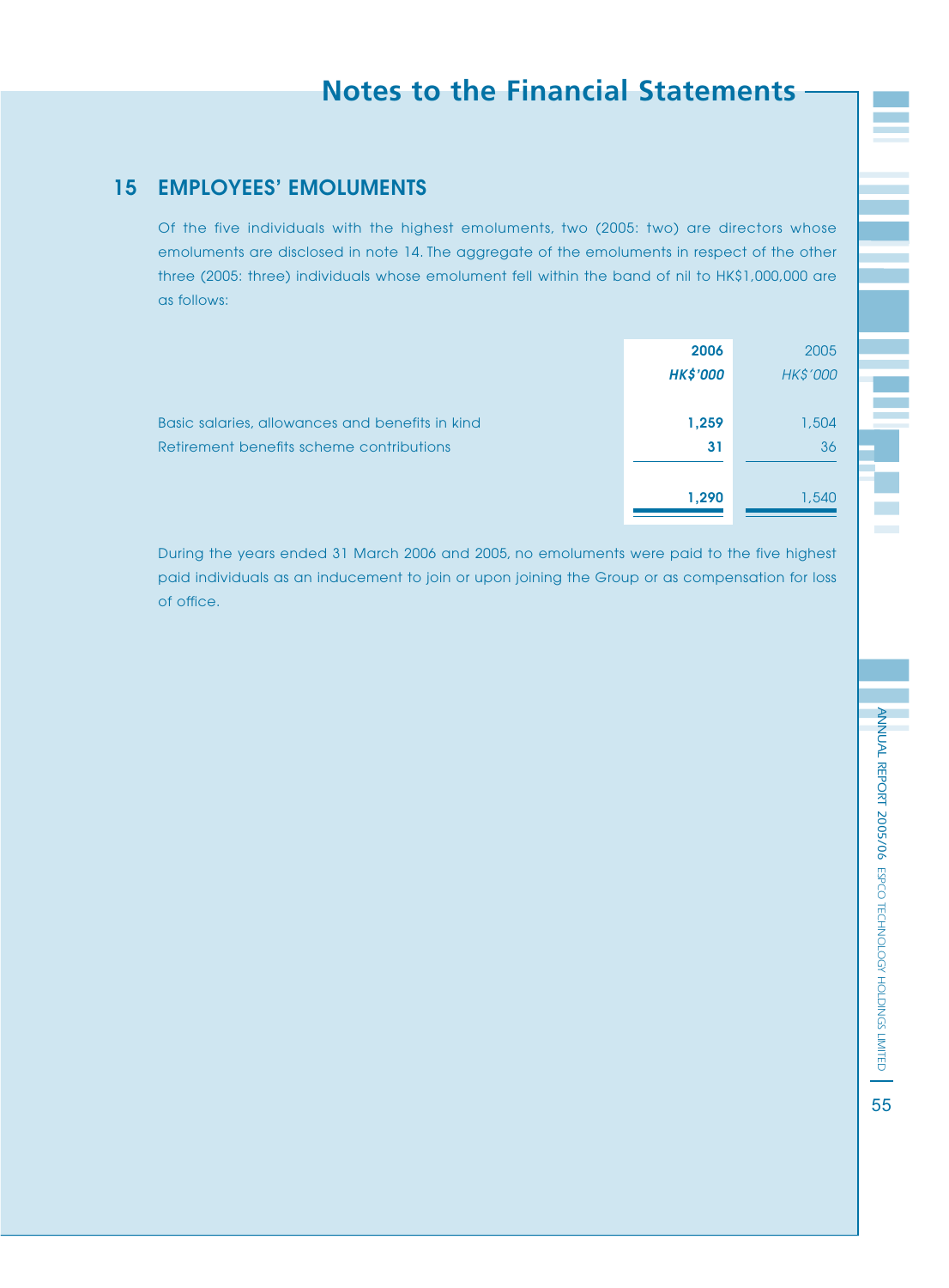## 15 EMPLOYEES' EMOLUMENTS

Of the five individuals with the highest emoluments, two (2005: two) are directors whose emoluments are disclosed in note 14. The aggregate of the emoluments in respect of the other three (2005: three) individuals whose emolument fell within the band of nil to HK$1,000,000 are as follows:

| | **2006** | 2005 |
|---|---|---|
| | ***HK$'000*** | *HK$'000* |
| Basic salaries, allowances and benefits in kind | **1,259** | 1,504 |
| Retirement benefits scheme contributions | **31** | 36 |
| | **1,290** | 1,540 |

During the years ended 31 March 2006 and 2005, no emoluments were paid to the five highest paid individuals as an inducement to join or upon joining the Group or as compensation for loss of office.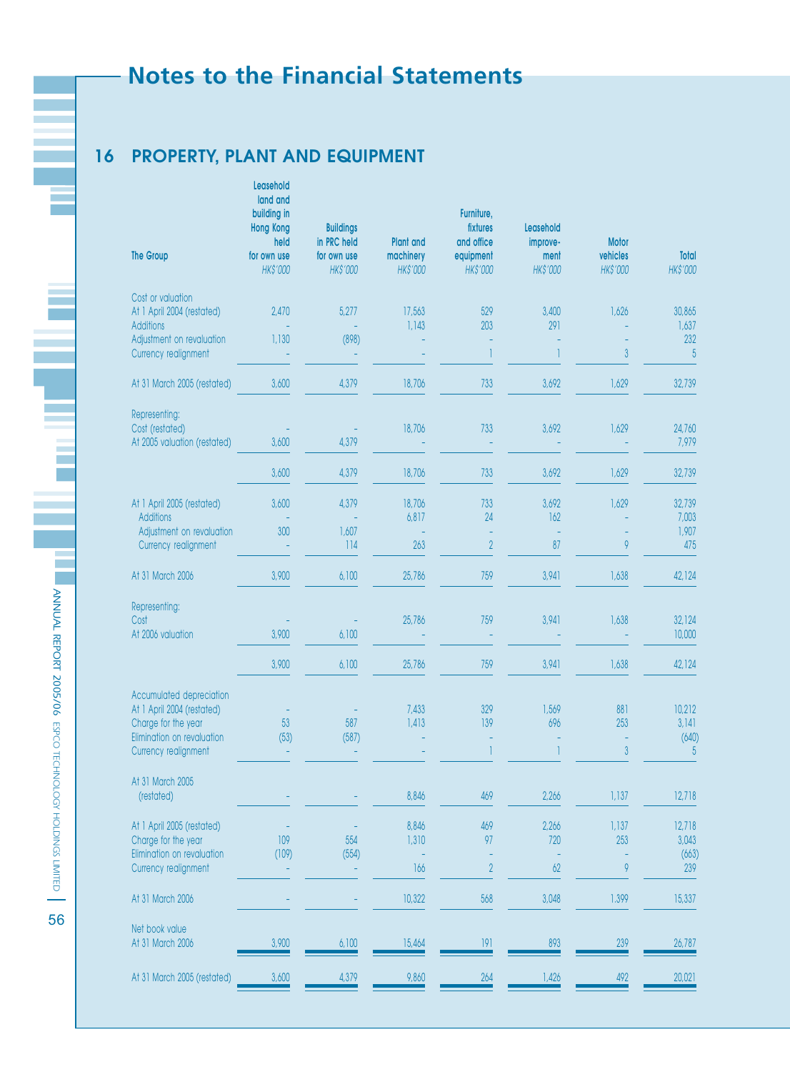# Notes to the Financial Statements

## 16 PROPERTY, PLANT AND EQUIPMENT

| The Group | Leasehold land and building in Hong Kong held for own use | Buildings in PRC held for own use | Plant and machinery | Furniture, fixtures and office equipment | Leasehold improve-ment | Motor vehicles | Total |
|---|---|---|---|---|---|---|---|
| | *HK$'000* | *HK$'000* | *HK$'000* | *HK$'000* | *HK$'000* | *HK$'000* | *HK$'000* |
| **Cost or valuation** | | | | | | | |
| At 1 April 2004 (restated) | 2,470 | 5,277 | 17,563 | 529 | 3,400 | 1,626 | 30,865 |
| Additions | – | – | 1,143 | 203 | 291 | – | 1,637 |
| Adjustment on revaluation | 1,130 | (898) | – | – | – | – | 232 |
| Currency realignment | – | – | – | 1 | 1 | 3 | 5 |
| At 31 March 2005 (restated) | 3,600 | 4,379 | 18,706 | 733 | 3,692 | 1,629 | 32,739 |
| Representing: | | | | | | | |
| Cost (restated) | – | – | 18,706 | 733 | 3,692 | 1,629 | 24,760 |
| At 2005 valuation (restated) | 3,600 | 4,379 | – | – | – | – | 7,979 |
| | 3,600 | 4,379 | 18,706 | 733 | 3,692 | 1,629 | 32,739 |
| At 1 April 2005 (restated) | 3,600 | 4,379 | 18,706 | 733 | 3,692 | 1,629 | 32,739 |
| Additions | – | – | 6,817 | 24 | 162 | – | 7,003 |
| Adjustment on revaluation | 300 | 1,607 | – | – | – | – | 1,907 |
| Currency realignment | – | 114 | 263 | 2 | 87 | 9 | 475 |
| At 31 March 2006 | 3,900 | 6,100 | 25,786 | 759 | 3,941 | 1,638 | 42,124 |
| Representing: | | | | | | | |
| Cost | – | – | 25,786 | 759 | 3,941 | 1,638 | 32,124 |
| At 2006 valuation | 3,900 | 6,100 | – | – | – | – | 10,000 |
| | 3,900 | 6,100 | 25,786 | 759 | 3,941 | 1,638 | 42,124 |
| **Accumulated depreciation** | | | | | | | |
| At 1 April 2004 (restated) | – | – | 7,433 | 329 | 1,569 | 881 | 10,212 |
| Charge for the year | 53 | 587 | 1,413 | 139 | 696 | 253 | 3,141 |
| Elimination on revaluation | (53) | (587) | – | – | – | – | (640) |
| Currency realignment | – | – | – | 1 | 1 | 3 | 5 |
| At 31 March 2005 (restated) | – | – | 8,846 | 469 | 2,266 | 1,137 | 12,718 |
| At 1 April 2005 (restated) | – | – | 8,846 | 469 | 2,266 | 1,137 | 12,718 |
| Charge for the year | 109 | 554 | 1,310 | 97 | 720 | 253 | 3,043 |
| Elimination on revaluation | (109) | (554) | – | – | – | – | (663) |
| Currency realignment | – | – | 166 | 2 | 62 | 9 | 239 |
| At 31 March 2006 | – | – | 10,322 | 568 | 3,048 | 1,399 | 15,337 |
| **Net book value** | | | | | | | |
| At 31 March 2006 | 3,900 | 6,100 | 15,464 | 191 | 893 | 239 | 26,787 |
| At 31 March 2005 (restated) | 3,600 | 4,379 | 9,860 | 264 | 1,426 | 492 | 20,021 |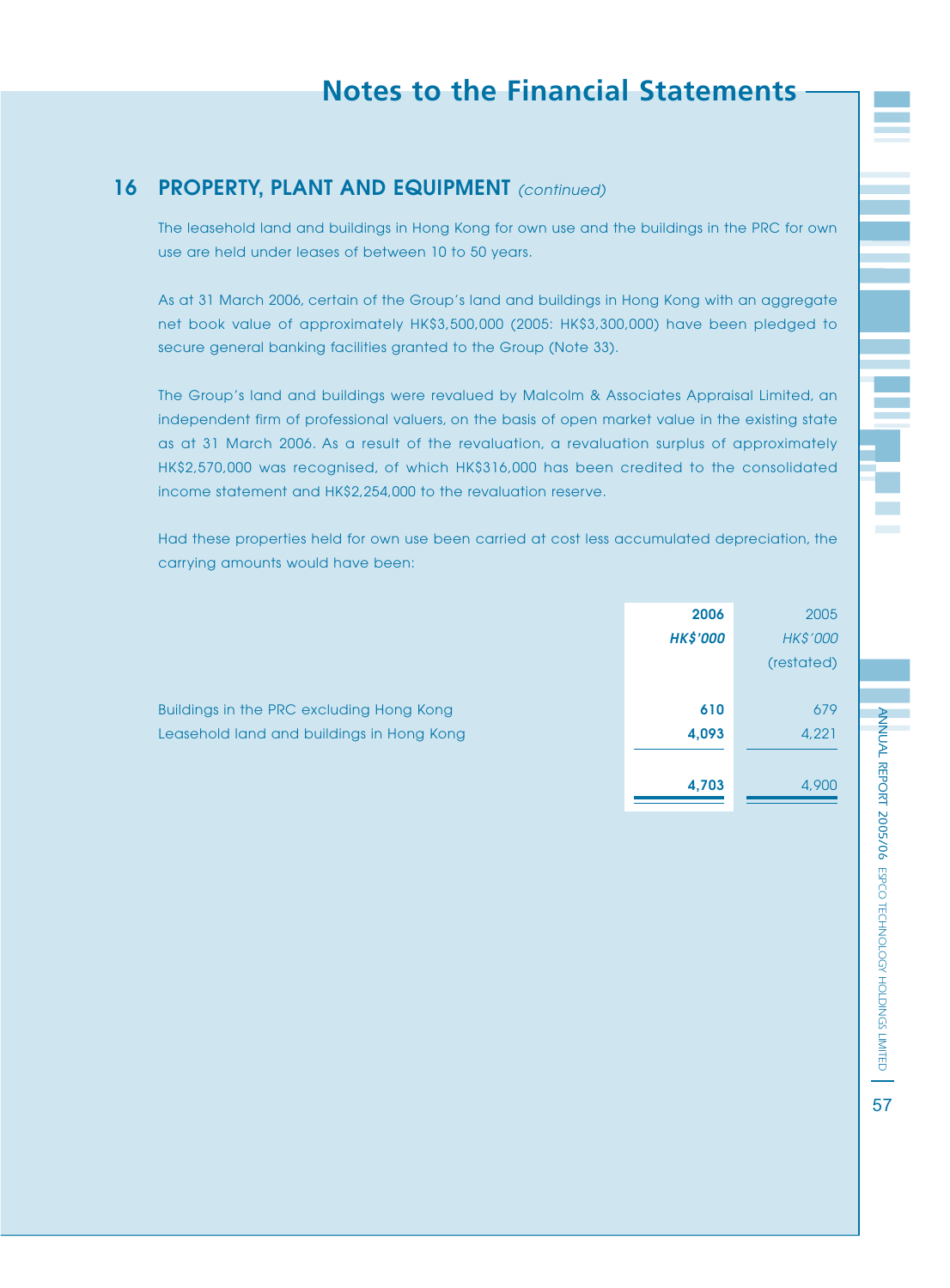## 16 PROPERTY, PLANT AND EQUIPMENT *(continued)*

The leasehold land and buildings in Hong Kong for own use and the buildings in the PRC for own use are held under leases of between 10 to 50 years.

As at 31 March 2006, certain of the Group's land and buildings in Hong Kong with an aggregate net book value of approximately HK$3,500,000 (2005: HK$3,300,000) have been pledged to secure general banking facilities granted to the Group (Note 33).

The Group's land and buildings were revalued by Malcolm & Associates Appraisal Limited, an independent firm of professional valuers, on the basis of open market value in the existing state as at 31 March 2006. As a result of the revaluation, a revaluation surplus of approximately HK$2,570,000 was recognised, of which HK$316,000 has been credited to the consolidated income statement and HK$2,254,000 to the revaluation reserve.

Had these properties held for own use been carried at cost less accumulated depreciation, the carrying amounts would have been:

| | **2006** | 2005 |
|---|---|---|
| | ***HK$'000*** | *HK$'000* |
| | | (restated) |
| Buildings in the PRC excluding Hong Kong | **610** | 679 |
| Leasehold land and buildings in Hong Kong | **4,093** | 4,221 |
| | **4,703** | 4,900 |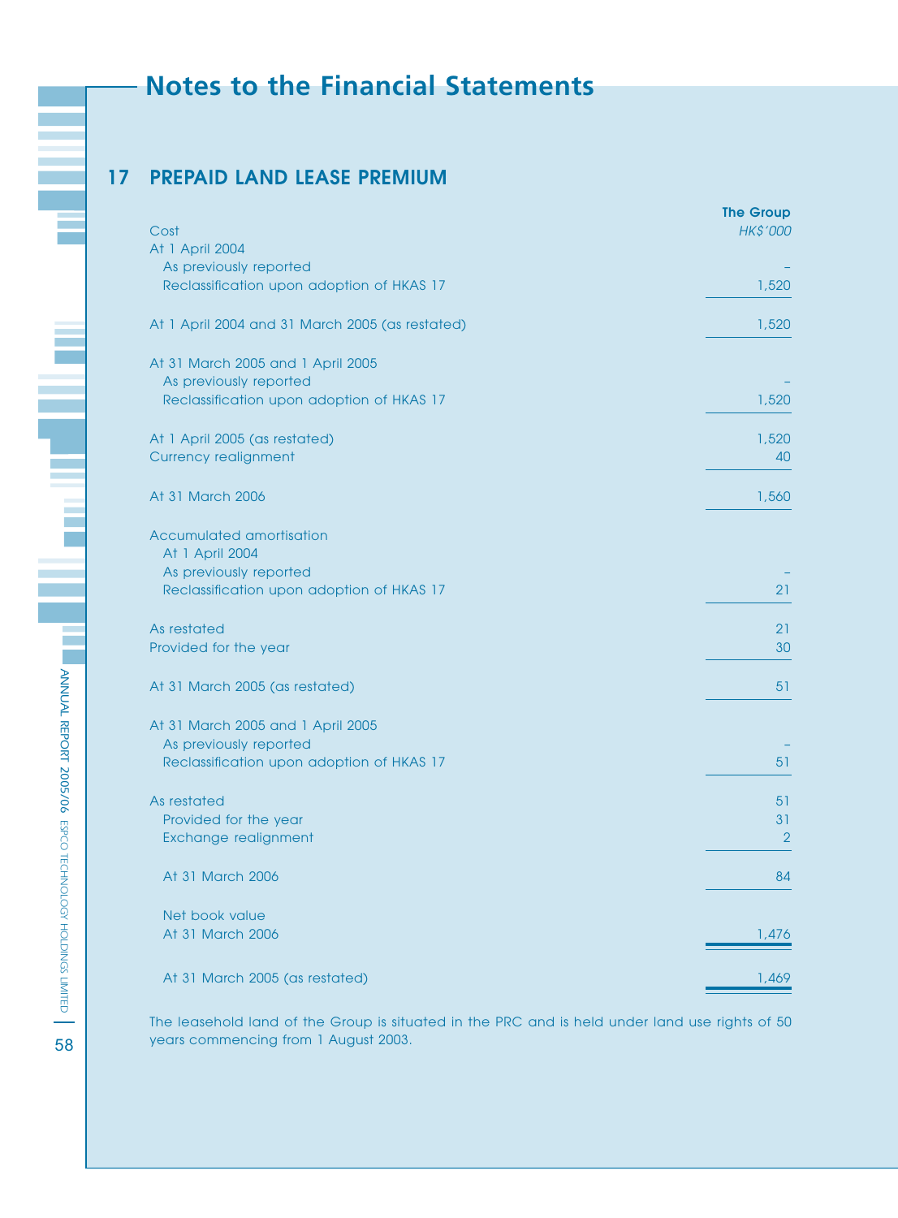# Notes to the Financial Statements

## 17 PREPAID LAND LEASE PREMIUM

| | The Group |
|---|---|
| Cost | *HK$'000* |
| At 1 April 2004 | |
| As previously reported | – |
| Reclassification upon adoption of HKAS 17 | 1,520 |
| At 1 April 2004 and 31 March 2005 (as restated) | 1,520 |
| At 31 March 2005 and 1 April 2005 | |
| As previously reported | – |
| Reclassification upon adoption of HKAS 17 | 1,520 |
| At 1 April 2005 (as restated) | 1,520 |
| Currency realignment | 40 |
| At 31 March 2006 | 1,560 |
| Accumulated amortisation | |
| At 1 April 2004 | |
| As previously reported | – |
| Reclassification upon adoption of HKAS 17 | 21 |
| As restated | 21 |
| Provided for the year | 30 |
| At 31 March 2005 (as restated) | 51 |
| At 31 March 2005 and 1 April 2005 | |
| As previously reported | – |
| Reclassification upon adoption of HKAS 17 | 51 |
| As restated | 51 |
| Provided for the year | 31 |
| Exchange realignment | 2 |
| At 31 March 2006 | 84 |
| Net book value | |
| At 31 March 2006 | 1,476 |
| At 31 March 2005 (as restated) | 1,469 |

The leasehold land of the Group is situated in the PRC and is held under land use rights of 50 years commencing from 1 August 2003.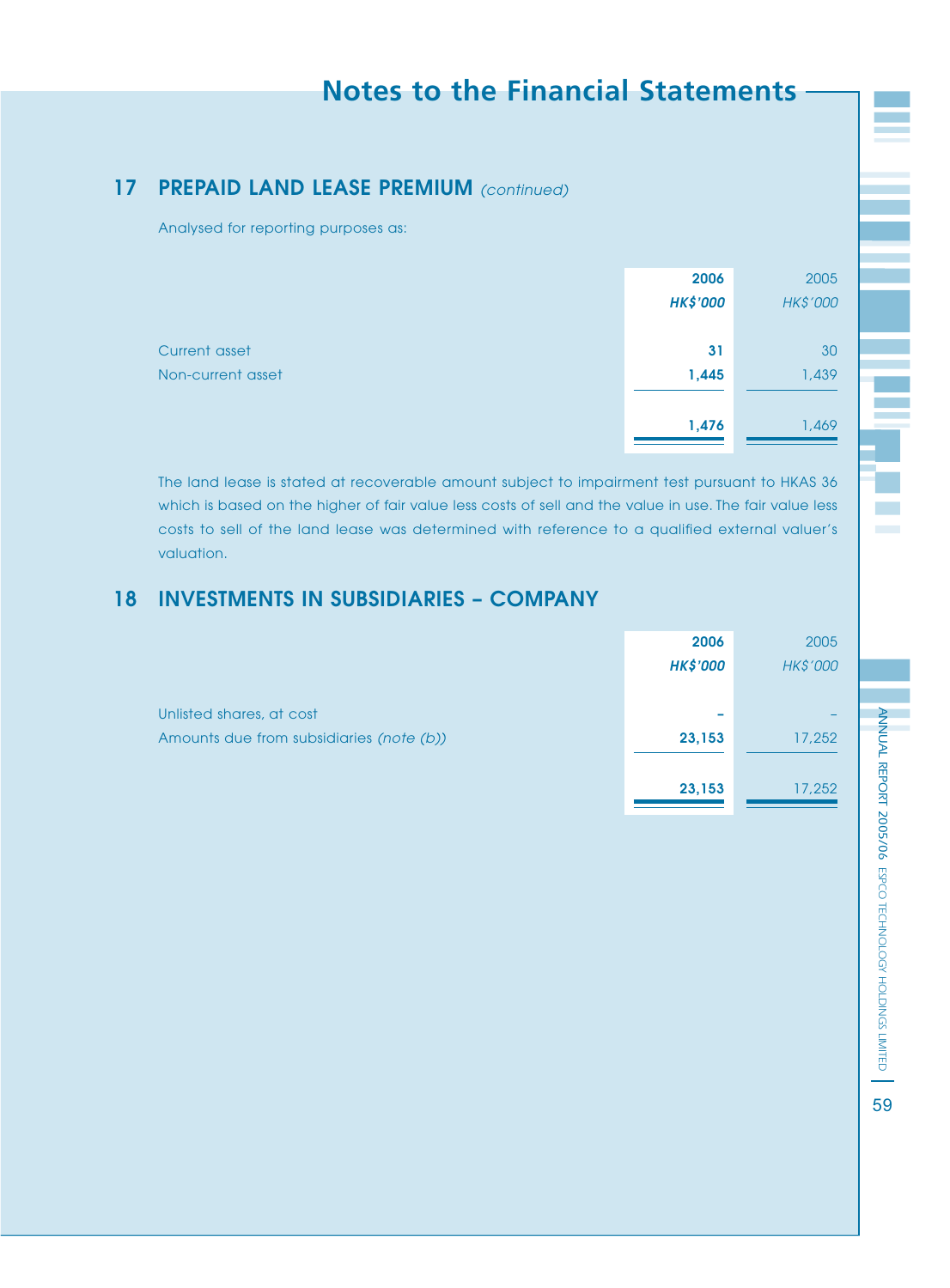## 17 PREPAID LAND LEASE PREMIUM *(continued)*

Analysed for reporting purposes as:

| | 2006 | 2005 |
|---|---|---|
| | *HK$'000* | *HK$'000* |
| Current asset | 31 | 30 |
| Non-current asset | 1,445 | 1,439 |
| | 1,476 | 1,469 |

The land lease is stated at recoverable amount subject to impairment test pursuant to HKAS 36 which is based on the higher of fair value less costs of sell and the value in use. The fair value less costs to sell of the land lease was determined with reference to a qualified external valuer's valuation.

## 18 INVESTMENTS IN SUBSIDIARIES – COMPANY

| | 2006 | 2005 |
|---|---|---|
| | *HK$'000* | *HK$'000* |
| Unlisted shares, at cost | – | – |
| Amounts due from subsidiaries *(note (b))* | 23,153 | 17,252 |
| | 23,153 | 17,252 |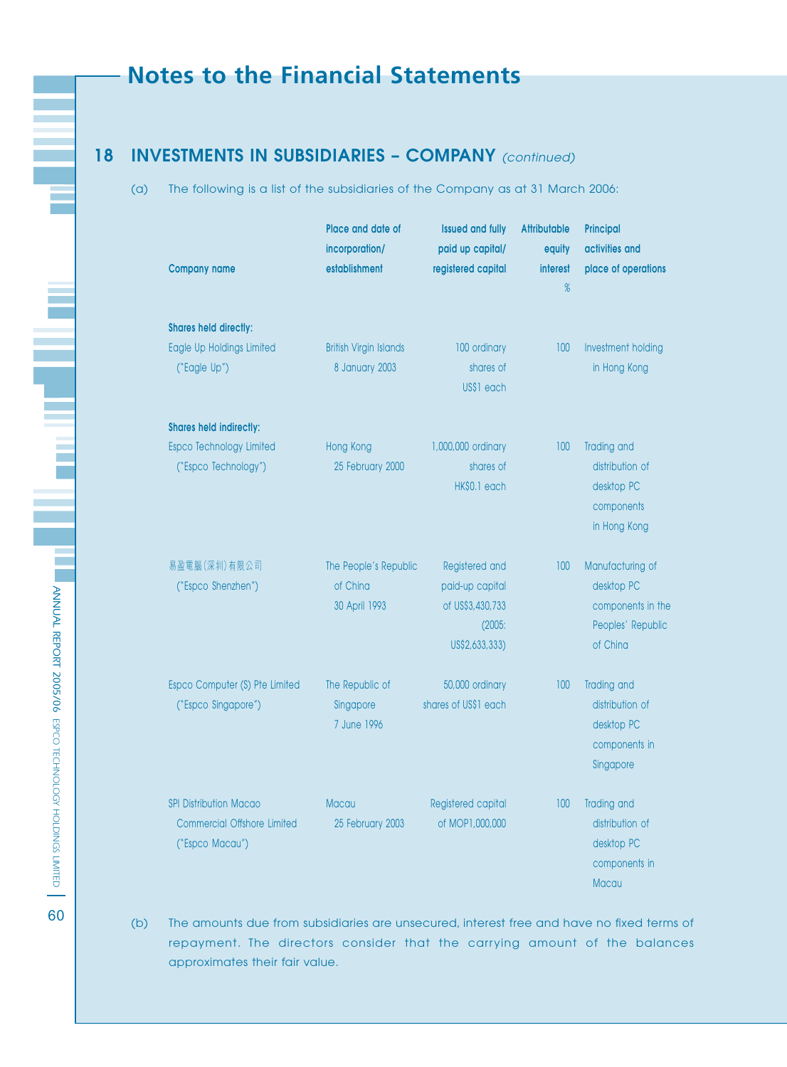# Notes to the Financial Statements

## 18 INVESTMENTS IN SUBSIDIARIES – COMPANY *(continued)*

(a) The following is a list of the subsidiaries of the Company as at 31 March 2006:

| Company name | Place and date of incorporation/ establishment | Issued and fully paid up capital/ registered capital | Attributable equity interest % | Principal activities and place of operations |
|---|---|---|---|---|
| **Shares held directly:** | | | | |
| Eagle Up Holdings Limited ("Eagle Up") | British Virgin Islands 8 January 2003 | 100 ordinary shares of US$1 each | 100 | Investment holding in Hong Kong |
| **Shares held indirectly:** | | | | |
| Espco Technology Limited ("Espco Technology") | Hong Kong 25 February 2000 | 1,000,000 ordinary shares of HK$0.1 each | 100 | Trading and distribution of desktop PC components in Hong Kong |
| 易盈電腦(深圳)有限公司 ("Espco Shenzhen") | The People's Republic of China 30 April 1993 | Registered and paid-up capital of US$3,430,733 (2005: US$2,633,333) | 100 | Manufacturing of desktop PC components in the Peoples' Republic of China |
| Espco Computer (S) Pte Limited ("Espco Singapore") | The Republic of Singapore 7 June 1996 | 50,000 ordinary shares of US$1 each | 100 | Trading and distribution of desktop PC components in Singapore |
| SPI Distribution Macao Commercial Offshore Limited ("Espco Macau") | Macau 25 February 2003 | Registered capital of MOP1,000,000 | 100 | Trading and distribution of desktop PC components in Macau |

(b) The amounts due from subsidiaries are unsecured, interest free and have no fixed terms of repayment. The directors consider that the carrying amount of the balances approximates their fair value.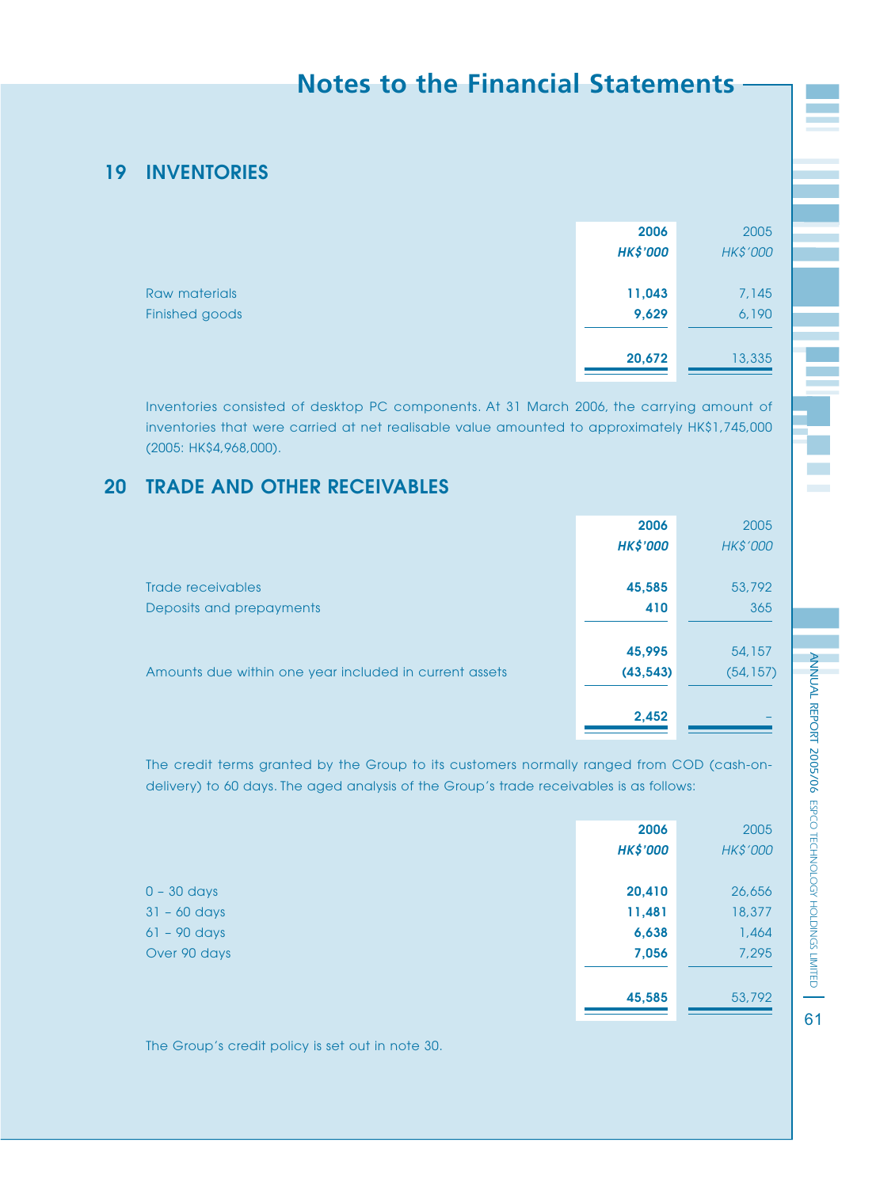## 19 INVENTORIES

| | 2006 HK$'000 | 2005 HK$'000 |
|---|---|---|
| Raw materials | **11,043** | 7,145 |
| Finished goods | **9,629** | 6,190 |
| | **20,672** | 13,335 |

Inventories consisted of desktop PC components. At 31 March 2006, the carrying amount of inventories that were carried at net realisable value amounted to approximately HK$1,745,000 (2005: HK$4,968,000).

## 20 TRADE AND OTHER RECEIVABLES

| | 2006 HK$'000 | 2005 HK$'000 |
|---|---|---|
| Trade receivables | **45,585** | 53,792 |
| Deposits and prepayments | **410** | 365 |
| | **45,995** | 54,157 |
| Amounts due within one year included in current assets | **(43,543)** | (54,157) |
| | **2,452** | – |

The credit terms granted by the Group to its customers normally ranged from COD (cash-on-delivery) to 60 days. The aged analysis of the Group's trade receivables is as follows:

| | 2006 HK$'000 | 2005 HK$'000 |
|---|---|---|
| 0 – 30 days | **20,410** | 26,656 |
| 31 – 60 days | **11,481** | 18,377 |
| 61 – 90 days | **6,638** | 1,464 |
| Over 90 days | **7,056** | 7,295 |
| | **45,585** | 53,792 |

The Group's credit policy is set out in note 30.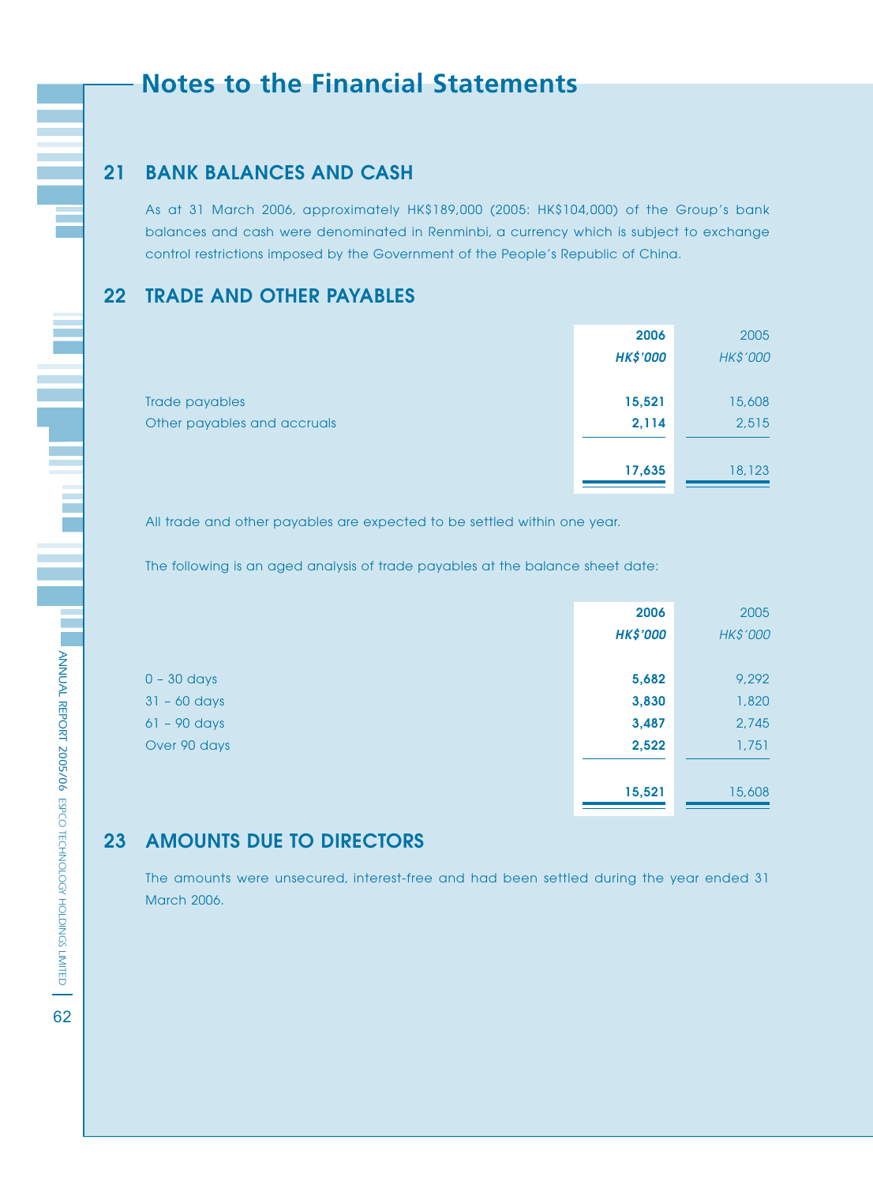# Notes to the Financial Statements

## 21 BANK BALANCES AND CASH

As at 31 March 2006, approximately HK$189,000 (2005: HK$104,000) of the Group's bank balances and cash were denominated in Renminbi, a currency which is subject to exchange control restrictions imposed by the Government of the People's Republic of China.

## 22 TRADE AND OTHER PAYABLES

| | **2006** | 2005 |
|---|---|---|
| | ***HK$'000*** | *HK$'000* |
| Trade payables | **15,521** | 15,608 |
| Other payables and accruals | **2,114** | 2,515 |
| | **17,635** | 18,123 |

All trade and other payables are expected to be settled within one year.

The following is an aged analysis of trade payables at the balance sheet date:

| | **2006** | 2005 |
|---|---|---|
| | ***HK$'000*** | *HK$'000* |
| 0 – 30 days | **5,682** | 9,292 |
| 31 – 60 days | **3,830** | 1,820 |
| 61 – 90 days | **3,487** | 2,745 |
| Over 90 days | **2,522** | 1,751 |
| | **15,521** | 15,608 |

## 23 AMOUNTS DUE TO DIRECTORS

The amounts were unsecured, interest-free and had been settled during the year ended 31 March 2006.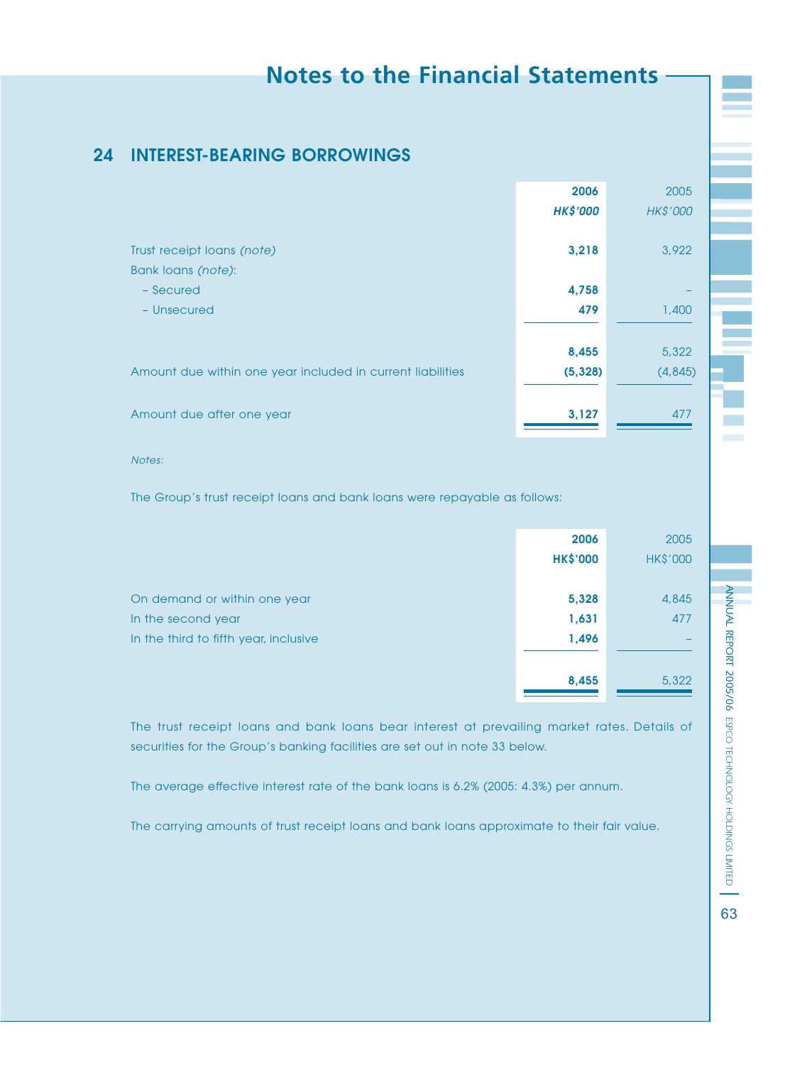## 24 INTEREST-BEARING BORROWINGS

| | 2006 | 2005 |
|---|---|---|
| | *HK$'000* | *HK$'000* |
| Trust receipt loans *(note)* | **3,218** | 3,922 |
| Bank loans *(note)*: | | |
| – Secured | **4,758** | – |
| – Unsecured | **479** | 1,400 |
| | **8,455** | 5,322 |
| Amount due within one year included in current liabilities | **(5,328)** | (4,845) |
| Amount due after one year | **3,127** | 477 |

*Notes:*

The Group's trust receipt loans and bank loans were repayable as follows:

| | 2006 | 2005 |
|---|---|---|
| | HK$'000 | HK$'000 |
| On demand or within one year | **5,328** | 4,845 |
| In the second year | **1,631** | 477 |
| In the third to fifth year, inclusive | **1,496** | – |
| | **8,455** | 5,322 |

The trust receipt loans and bank loans bear interest at prevailing market rates. Details of securities for the Group's banking facilities are set out in note 33 below.

The average effective interest rate of the bank loans is 6.2% (2005: 4.3%) per annum.

The carrying amounts of trust receipt loans and bank loans approximate to their fair value.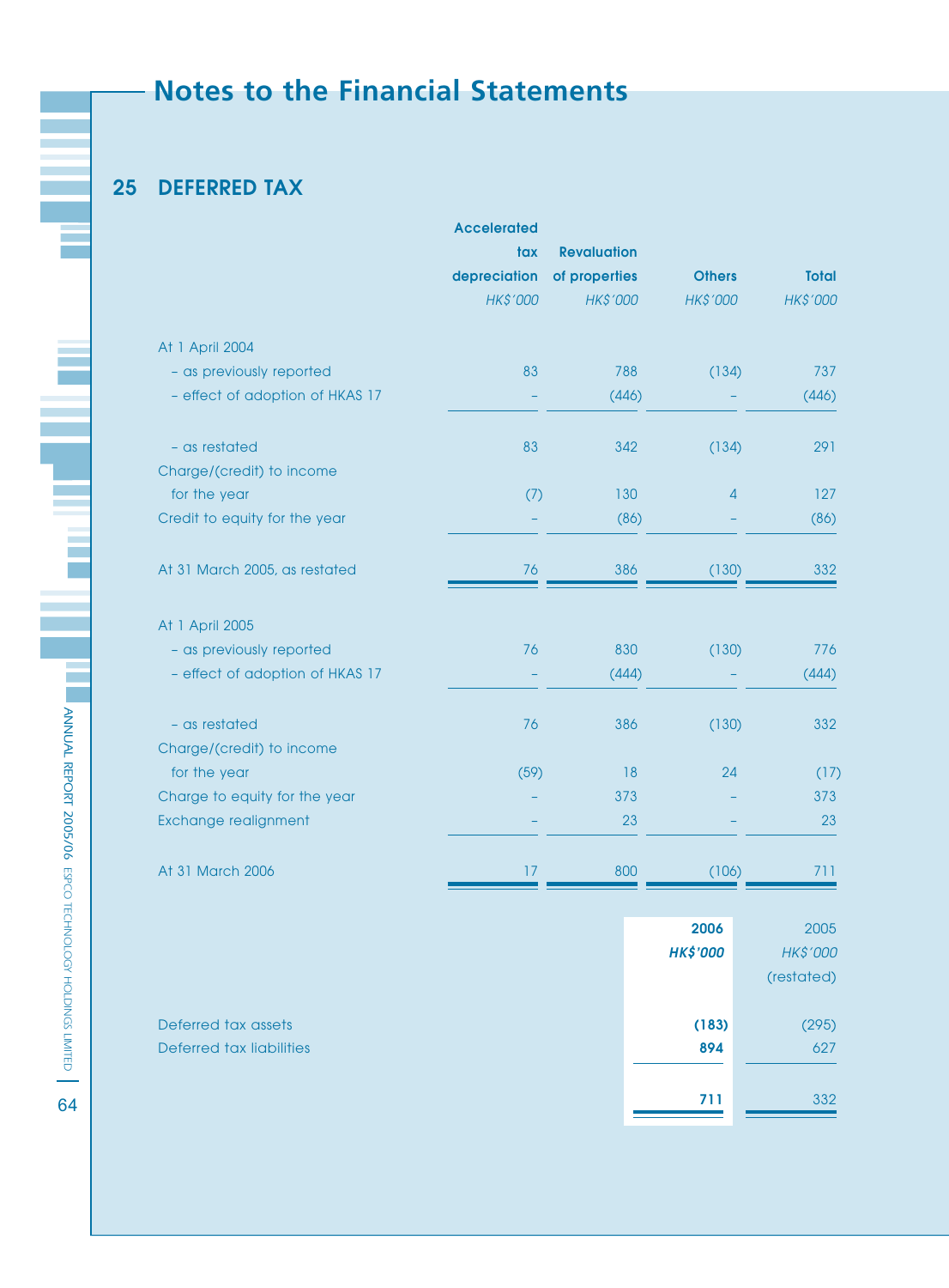# Notes to the Financial Statements

## 25 DEFERRED TAX

| | Accelerated tax depreciation | Revaluation of properties | Others | Total |
|---|---|---|---|---|
| | *HK$'000* | *HK$'000* | *HK$'000* | *HK$'000* |
| At 1 April 2004 | | | | |
| – as previously reported | 83 | 788 | (134) | 737 |
| – effect of adoption of HKAS 17 | – | (446) | – | (446) |
| – as restated | 83 | 342 | (134) | 291 |
| Charge/(credit) to income for the year | (7) | 130 | 4 | 127 |
| Credit to equity for the year | – | (86) | – | (86) |
| At 31 March 2005, as restated | 76 | 386 | (130) | 332 |
| At 1 April 2005 | | | | |
| – as previously reported | 76 | 830 | (130) | 776 |
| – effect of adoption of HKAS 17 | – | (444) | – | (444) |
| – as restated | 76 | 386 | (130) | 332 |
| Charge/(credit) to income for the year | (59) | 18 | 24 | (17) |
| Charge to equity for the year | – | 373 | – | 373 |
| Exchange realignment | – | 23 | – | 23 |
| At 31 March 2006 | 17 | 800 | (106) | 711 |

| | **2006** | 2005 |
|---|---|---|
| | ***HK$'000*** | *HK$'000* (restated) |
| Deferred tax assets | **(183)** | (295) |
| Deferred tax liabilities | **894** | 627 |
| | **711** | 332 |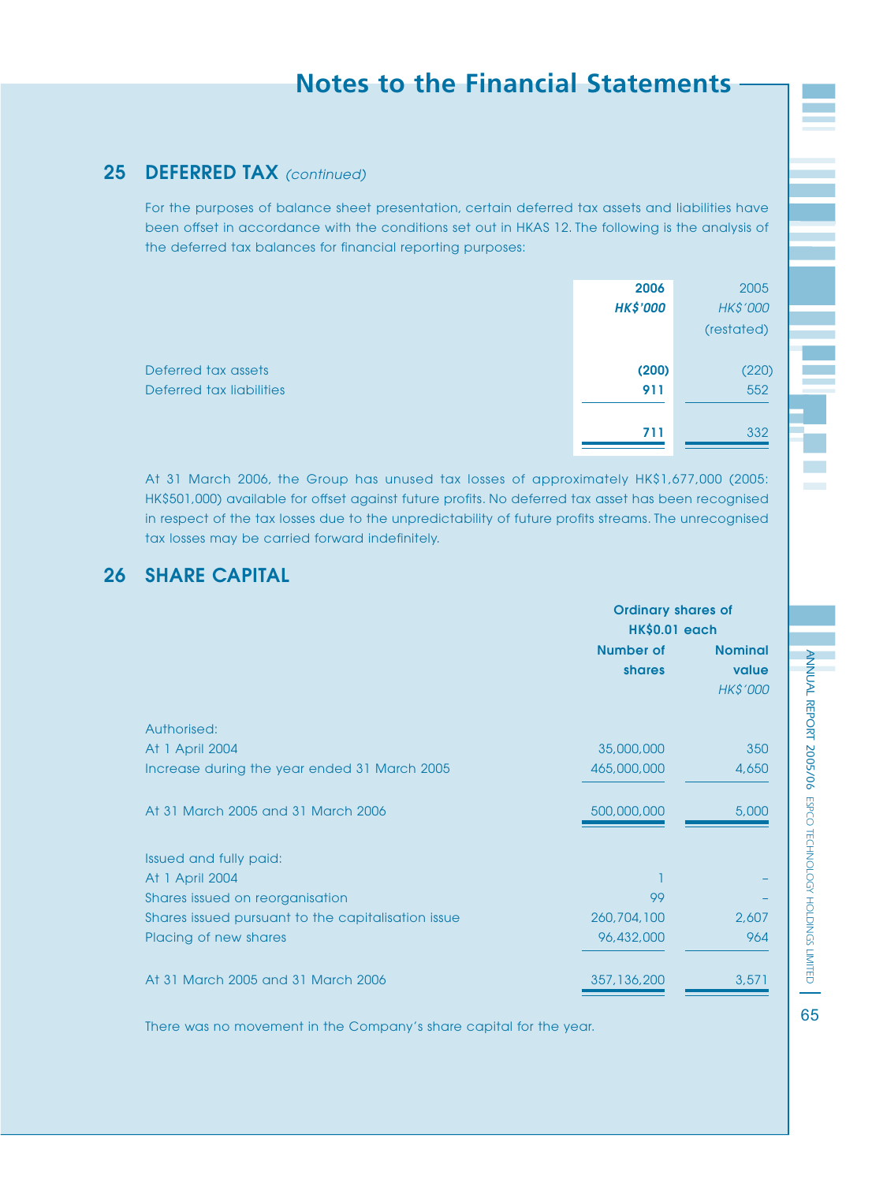## 25 DEFERRED TAX *(continued)*

For the purposes of balance sheet presentation, certain deferred tax assets and liabilities have been offset in accordance with the conditions set out in HKAS 12. The following is the analysis of the deferred tax balances for financial reporting purposes:

| | 2006 | 2005 |
|---|---|---|
| | *HK$'000* | *HK$'000* |
| | | (restated) |
| Deferred tax assets | **(200)** | (220) |
| Deferred tax liabilities | **911** | 552 |
| | **711** | 332 |

At 31 March 2006, the Group has unused tax losses of approximately HK$1,677,000 (2005: HK$501,000) available for offset against future profits. No deferred tax asset has been recognised in respect of the tax losses due to the unpredictability of future profits streams. The unrecognised tax losses may be carried forward indefinitely.

## 26 SHARE CAPITAL

| | Ordinary shares of HK$0.01 each | |
|---|---|---|
| | Number of shares | Nominal value |
| | | *HK$'000* |
| Authorised: | | |
| At 1 April 2004 | 35,000,000 | 350 |
| Increase during the year ended 31 March 2005 | 465,000,000 | 4,650 |
| At 31 March 2005 and 31 March 2006 | 500,000,000 | 5,000 |
| Issued and fully paid: | | |
| At 1 April 2004 | 1 | – |
| Shares issued on reorganisation | 99 | – |
| Shares issued pursuant to the capitalisation issue | 260,704,100 | 2,607 |
| Placing of new shares | 96,432,000 | 964 |
| At 31 March 2005 and 31 March 2006 | 357,136,200 | 3,571 |

There was no movement in the Company's share capital for the year.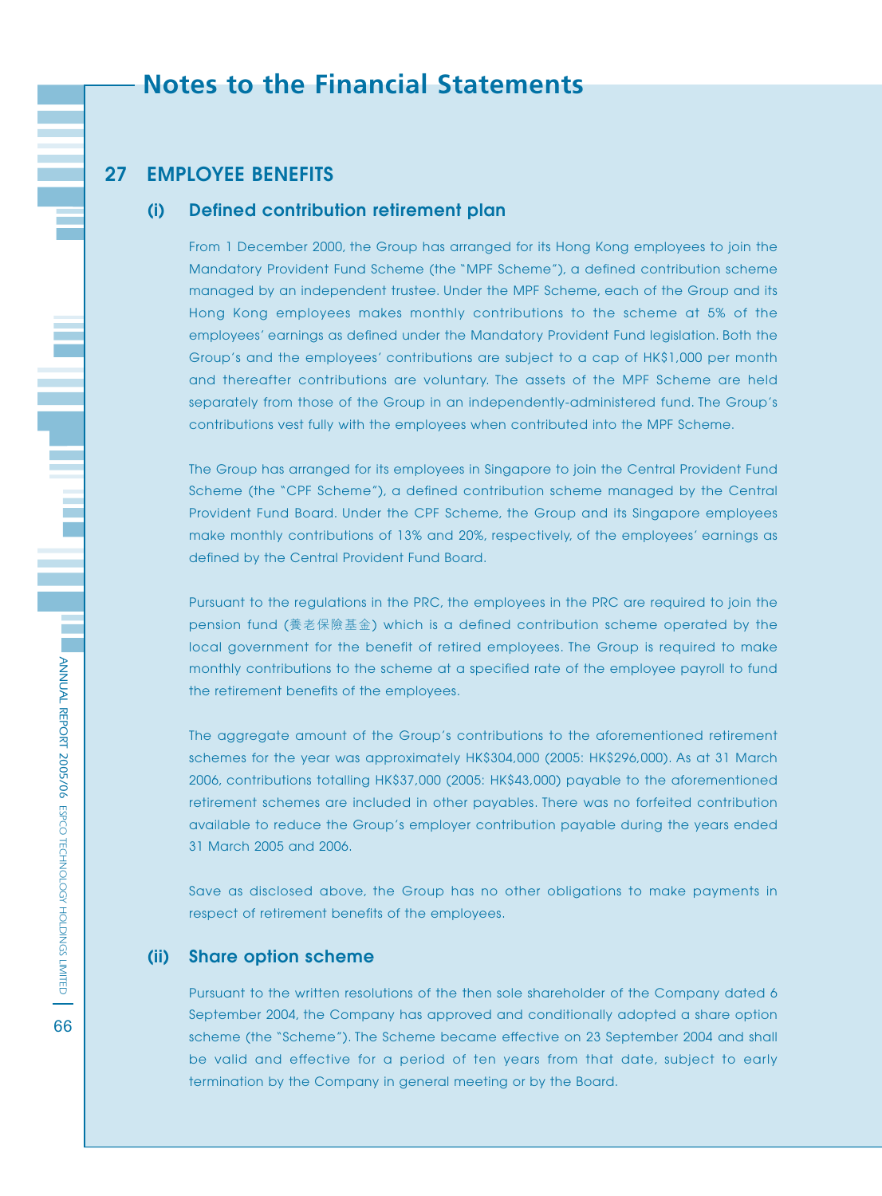# Notes to the Financial Statements

## 27 EMPLOYEE BENEFITS

### (i) Defined contribution retirement plan

From 1 December 2000, the Group has arranged for its Hong Kong employees to join the Mandatory Provident Fund Scheme (the "MPF Scheme"), a defined contribution scheme managed by an independent trustee. Under the MPF Scheme, each of the Group and its Hong Kong employees makes monthly contributions to the scheme at 5% of the employees' earnings as defined under the Mandatory Provident Fund legislation. Both the Group's and the employees' contributions are subject to a cap of HK$1,000 per month and thereafter contributions are voluntary. The assets of the MPF Scheme are held separately from those of the Group in an independently-administered fund. The Group's contributions vest fully with the employees when contributed into the MPF Scheme.

The Group has arranged for its employees in Singapore to join the Central Provident Fund Scheme (the "CPF Scheme"), a defined contribution scheme managed by the Central Provident Fund Board. Under the CPF Scheme, the Group and its Singapore employees make monthly contributions of 13% and 20%, respectively, of the employees' earnings as defined by the Central Provident Fund Board.

Pursuant to the regulations in the PRC, the employees in the PRC are required to join the pension fund (養老保險基金) which is a defined contribution scheme operated by the local government for the benefit of retired employees. The Group is required to make monthly contributions to the scheme at a specified rate of the employee payroll to fund the retirement benefits of the employees.

The aggregate amount of the Group's contributions to the aforementioned retirement schemes for the year was approximately HK$304,000 (2005: HK$296,000). As at 31 March 2006, contributions totalling HK$37,000 (2005: HK$43,000) payable to the aforementioned retirement schemes are included in other payables. There was no forfeited contribution available to reduce the Group's employer contribution payable during the years ended 31 March 2005 and 2006.

Save as disclosed above, the Group has no other obligations to make payments in respect of retirement benefits of the employees.

### (ii) Share option scheme

Pursuant to the written resolutions of the then sole shareholder of the Company dated 6 September 2004, the Company has approved and conditionally adopted a share option scheme (the "Scheme"). The Scheme became effective on 23 September 2004 and shall be valid and effective for a period of ten years from that date, subject to early termination by the Company in general meeting or by the Board.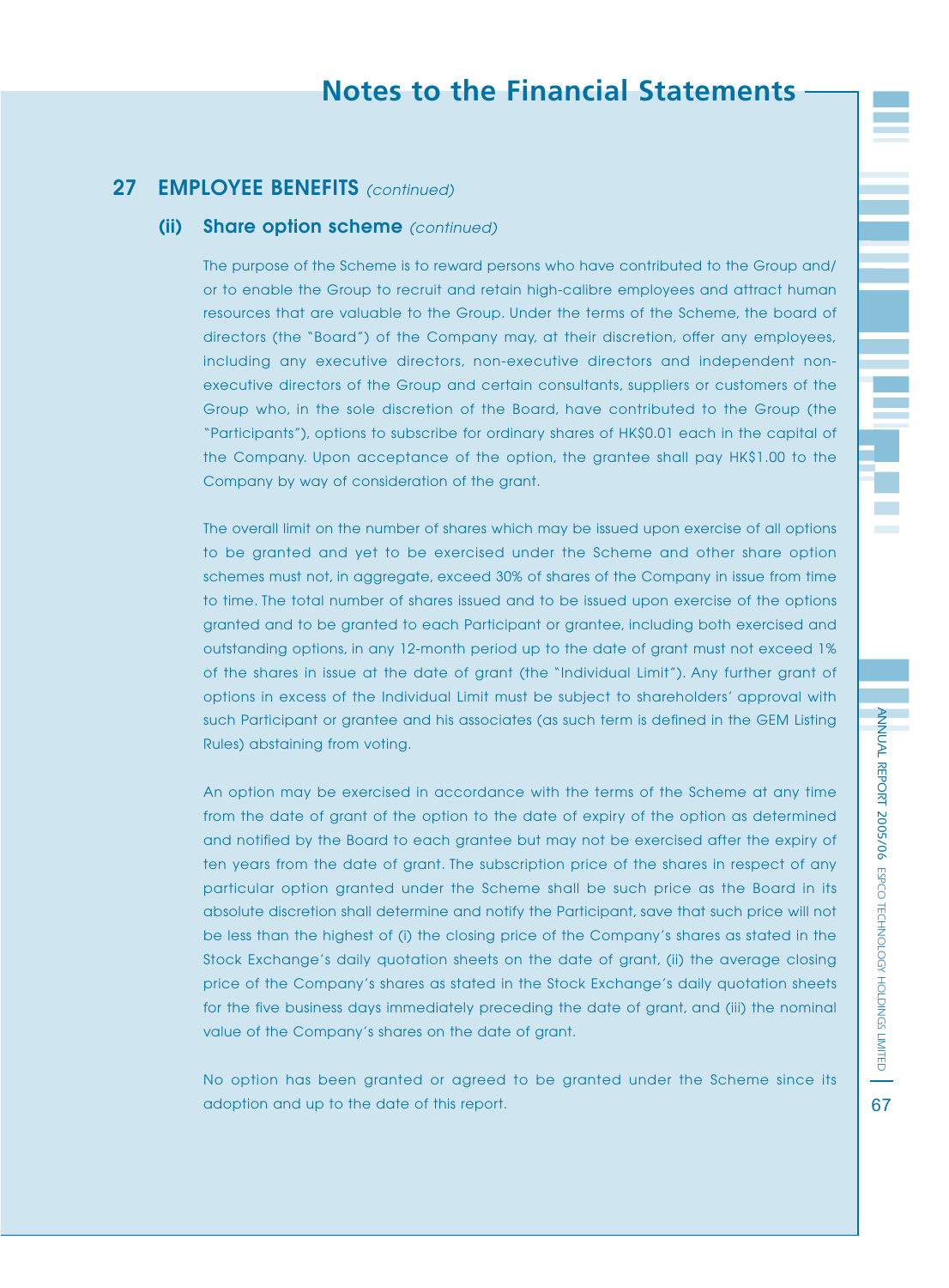## 27 EMPLOYEE BENEFITS *(continued)*

### (ii) Share option scheme *(continued)*

The purpose of the Scheme is to reward persons who have contributed to the Group and/or to enable the Group to recruit and retain high-calibre employees and attract human resources that are valuable to the Group. Under the terms of the Scheme, the board of directors (the "Board") of the Company may, at their discretion, offer any employees, including any executive directors, non-executive directors and independent non-executive directors of the Group and certain consultants, suppliers or customers of the Group who, in the sole discretion of the Board, have contributed to the Group (the "Participants"), options to subscribe for ordinary shares of HK$0.01 each in the capital of the Company. Upon acceptance of the option, the grantee shall pay HK$1.00 to the Company by way of consideration of the grant.

The overall limit on the number of shares which may be issued upon exercise of all options to be granted and yet to be exercised under the Scheme and other share option schemes must not, in aggregate, exceed 30% of shares of the Company in issue from time to time. The total number of shares issued and to be issued upon exercise of the options granted and to be granted to each Participant or grantee, including both exercised and outstanding options, in any 12-month period up to the date of grant must not exceed 1% of the shares in issue at the date of grant (the "Individual Limit"). Any further grant of options in excess of the Individual Limit must be subject to shareholders' approval with such Participant or grantee and his associates (as such term is defined in the GEM Listing Rules) abstaining from voting.

An option may be exercised in accordance with the terms of the Scheme at any time from the date of grant of the option to the date of expiry of the option as determined and notified by the Board to each grantee but may not be exercised after the expiry of ten years from the date of grant. The subscription price of the shares in respect of any particular option granted under the Scheme shall be such price as the Board in its absolute discretion shall determine and notify the Participant, save that such price will not be less than the highest of (i) the closing price of the Company's shares as stated in the Stock Exchange's daily quotation sheets on the date of grant, (ii) the average closing price of the Company's shares as stated in the Stock Exchange's daily quotation sheets for the five business days immediately preceding the date of grant, and (iii) the nominal value of the Company's shares on the date of grant.

No option has been granted or agreed to be granted under the Scheme since its adoption and up to the date of this report.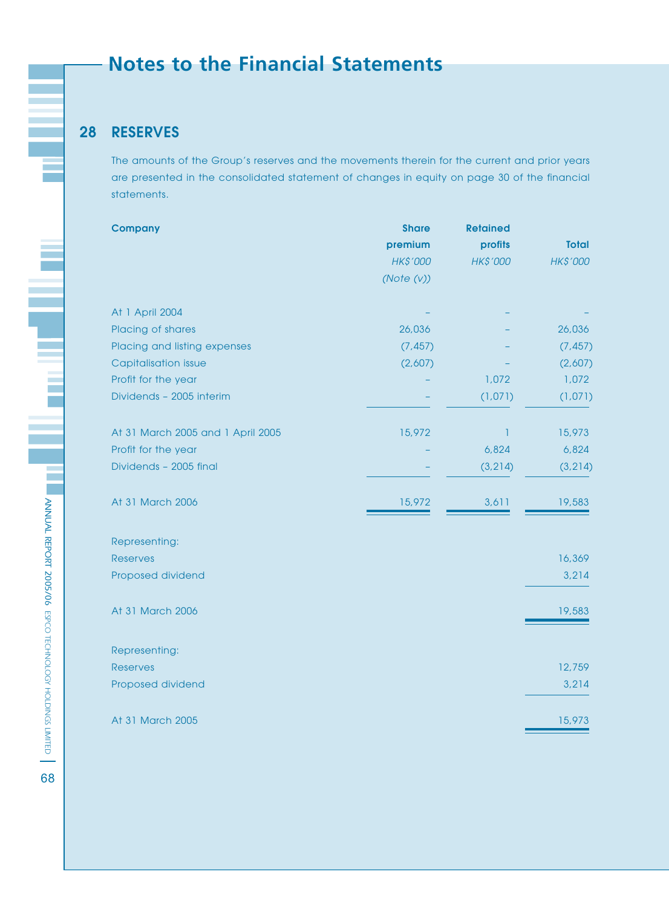# Notes to the Financial Statements

## 28 RESERVES

The amounts of the Group's reserves and the movements therein for the current and prior years are presented in the consolidated statement of changes in equity on page 30 of the financial statements.

| Company | Share premium HK$'000 (Note (v)) | Retained profits HK$'000 | Total HK$'000 |
|---|---|---|---|
| At 1 April 2004 | – | – | – |
| Placing of shares | 26,036 | – | 26,036 |
| Placing and listing expenses | (7,457) | – | (7,457) |
| Capitalisation issue | (2,607) | – | (2,607) |
| Profit for the year | – | 1,072 | 1,072 |
| Dividends – 2005 interim | – | (1,071) | (1,071) |
| At 31 March 2005 and 1 April 2005 | 15,972 | 1 | 15,973 |
| Profit for the year | – | 6,824 | 6,824 |
| Dividends – 2005 final | – | (3,214) | (3,214) |
| At 31 March 2006 | 15,972 | 3,611 | 19,583 |
| Representing: | | | |
| Reserves | | | 16,369 |
| Proposed dividend | | | 3,214 |
| At 31 March 2006 | | | 19,583 |
| Representing: | | | |
| Reserves | | | 12,759 |
| Proposed dividend | | | 3,214 |
| At 31 March 2005 | | | 15,973 |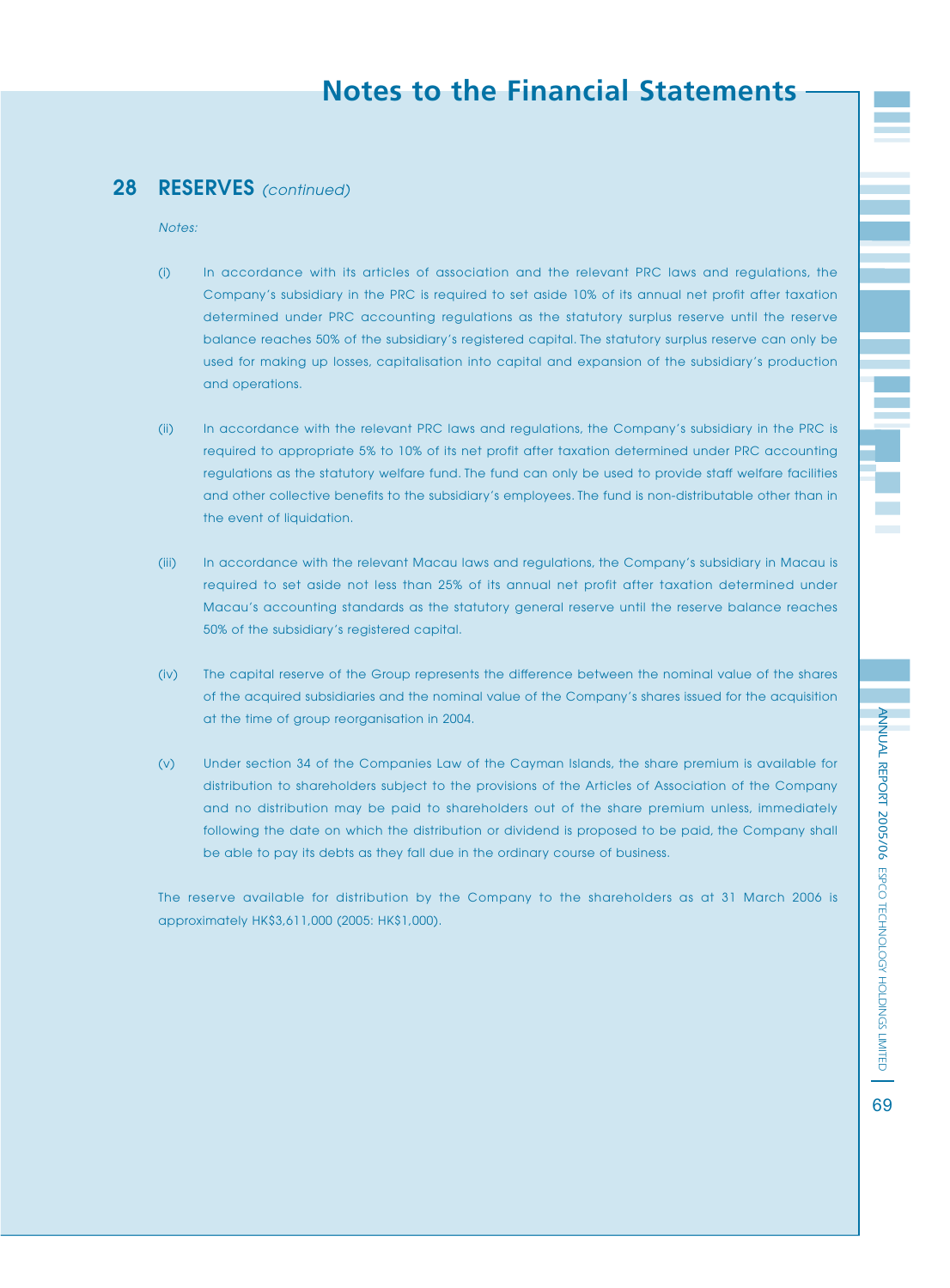## 28 RESERVES *(continued)*

*Notes:*

(i) In accordance with its articles of association and the relevant PRC laws and regulations, the Company's subsidiary in the PRC is required to set aside 10% of its annual net profit after taxation determined under PRC accounting regulations as the statutory surplus reserve until the reserve balance reaches 50% of the subsidiary's registered capital. The statutory surplus reserve can only be used for making up losses, capitalisation into capital and expansion of the subsidiary's production and operations.

(ii) In accordance with the relevant PRC laws and regulations, the Company's subsidiary in the PRC is required to appropriate 5% to 10% of its net profit after taxation determined under PRC accounting regulations as the statutory welfare fund. The fund can only be used to provide staff welfare facilities and other collective benefits to the subsidiary's employees. The fund is non-distributable other than in the event of liquidation.

(iii) In accordance with the relevant Macau laws and regulations, the Company's subsidiary in Macau is required to set aside not less than 25% of its annual net profit after taxation determined under Macau's accounting standards as the statutory general reserve until the reserve balance reaches 50% of the subsidiary's registered capital.

(iv) The capital reserve of the Group represents the difference between the nominal value of the shares of the acquired subsidiaries and the nominal value of the Company's shares issued for the acquisition at the time of group reorganisation in 2004.

(v) Under section 34 of the Companies Law of the Cayman Islands, the share premium is available for distribution to shareholders subject to the provisions of the Articles of Association of the Company and no distribution may be paid to shareholders out of the share premium unless, immediately following the date on which the distribution or dividend is proposed to be paid, the Company shall be able to pay its debts as they fall due in the ordinary course of business.

The reserve available for distribution by the Company to the shareholders as at 31 March 2006 is approximately HK$3,611,000 (2005: HK$1,000).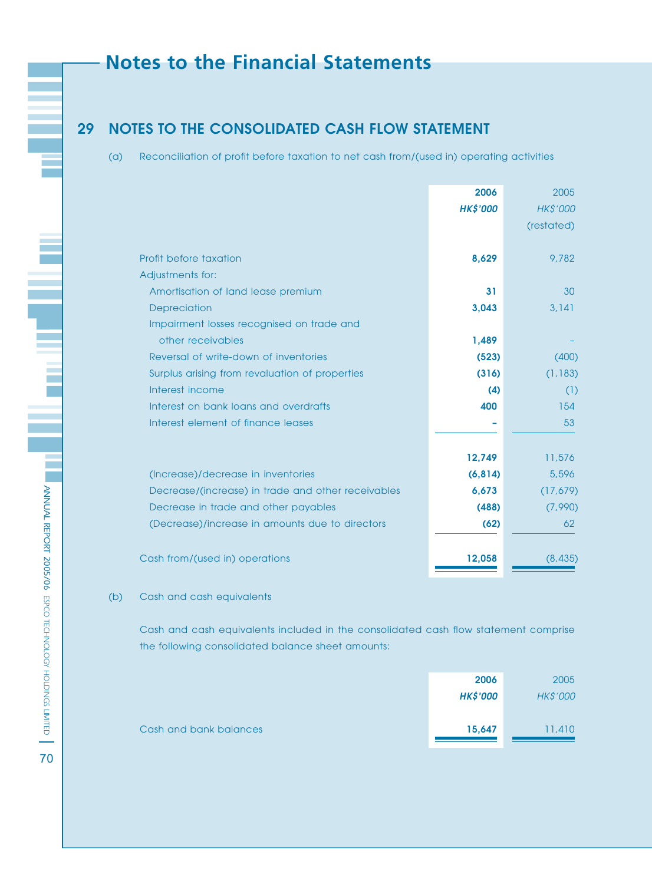# Notes to the Financial Statements

## 29 NOTES TO THE CONSOLIDATED CASH FLOW STATEMENT

(a) Reconciliation of profit before taxation to net cash from/(used in) operating activities

| | **2006** | 2005 |
|---|---|---|
| | ***HK$'000*** | *HK$'000* |
| | | (restated) |
| Profit before taxation | **8,629** | 9,782 |
| Adjustments for: | | |
| Amortisation of land lease premium | **31** | 30 |
| Depreciation | **3,043** | 3,141 |
| Impairment losses recognised on trade and other receivables | **1,489** | – |
| Reversal of write-down of inventories | **(523)** | (400) |
| Surplus arising from revaluation of properties | **(316)** | (1,183) |
| Interest income | **(4)** | (1) |
| Interest on bank loans and overdrafts | **400** | 154 |
| Interest element of finance leases | **–** | 53 |
| | **12,749** | 11,576 |
| (Increase)/decrease in inventories | **(6,814)** | 5,596 |
| Decrease/(increase) in trade and other receivables | **6,673** | (17,679) |
| Decrease in trade and other payables | **(488)** | (7,990) |
| (Decrease)/increase in amounts due to directors | **(62)** | 62 |
| Cash from/(used in) operations | **12,058** | (8,435) |

(b) Cash and cash equivalents

Cash and cash equivalents included in the consolidated cash flow statement comprise the following consolidated balance sheet amounts:

| | **2006** | 2005 |
|---|---|---|
| | ***HK$'000*** | *HK$'000* |
| Cash and bank balances | **15,647** | 11,410 |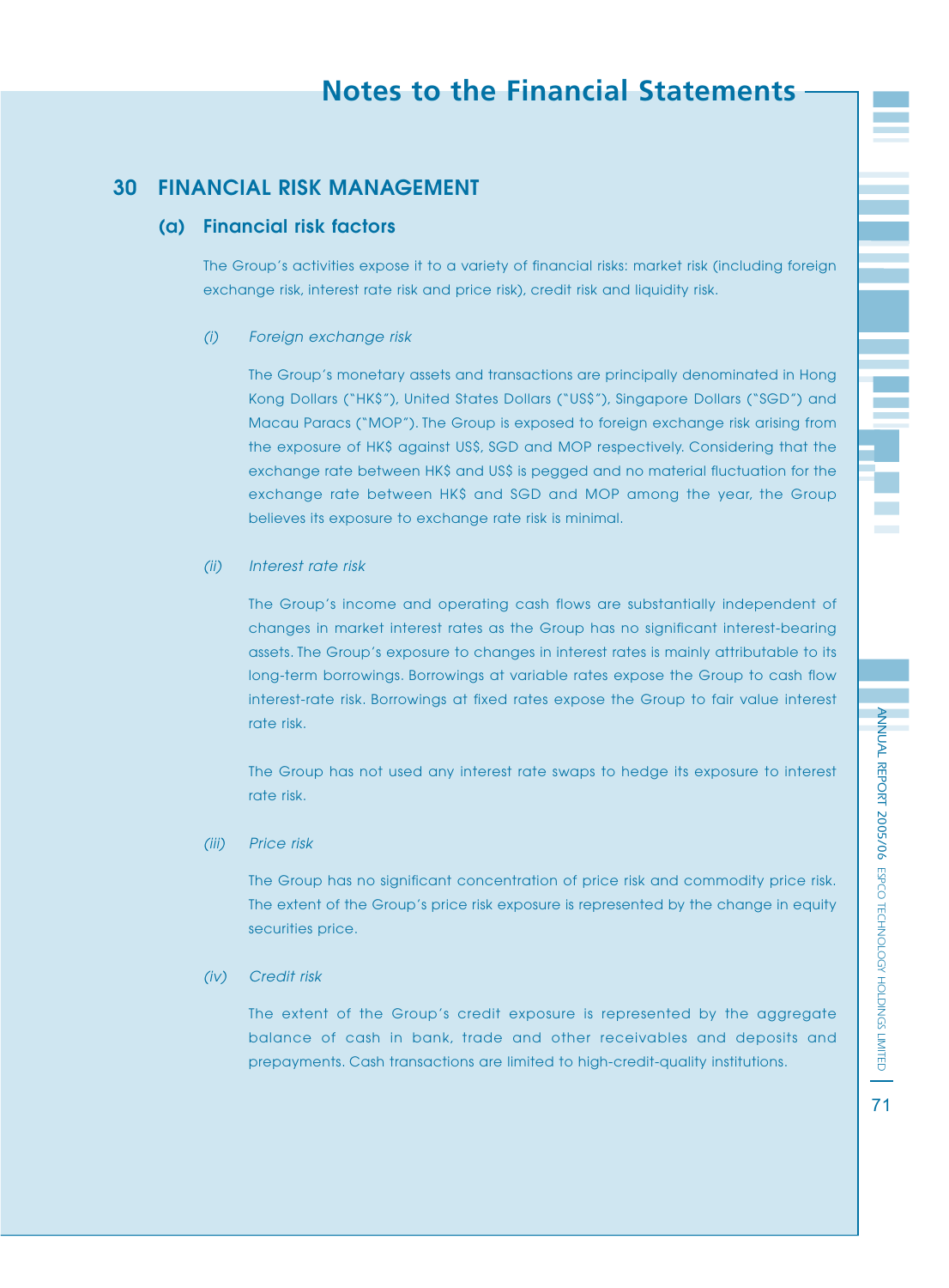## 30 FINANCIAL RISK MANAGEMENT

### (a) Financial risk factors

The Group's activities expose it to a variety of financial risks: market risk (including foreign exchange risk, interest rate risk and price risk), credit risk and liquidity risk.

*(i) Foreign exchange risk*

The Group's monetary assets and transactions are principally denominated in Hong Kong Dollars ("HK$"), United States Dollars ("US$"), Singapore Dollars ("SGD") and Macau Paracs ("MOP"). The Group is exposed to foreign exchange risk arising from the exposure of HK$ against US$, SGD and MOP respectively. Considering that the exchange rate between HK$ and US$ is pegged and no material fluctuation for the exchange rate between HK$ and SGD and MOP among the year, the Group believes its exposure to exchange rate risk is minimal.

*(ii) Interest rate risk*

The Group's income and operating cash flows are substantially independent of changes in market interest rates as the Group has no significant interest-bearing assets. The Group's exposure to changes in interest rates is mainly attributable to its long-term borrowings. Borrowings at variable rates expose the Group to cash flow interest-rate risk. Borrowings at fixed rates expose the Group to fair value interest rate risk.

The Group has not used any interest rate swaps to hedge its exposure to interest rate risk.

*(iii) Price risk*

The Group has no significant concentration of price risk and commodity price risk. The extent of the Group's price risk exposure is represented by the change in equity securities price.

*(iv) Credit risk*

The extent of the Group's credit exposure is represented by the aggregate balance of cash in bank, trade and other receivables and deposits and prepayments. Cash transactions are limited to high-credit-quality institutions.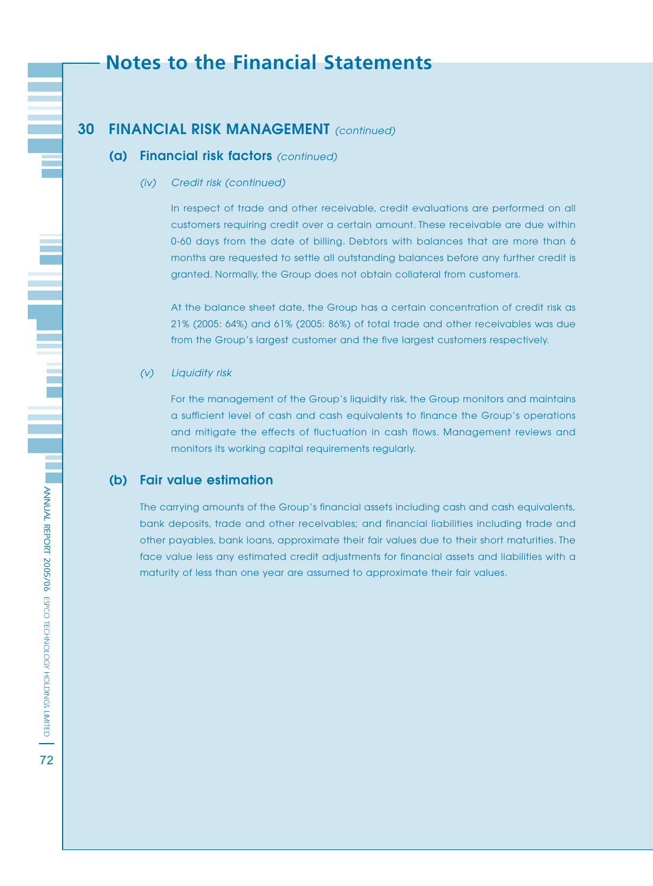## 30 FINANCIAL RISK MANAGEMENT *(continued)*

### (a) Financial risk factors *(continued)*

*(iv) Credit risk (continued)*

In respect of trade and other receivable, credit evaluations are performed on all customers requiring credit over a certain amount. These receivable are due within 0-60 days from the date of billing. Debtors with balances that are more than 6 months are requested to settle all outstanding balances before any further credit is granted. Normally, the Group does not obtain collateral from customers.

At the balance sheet date, the Group has a certain concentration of credit risk as 21% (2005: 64%) and 61% (2005: 86%) of total trade and other receivables was due from the Group's largest customer and the five largest customers respectively.

*(v) Liquidity risk*

For the management of the Group's liquidity risk, the Group monitors and maintains a sufficient level of cash and cash equivalents to finance the Group's operations and mitigate the effects of fluctuation in cash flows. Management reviews and monitors its working capital requirements regularly.

### (b) Fair value estimation

The carrying amounts of the Group's financial assets including cash and cash equivalents, bank deposits, trade and other receivables; and financial liabilities including trade and other payables, bank loans, approximate their fair values due to their short maturities. The face value less any estimated credit adjustments for financial assets and liabilities with a maturity of less than one year are assumed to approximate their fair values.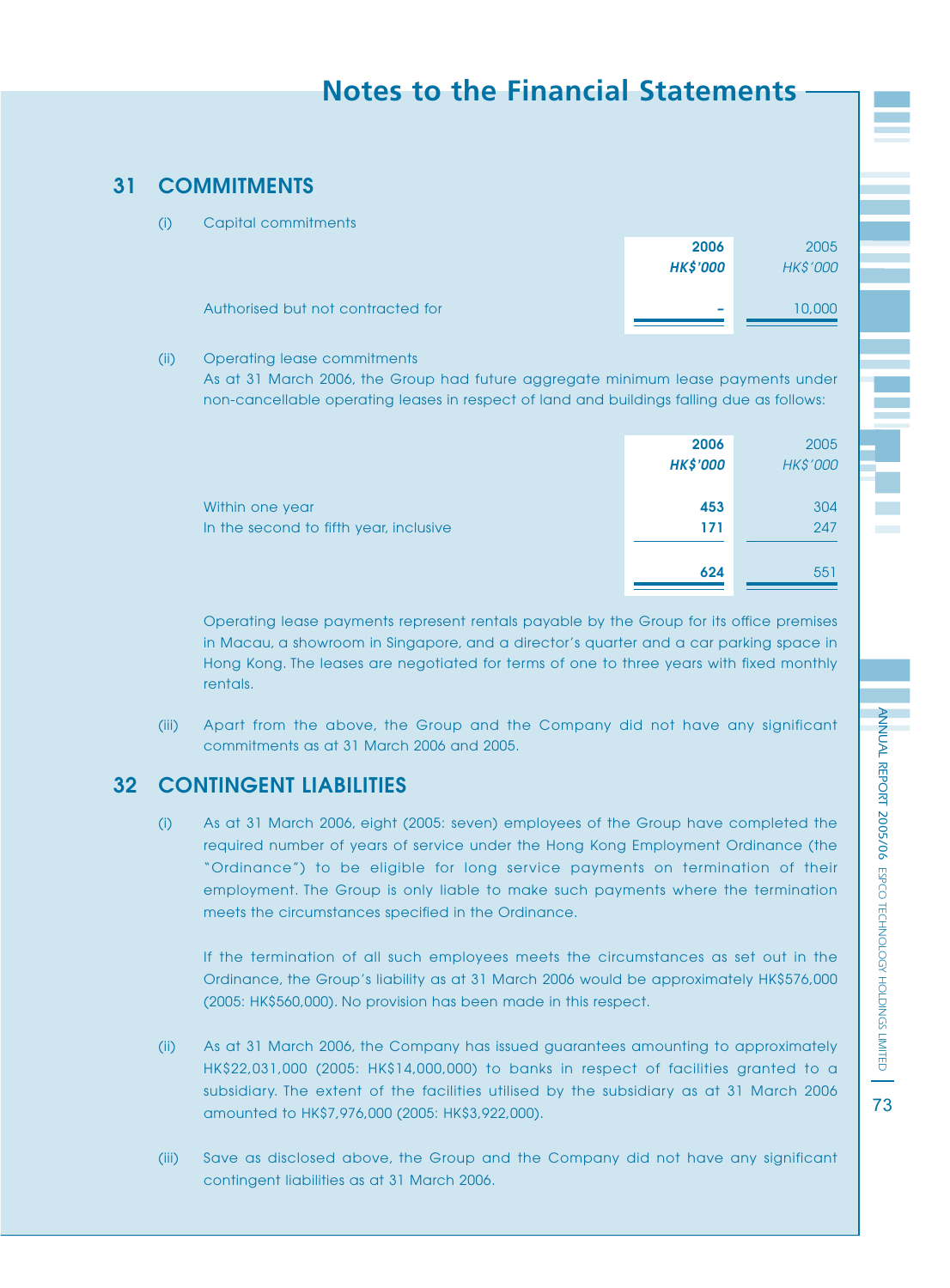## Notes to the Financial Statements

## 31 COMMITMENTS

(i) Capital commitments

| | 2006 HK$'000 | 2005 HK$'000 |
|---|---|---|
| Authorised but not contracted for | – | 10,000 |

(ii) Operating lease commitments

As at 31 March 2006, the Group had future aggregate minimum lease payments under non-cancellable operating leases in respect of land and buildings falling due as follows:

| | 2006 HK$'000 | 2005 HK$'000 |
|---|---|---|
| Within one year | 453 | 304 |
| In the second to fifth year, inclusive | 171 | 247 |
| | 624 | 551 |

Operating lease payments represent rentals payable by the Group for its office premises in Macau, a showroom in Singapore, and a director's quarter and a car parking space in Hong Kong. The leases are negotiated for terms of one to three years with fixed monthly rentals.

(iii) Apart from the above, the Group and the Company did not have any significant commitments as at 31 March 2006 and 2005.

## 32 CONTINGENT LIABILITIES

(i) As at 31 March 2006, eight (2005: seven) employees of the Group have completed the required number of years of service under the Hong Kong Employment Ordinance (the "Ordinance") to be eligible for long service payments on termination of their employment. The Group is only liable to make such payments where the termination meets the circumstances specified in the Ordinance.

If the termination of all such employees meets the circumstances as set out in the Ordinance, the Group's liability as at 31 March 2006 would be approximately HK$576,000 (2005: HK$560,000). No provision has been made in this respect.

(ii) As at 31 March 2006, the Company has issued guarantees amounting to approximately HK$22,031,000 (2005: HK$14,000,000) to banks in respect of facilities granted to a subsidiary. The extent of the facilities utilised by the subsidiary as at 31 March 2006 amounted to HK$7,976,000 (2005: HK$3,922,000).

(iii) Save as disclosed above, the Group and the Company did not have any significant contingent liabilities as at 31 March 2006.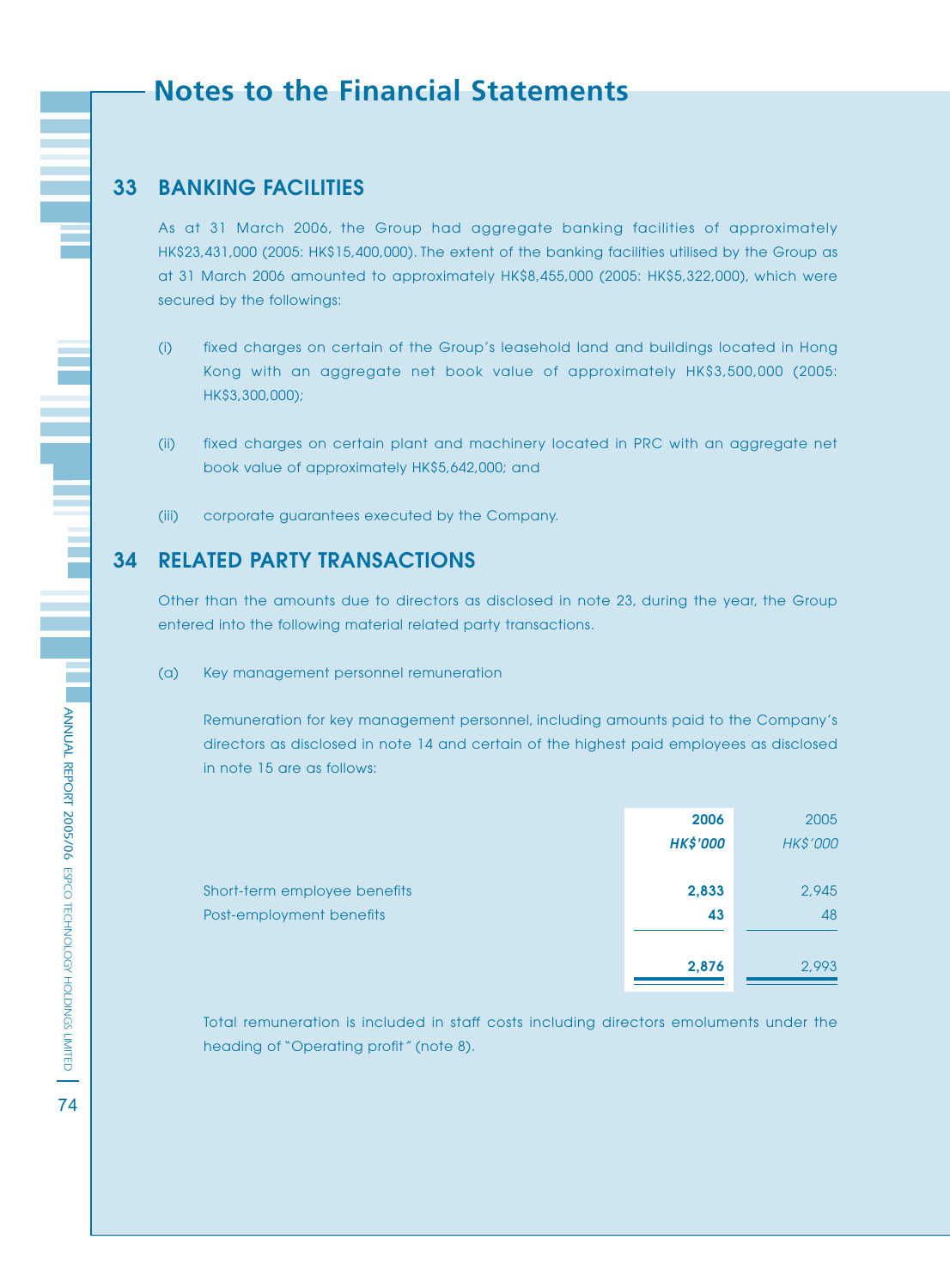# Notes to the Financial Statements

## 33 BANKING FACILITIES

As at 31 March 2006, the Group had aggregate banking facilities of approximately HK$23,431,000 (2005: HK$15,400,000). The extent of the banking facilities utilised by the Group as at 31 March 2006 amounted to approximately HK$8,455,000 (2005: HK$5,322,000), which were secured by the followings:

(i) fixed charges on certain of the Group's leasehold land and buildings located in Hong Kong with an aggregate net book value of approximately HK$3,500,000 (2005: HK$3,300,000);

(ii) fixed charges on certain plant and machinery located in PRC with an aggregate net book value of approximately HK$5,642,000; and

(iii) corporate guarantees executed by the Company.

## 34 RELATED PARTY TRANSACTIONS

Other than the amounts due to directors as disclosed in note 23, during the year, the Group entered into the following material related party transactions.

(a) Key management personnel remuneration

Remuneration for key management personnel, including amounts paid to the Company's directors as disclosed in note 14 and certain of the highest paid employees as disclosed in note 15 are as follows:

| | **2006** | 2005 |
|---|---|---|
| | ***HK$'000*** | *HK$'000* |
| Short-term employee benefits | **2,833** | 2,945 |
| Post-employment benefits | **43** | 48 |
| | **2,876** | 2,993 |

Total remuneration is included in staff costs including directors emoluments under the heading of "Operating profit" (note 8).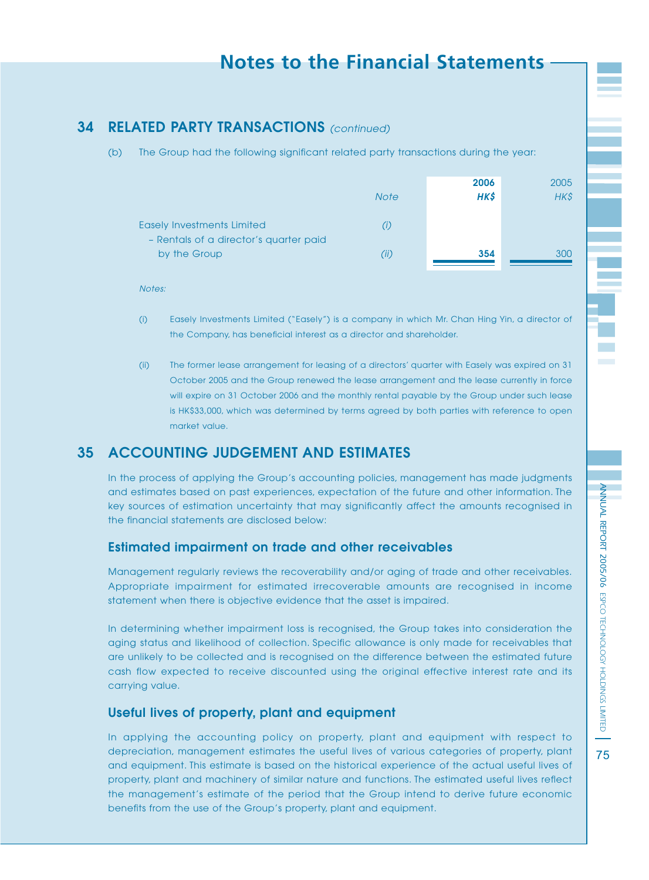## 34 RELATED PARTY TRANSACTIONS *(continued)*

(b) The Group had the following significant related party transactions during the year:

| | Note | 2006 | 2005 |
|---|---|---|---|
| | | *HK$* | *HK$* |
| Easely Investments Limited | *(i)* | | |
| – Rentals of a director's quarter paid by the Group | *(ii)* | **354** | 300 |

*Notes:*

(i) Easely Investments Limited ("Easely") is a company in which Mr. Chan Hing Yin, a director of the Company, has beneficial interest as a director and shareholder.

(ii) The former lease arrangement for leasing of a directors' quarter with Easely was expired on 31 October 2005 and the Group renewed the lease arrangement and the lease currently in force will expire on 31 October 2006 and the monthly rental payable by the Group under such lease is HK$33,000, which was determined by terms agreed by both parties with reference to open market value.

## 35 ACCOUNTING JUDGEMENT AND ESTIMATES

In the process of applying the Group's accounting policies, management has made judgments and estimates based on past experiences, expectation of the future and other information. The key sources of estimation uncertainty that may significantly affect the amounts recognised in the financial statements are disclosed below:

### Estimated impairment on trade and other receivables

Management regularly reviews the recoverability and/or aging of trade and other receivables. Appropriate impairment for estimated irrecoverable amounts are recognised in income statement when there is objective evidence that the asset is impaired.

In determining whether impairment loss is recognised, the Group takes into consideration the aging status and likelihood of collection. Specific allowance is only made for receivables that are unlikely to be collected and is recognised on the difference between the estimated future cash flow expected to receive discounted using the original effective interest rate and its carrying value.

### Useful lives of property, plant and equipment

In applying the accounting policy on property, plant and equipment with respect to depreciation, management estimates the useful lives of various categories of property, plant and equipment. This estimate is based on the historical experience of the actual useful lives of property, plant and machinery of similar nature and functions. The estimated useful lives reflect the management's estimate of the period that the Group intend to derive future economic benefits from the use of the Group's property, plant and equipment.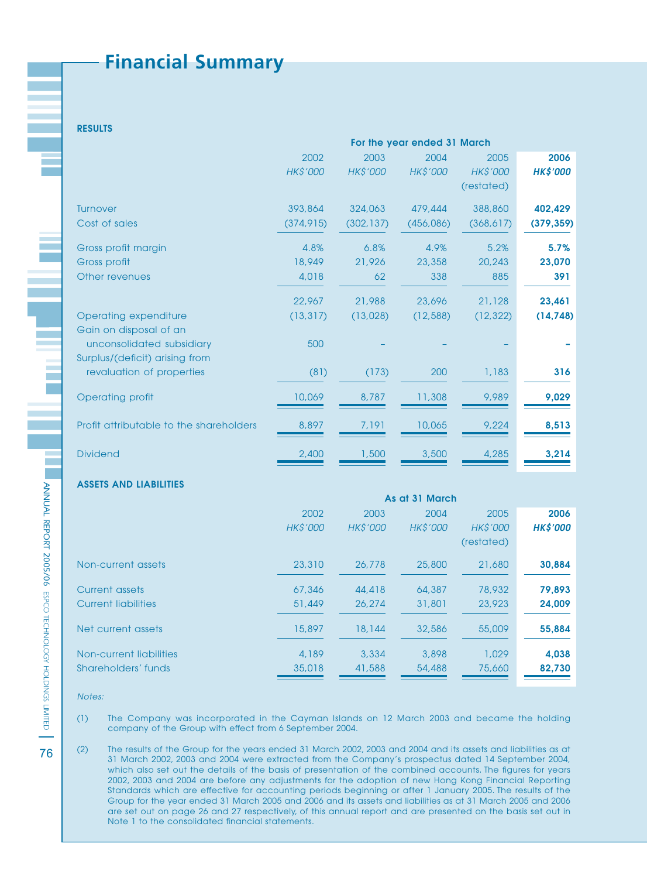# Financial Summary

## RESULTS

| | For the year ended 31 March | | | | |
|---|---|---|---|---|---|
| | 2002 | 2003 | 2004 | 2005 | **2006** |
| | *HK$'000* | *HK$'000* | *HK$'000* | *HK$'000* (restated) | ***HK$'000*** |
| Turnover | 393,864 | 324,063 | 479,444 | 388,860 | **402,429** |
| Cost of sales | (374,915) | (302,137) | (456,086) | (368,617) | **(379,359)** |
| Gross profit margin | 4.8% | 6.8% | 4.9% | 5.2% | **5.7%** |
| Gross profit | 18,949 | 21,926 | 23,358 | 20,243 | **23,070** |
| Other revenues | 4,018 | 62 | 338 | 885 | **391** |
| | 22,967 | 21,988 | 23,696 | 21,128 | **23,461** |
| Operating expenditure | (13,317) | (13,028) | (12,588) | (12,322) | **(14,748)** |
| Gain on disposal of an unconsolidated subsidiary | 500 | – | – | – | **–** |
| Surplus/(deficit) arising from revaluation of properties | (81) | (173) | 200 | 1,183 | **316** |
| Operating profit | 10,069 | 8,787 | 11,308 | 9,989 | **9,029** |
| Profit attributable to the shareholders | 8,897 | 7,191 | 10,065 | 9,224 | **8,513** |
| Dividend | 2,400 | 1,500 | 3,500 | 4,285 | **3,214** |

## ASSETS AND LIABILITIES

| | As at 31 March | | | | |
|---|---|---|---|---|---|
| | 2002 | 2003 | 2004 | 2005 | **2006** |
| | *HK$'000* | *HK$'000* | *HK$'000* | *HK$'000* (restated) | ***HK$'000*** |
| Non-current assets | 23,310 | 26,778 | 25,800 | 21,680 | **30,884** |
| Current assets | 67,346 | 44,418 | 64,387 | 78,932 | **79,893** |
| Current liabilities | 51,449 | 26,274 | 31,801 | 23,923 | **24,009** |
| Net current assets | 15,897 | 18,144 | 32,586 | 55,009 | **55,884** |
| Non-current liabilities | 4,189 | 3,334 | 3,898 | 1,029 | **4,038** |
| Shareholders' funds | 35,018 | 41,588 | 54,488 | 75,660 | **82,730** |

*Notes:*

(1) The Company was incorporated in the Cayman Islands on 12 March 2003 and became the holding company of the Group with effect from 6 September 2004.

(2) The results of the Group for the years ended 31 March 2002, 2003 and 2004 and its assets and liabilities as at 31 March 2002, 2003 and 2004 were extracted from the Company's prospectus dated 14 September 2004, which also set out the details of the basis of presentation of the combined accounts. The figures for years 2002, 2003 and 2004 are before any adjustments for the adoption of new Hong Kong Financial Reporting Standards which are effective for accounting periods beginning or after 1 January 2005. The results of the Group for the year ended 31 March 2005 and 2006 and its assets and liabilities as at 31 March 2005 and 2006 are set out on page 26 and 27 respectively, of this annual report and are presented on the basis set out in Note 1 to the consolidated financial statements.